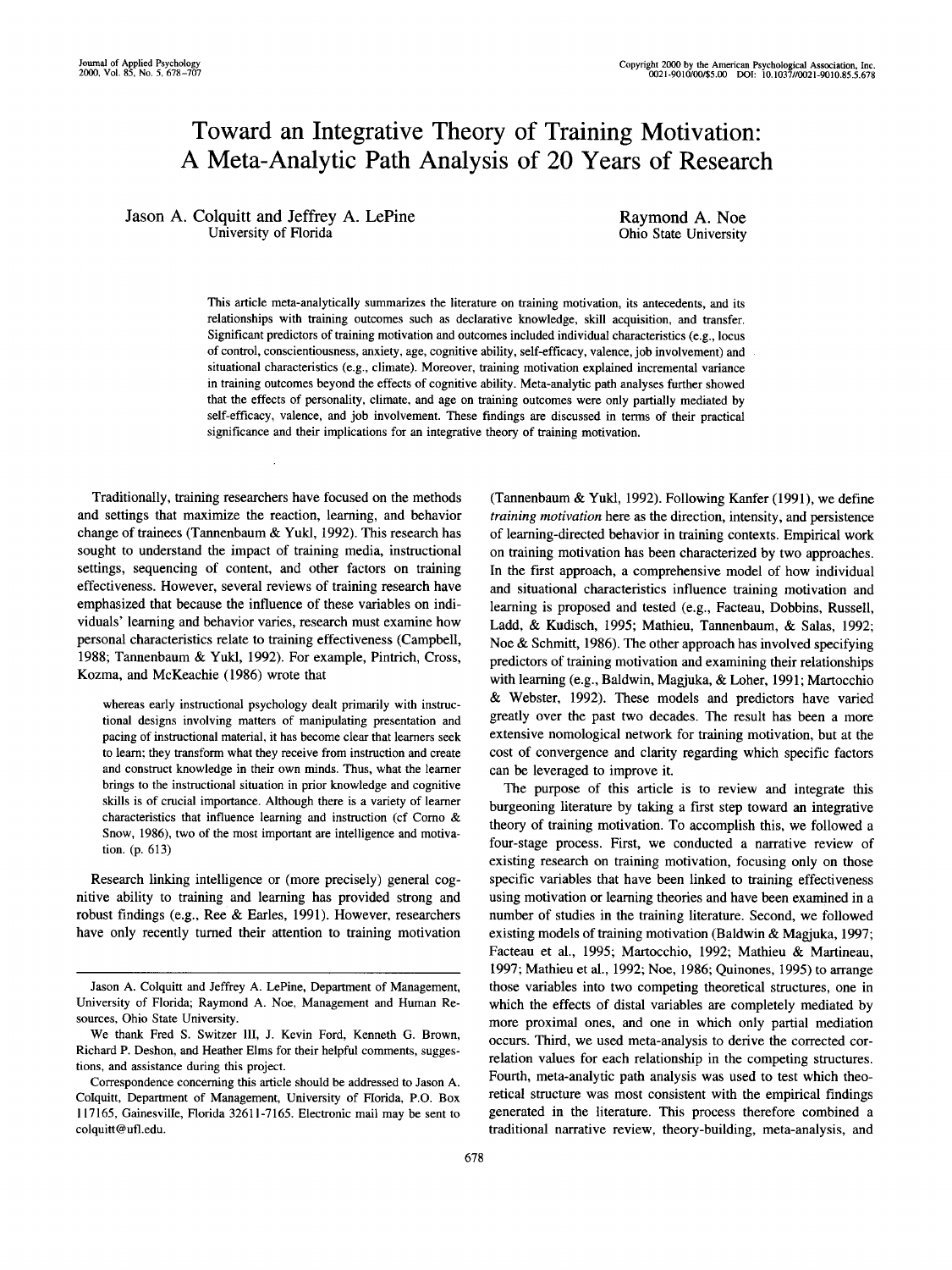# Toward an Integrative Theory of Training Motivation: A Meta-Analytic Path Analysis of 20 Years of Research

Jason A. Colquitt and Jeffrey A. LePine
University of Florida

Raymond A. Noe
Ohio State University

This article meta-analytically summarizes the literature on training motivation, its antecedents, and its relationships with training outcomes such as declarative knowledge, skill acquisition, and transfer. Significant predictors of training motivation and outcomes included individual characteristics (e.g., locus of control, conscientiousness, anxiety, age, cognitive ability, self-efficacy, valence, job involvement) and situational characteristics (e.g., climate). Moreover, training motivation explained incremental variance in training outcomes beyond the effects of cognitive ability. Meta-analytic path analyses further showed that the effects of personality, climate, and age on training outcomes were only partially mediated by self-efficacy, valence, and job involvement. These findings are discussed in terms of their practical significance and their implications for an integrative theory of training motivation.

Traditionally, training researchers have focused on the methods and settings that maximize the reaction, learning, and behavior change of trainees (Tannenbaum & Yukl, 1992). This research has sought to understand the impact of training media, instructional settings, sequencing of content, and other factors on training effectiveness. However, several reviews of training research have emphasized that because the influence of these variables on individuals' learning and behavior varies, research must examine how personal characteristics relate to training effectiveness (Campbell, 1988; Tannenbaum & Yukl, 1992). For example, Pintrich, Cross, Kozma, and McKeachie (1986) wrote that

> whereas early instructional psychology dealt primarily with instructional designs involving matters of manipulating presentation and pacing of instructional material, it has become clear that learners seek to learn; they transform what they receive from instruction and create and construct knowledge in their own minds. Thus, what the learner brings to the instructional situation in prior knowledge and cognitive skills is of crucial importance. Although there is a variety of learner characteristics that influence learning and instruction (cf Corno & Snow, 1986), two of the most important are intelligence and motivation. (p. 613)

Research linking intelligence or (more precisely) general cognitive ability to training and learning has provided strong and robust findings (e.g., Ree & Earles, 1991). However, researchers have only recently turned their attention to training motivation (Tannenbaum & Yukl, 1992). Following Kanfer (1991), we define *training motivation* here as the direction, intensity, and persistence of learning-directed behavior in training contexts. Empirical work on training motivation has been characterized by two approaches. In the first approach, a comprehensive model of how individual and situational characteristics influence training motivation and learning is proposed and tested (e.g., Facteau, Dobbins, Russell, Ladd, & Kudisch, 1995; Mathieu, Tannenbaum, & Salas, 1992; Noe & Schmitt, 1986). The other approach has involved specifying predictors of training motivation and examining their relationships with learning (e.g., Baldwin, Magjuka, & Loher, 1991; Martocchio & Webster, 1992). These models and predictors have varied greatly over the past two decades. The result has been a more extensive nomological network for training motivation, but at the cost of convergence and clarity regarding which specific factors can be leveraged to improve it.

The purpose of this article is to review and integrate this burgeoning literature by taking a first step toward an integrative theory of training motivation. To accomplish this, we followed a four-stage process. First, we conducted a narrative review of existing research on training motivation, focusing only on those specific variables that have been linked to training effectiveness using motivation or learning theories and have been examined in a number of studies in the training literature. Second, we followed existing models of training motivation (Baldwin & Magjuka, 1997; Facteau et al., 1995; Martocchio, 1992; Mathieu & Martineau, 1997; Mathieu et al., 1992; Noe, 1986; Quinones, 1995) to arrange those variables into two competing theoretical structures, one in which the effects of distal variables are completely mediated by more proximal ones, and one in which only partial mediation occurs. Third, we used meta-analysis to derive the corrected correlation values for each relationship in the competing structures. Fourth, meta-analytic path analysis was used to test which theoretical structure was most consistent with the empirical findings generated in the literature. This process therefore combined a traditional narrative review, theory-building, meta-analysis, and

---

Jason A. Colquitt and Jeffrey A. LePine, Department of Management, University of Florida; Raymond A. Noe, Management and Human Resources, Ohio State University.

We thank Fred S. Switzer III, J. Kevin Ford, Kenneth G. Brown, Richard P. Deshon, and Heather Elms for their helpful comments, suggestions, and assistance during this project.

Correspondence concerning this article should be addressed to Jason A. Colquitt, Department of Management, University of Florida, P.O. Box 117165, Gainesville, Florida 32611-7165. Electronic mail may be sent to colquitt@ufl.edu.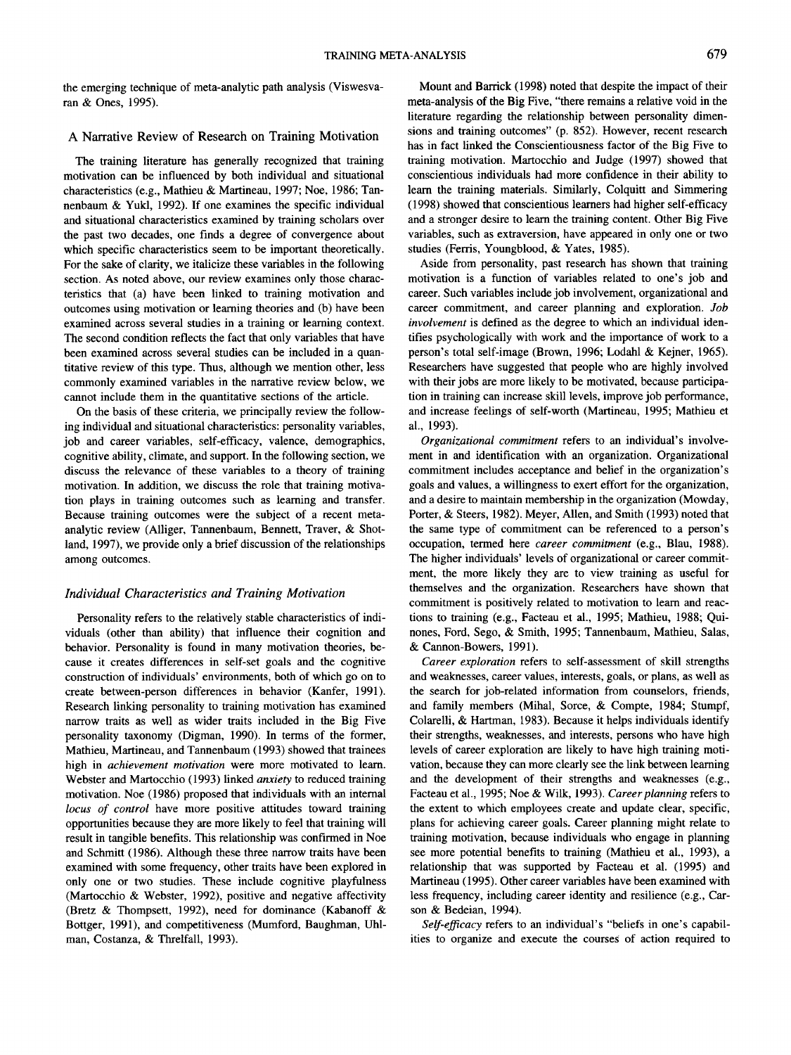the emerging technique of meta-analytic path analysis (Viswesvaran & Ones, 1995).

## A Narrative Review of Research on Training Motivation

The training literature has generally recognized that training motivation can be influenced by both individual and situational characteristics (e.g., Mathieu & Martineau, 1997; Noe, 1986; Tannenbaum & Yukl, 1992). If one examines the specific individual and situational characteristics examined by training scholars over the past two decades, one finds a degree of convergence about which specific characteristics seem to be important theoretically. For the sake of clarity, we italicize these variables in the following section. As noted above, our review examines only those characteristics that (a) have been linked to training motivation and outcomes using motivation or learning theories and (b) have been examined across several studies in a training or learning context. The second condition reflects the fact that only variables that have been examined across several studies can be included in a quantitative review of this type. Thus, although we mention other, less commonly examined variables in the narrative review below, we cannot include them in the quantitative sections of the article.

On the basis of these criteria, we principally review the following individual and situational characteristics: personality variables, job and career variables, self-efficacy, valence, demographics, cognitive ability, climate, and support. In the following section, we discuss the relevance of these variables to a theory of training motivation. In addition, we discuss the role that training motivation plays in training outcomes such as learning and transfer. Because training outcomes were the subject of a recent meta-analytic review (Alliger, Tannenbaum, Bennett, Traver, & Shotland, 1997), we provide only a brief discussion of the relationships among outcomes.

### Individual Characteristics and Training Motivation

Personality refers to the relatively stable characteristics of individuals (other than ability) that influence their cognition and behavior. Personality is found in many motivation theories, because it creates differences in self-set goals and the cognitive construction of individuals' environments, both of which go on to create between-person differences in behavior (Kanfer, 1991). Research linking personality to training motivation has examined narrow traits as well as wider traits included in the Big Five personality taxonomy (Digman, 1990). In terms of the former, Mathieu, Martineau, and Tannenbaum (1993) showed that trainees high in *achievement motivation* were more motivated to learn. Webster and Martocchio (1993) linked *anxiety* to reduced training motivation. Noe (1986) proposed that individuals with an internal *locus of control* have more positive attitudes toward training opportunities because they are more likely to feel that training will result in tangible benefits. This relationship was confirmed in Noe and Schmitt (1986). Although these three narrow traits have been examined with some frequency, other traits have been explored in only one or two studies. These include cognitive playfulness (Martocchio & Webster, 1992), positive and negative affectivity (Bretz & Thompsett, 1992), need for dominance (Kabanoff & Bottger, 1991), and competitiveness (Mumford, Baughman, Uhlman, Costanza, & Threlfall, 1993).

Mount and Barrick (1998) noted that despite the impact of their meta-analysis of the Big Five, "there remains a relative void in the literature regarding the relationship between personality dimensions and training outcomes" (p. 852). However, recent research has in fact linked the Conscientiousness factor of the Big Five to training motivation. Martocchio and Judge (1997) showed that conscientious individuals had more confidence in their ability to learn the training materials. Similarly, Colquitt and Simmering (1998) showed that conscientious learners had higher self-efficacy and a stronger desire to learn the training content. Other Big Five variables, such as extraversion, have appeared in only one or two studies (Ferris, Youngblood, & Yates, 1985).

Aside from personality, past research has shown that training motivation is a function of variables related to one's job and career. Such variables include job involvement, organizational and career commitment, and career planning and exploration. *Job involvement* is defined as the degree to which an individual identifies psychologically with work and the importance of work to a person's total self-image (Brown, 1996; Lodahl & Kejner, 1965). Researchers have suggested that people who are highly involved with their jobs are more likely to be motivated, because participation in training can increase skill levels, improve job performance, and increase feelings of self-worth (Martineau, 1995; Mathieu et al., 1993).

*Organizational commitment* refers to an individual's involvement in and identification with an organization. Organizational commitment includes acceptance and belief in the organization's goals and values, a willingness to exert effort for the organization, and a desire to maintain membership in the organization (Mowday, Porter, & Steers, 1982). Meyer, Allen, and Smith (1993) noted that the same type of commitment can be referenced to a person's occupation, termed here *career commitment* (e.g., Blau, 1988). The higher individuals' levels of organizational or career commitment, the more likely they are to view training as useful for themselves and the organization. Researchers have shown that commitment is positively related to motivation to learn and reactions to training (e.g., Facteau et al., 1995; Mathieu, 1988; Quinones, Ford, Sego, & Smith, 1995; Tannenbaum, Mathieu, Salas, & Cannon-Bowers, 1991).

*Career exploration* refers to self-assessment of skill strengths and weaknesses, career values, interests, goals, or plans, as well as the search for job-related information from counselors, friends, and family members (Mihal, Sorce, & Compte, 1984; Stumpf, Colarelli, & Hartman, 1983). Because it helps individuals identify their strengths, weaknesses, and interests, persons who have high levels of career exploration are likely to have high training motivation, because they can more clearly see the link between learning and the development of their strengths and weaknesses (e.g., Facteau et al., 1995; Noe & Wilk, 1993). *Career planning* refers to the extent to which employees create and update clear, specific, plans for achieving career goals. Career planning might relate to training motivation, because individuals who engage in planning see more potential benefits to training (Mathieu et al., 1993), a relationship that was supported by Facteau et al. (1995) and Martineau (1995). Other career variables have been examined with less frequency, including career identity and resilience (e.g., Carson & Bedeian, 1994).

*Self-efficacy* refers to an individual's "beliefs in one's capabilities to organize and execute the courses of action required to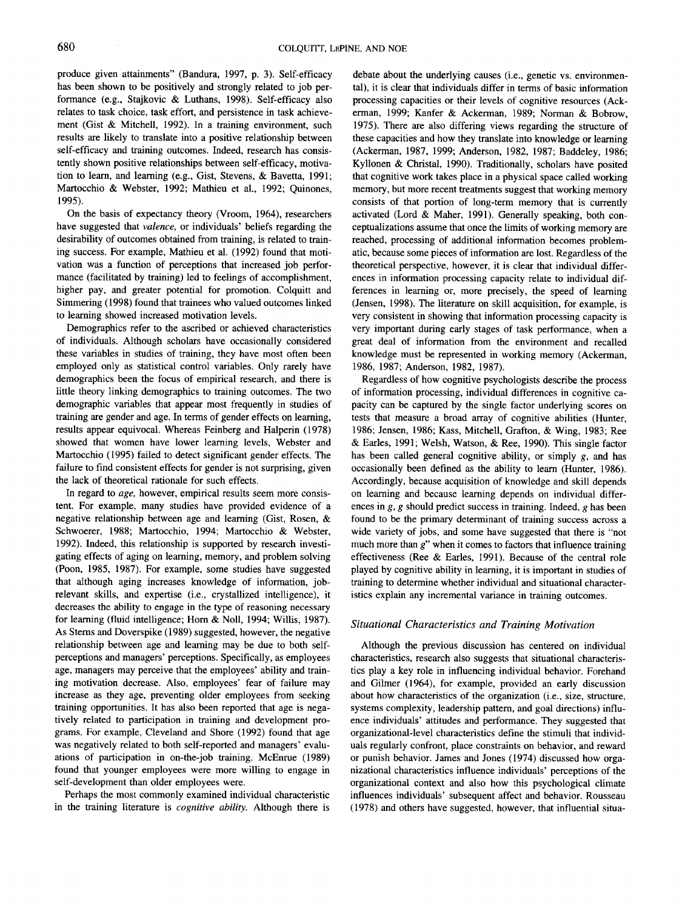produce given attainments" (Bandura, 1997, p. 3). Self-efficacy has been shown to be positively and strongly related to job performance (e.g., Stajkovic & Luthans, 1998). Self-efficacy also relates to task choice, task effort, and persistence in task achievement (Gist & Mitchell, 1992). In a training environment, such results are likely to translate into a positive relationship between self-efficacy and training outcomes. Indeed, research has consistently shown positive relationships between self-efficacy, motivation to learn, and learning (e.g., Gist, Stevens, & Bavetta, 1991; Martocchio & Webster, 1992; Mathieu et al., 1992; Quinones, 1995).

On the basis of expectancy theory (Vroom, 1964), researchers have suggested that *valence,* or individuals' beliefs regarding the desirability of outcomes obtained from training, is related to training success. For example, Mathieu et al. (1992) found that motivation was a function of perceptions that increased job performance (facilitated by training) led to feelings of accomplishment, higher pay, and greater potential for promotion. Colquitt and Simmering (1998) found that trainees who valued outcomes linked to learning showed increased motivation levels.

Demographics refer to the ascribed or achieved characteristics of individuals. Although scholars have occasionally considered these variables in studies of training, they have most often been employed only as statistical control variables. Only rarely have demographics been the focus of empirical research, and there is little theory linking demographics to training outcomes. The two demographic variables that appear most frequently in studies of training are gender and age. In terms of gender effects on learning, results appear equivocal. Whereas Feinberg and Halperin (1978) showed that women have lower learning levels, Webster and Martocchio (1995) failed to detect significant gender effects. The failure to find consistent effects for gender is not surprising, given the lack of theoretical rationale for such effects.

In regard to *age,* however, empirical results seem more consistent. For example, many studies have provided evidence of a negative relationship between age and learning (Gist, Rosen, & Schwoerer, 1988; Martocchio, 1994; Martocchio & Webster, 1992). Indeed, this relationship is supported by research investigating effects of aging on learning, memory, and problem solving (Poon, 1985, 1987). For example, some studies have suggested that although aging increases knowledge of information, job-relevant skills, and expertise (i.e., crystallized intelligence), it decreases the ability to engage in the type of reasoning necessary for learning (fluid intelligence; Horn & Noll, 1994; Willis, 1987). As Sterns and Doverspike (1989) suggested, however, the negative relationship between age and learning may be due to both self-perceptions and managers' perceptions. Specifically, as employees age, managers may perceive that the employees' ability and training motivation decrease. Also, employees' fear of failure may increase as they age, preventing older employees from seeking training opportunities. It has also been reported that age is negatively related to participation in training and development programs. For example, Cleveland and Shore (1992) found that age was negatively related to both self-reported and managers' evaluations of participation in on-the-job training. McEnrue (1989) found that younger employees were more willing to engage in self-development than older employees were.

Perhaps the most commonly examined individual characteristic in the training literature is *cognitive ability.* Although there is debate about the underlying causes (i.e., genetic vs. environmental), it is clear that individuals differ in terms of basic information processing capacities or their levels of cognitive resources (Ackerman, 1999; Kanfer & Ackerman, 1989; Norman & Bobrow, 1975). There are also differing views regarding the structure of these capacities and how they translate into knowledge or learning (Ackerman, 1987, 1999; Anderson, 1982, 1987; Baddeley, 1986; Kyllonen & Christal, 1990). Traditionally, scholars have posited that cognitive work takes place in a physical space called working memory, but more recent treatments suggest that working memory consists of that portion of long-term memory that is currently activated (Lord & Maher, 1991). Generally speaking, both conceptualizations assume that once the limits of working memory are reached, processing of additional information becomes problematic, because some pieces of information are lost. Regardless of the theoretical perspective, however, it is clear that individual differences in information processing capacity relate to individual differences in learning or, more precisely, the speed of learning (Jensen, 1998). The literature on skill acquisition, for example, is very consistent in showing that information processing capacity is very important during early stages of task performance, when a great deal of information from the environment and recalled knowledge must be represented in working memory (Ackerman, 1986, 1987; Anderson, 1982, 1987).

Regardless of how cognitive psychologists describe the process of information processing, individual differences in cognitive capacity can be captured by the single factor underlying scores on tests that measure a broad array of cognitive abilities (Hunter, 1986; Jensen, 1986; Kass, Mitchell, Grafton, & Wing, 1983; Ree & Earles, 1991; Welsh, Watson, & Ree, 1990). This single factor has been called general cognitive ability, or simply *g*, and has occasionally been defined as the ability to learn (Hunter, 1986). Accordingly, because acquisition of knowledge and skill depends on learning and because learning depends on individual differences in *g*, *g* should predict success in training. Indeed, *g* has been found to be the primary determinant of training success across a wide variety of jobs, and some have suggested that there is "not much more than *g*" when it comes to factors that influence training effectiveness (Ree & Earles, 1991). Because of the central role played by cognitive ability in learning, it is important in studies of training to determine whether individual and situational characteristics explain any incremental variance in training outcomes.

### *Situational Characteristics and Training Motivation*

Although the previous discussion has centered on individual characteristics, research also suggests that situational characteristics play a key role in influencing individual behavior. Forehand and Gilmer (1964), for example, provided an early discussion about how characteristics of the organization (i.e., size, structure, systems complexity, leadership pattern, and goal directions) influence individuals' attitudes and performance. They suggested that organizational-level characteristics define the stimuli that individuals regularly confront, place constraints on behavior, and reward or punish behavior. James and Jones (1974) discussed how organizational characteristics influence individuals' perceptions of the organizational context and also how this psychological climate influences individuals' subsequent affect and behavior. Rousseau (1978) and others have suggested, however, that influential situa-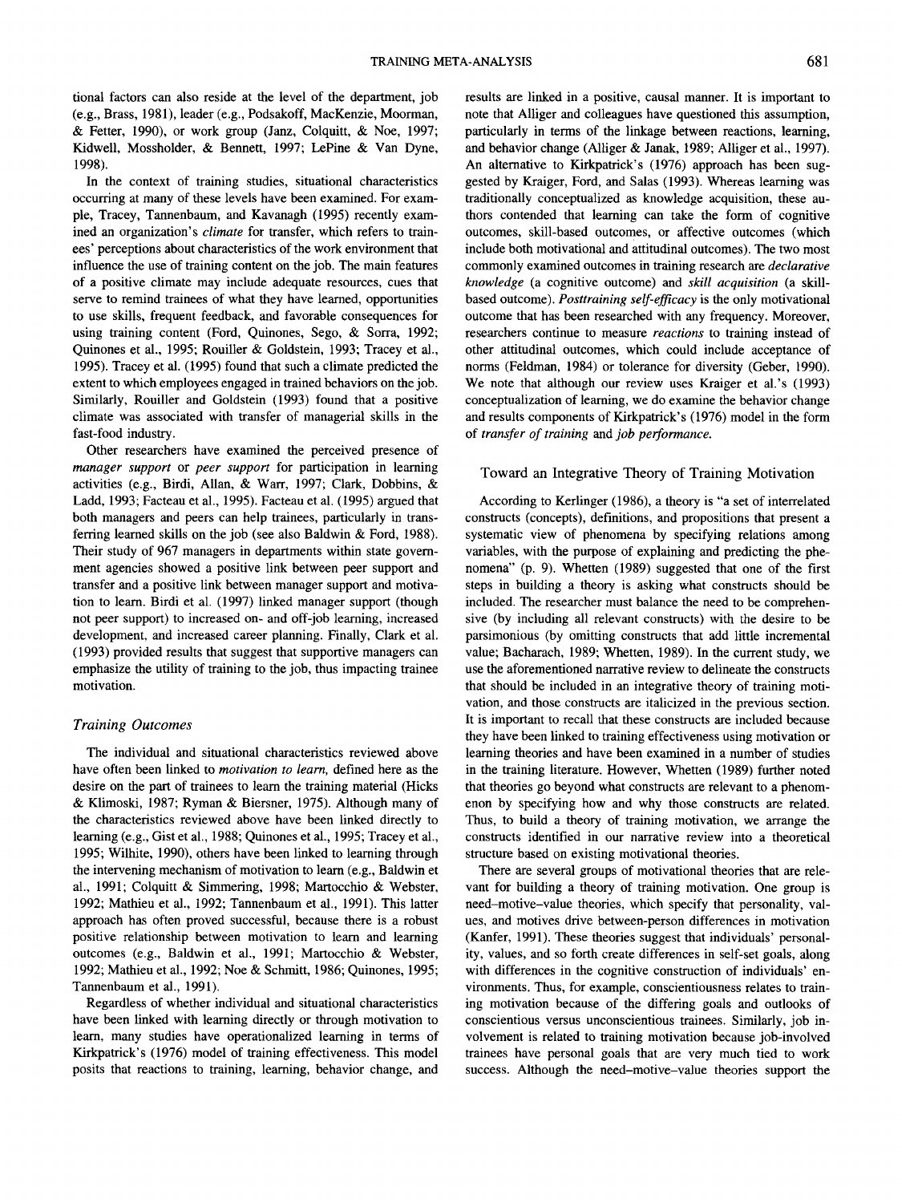tional factors can also reside at the level of the department, job (e.g., Brass, 1981), leader (e.g., Podsakoff, MacKenzie, Moorman, & Fetter, 1990), or work group (Janz, Colquitt, & Noe, 1997; Kidwell, Mossholder, & Bennett, 1997; LePine & Van Dyne, 1998).

In the context of training studies, situational characteristics occurring at many of these levels have been examined. For example, Tracey, Tannenbaum, and Kavanagh (1995) recently examined an organization's *climate* for transfer, which refers to trainees' perceptions about characteristics of the work environment that influence the use of training content on the job. The main features of a positive climate may include adequate resources, cues that serve to remind trainees of what they have learned, opportunities to use skills, frequent feedback, and favorable consequences for using training content (Ford, Quinones, Sego, & Sorra, 1992; Quinones et al., 1995; Rouiller & Goldstein, 1993; Tracey et al., 1995). Tracey et al. (1995) found that such a climate predicted the extent to which employees engaged in trained behaviors on the job. Similarly, Rouiller and Goldstein (1993) found that a positive climate was associated with transfer of managerial skills in the fast-food industry.

Other researchers have examined the perceived presence of *manager support* or *peer support* for participation in learning activities (e.g., Birdi, Allan, & Warr, 1997; Clark, Dobbins, & Ladd, 1993; Facteau et al., 1995). Facteau et al. (1995) argued that both managers and peers can help trainees, particularly in transferring learned skills on the job (see also Baldwin & Ford, 1988). Their study of 967 managers in departments within state government agencies showed a positive link between peer support and transfer and a positive link between manager support and motivation to learn. Birdi et al. (1997) linked manager support (though not peer support) to increased on- and off-job learning, increased development, and increased career planning. Finally, Clark et al. (1993) provided results that suggest that supportive managers can emphasize the utility of training to the job, thus impacting trainee motivation.

### *Training Outcomes*

The individual and situational characteristics reviewed above have often been linked to *motivation to learn,* defined here as the desire on the part of trainees to learn the training material (Hicks & Klimoski, 1987; Ryman & Biersner, 1975). Although many of the characteristics reviewed above have been linked directly to learning (e.g., Gist et al., 1988; Quinones et al., 1995; Tracey et al., 1995; Wilhite, 1990), others have been linked to learning through the intervening mechanism of motivation to learn (e.g., Baldwin et al., 1991; Colquitt & Simmering, 1998; Martocchio & Webster, 1992; Mathieu et al., 1992; Tannenbaum et al., 1991). This latter approach has often proved successful, because there is a robust positive relationship between motivation to learn and learning outcomes (e.g., Baldwin et al., 1991; Martocchio & Webster, 1992; Mathieu et al., 1992; Noe & Schmitt, 1986; Quinones, 1995; Tannenbaum et al., 1991).

Regardless of whether individual and situational characteristics have been linked with learning directly or through motivation to learn, many studies have operationalized learning in terms of Kirkpatrick's (1976) model of training effectiveness. This model posits that reactions to training, learning, behavior change, and results are linked in a positive, causal manner. It is important to note that Alliger and colleagues have questioned this assumption, particularly in terms of the linkage between reactions, learning, and behavior change (Alliger & Janak, 1989; Alliger et al., 1997). An alternative to Kirkpatrick's (1976) approach has been suggested by Kraiger, Ford, and Salas (1993). Whereas learning was traditionally conceptualized as knowledge acquisition, these authors contended that learning can take the form of cognitive outcomes, skill-based outcomes, or affective outcomes (which include both motivational and attitudinal outcomes). The two most commonly examined outcomes in training research are *declarative knowledge* (a cognitive outcome) and *skill acquisition* (a skill-based outcome). *Posttraining self-efficacy* is the only motivational outcome that has been researched with any frequency. Moreover, researchers continue to measure *reactions* to training instead of other attitudinal outcomes, which could include acceptance of norms (Feldman, 1984) or tolerance for diversity (Geber, 1990). We note that although our review uses Kraiger et al.'s (1993) conceptualization of learning, we do examine the behavior change and results components of Kirkpatrick's (1976) model in the form of *transfer of training* and *job performance.*

## Toward an Integrative Theory of Training Motivation

According to Kerlinger (1986), a theory is "a set of interrelated constructs (concepts), definitions, and propositions that present a systematic view of phenomena by specifying relations among variables, with the purpose of explaining and predicting the phenomena" (p. 9). Whetten (1989) suggested that one of the first steps in building a theory is asking what constructs should be included. The researcher must balance the need to be comprehensive (by including all relevant constructs) with the desire to be parsimonious (by omitting constructs that add little incremental value; Bacharach, 1989; Whetten, 1989). In the current study, we use the aforementioned narrative review to delineate the constructs that should be included in an integrative theory of training motivation, and those constructs are italicized in the previous section. It is important to recall that these constructs are included because they have been linked to training effectiveness using motivation or learning theories and have been examined in a number of studies in the training literature. However, Whetten (1989) further noted that theories go beyond what constructs are relevant to a phenomenon by specifying how and why those constructs are related. Thus, to build a theory of training motivation, we arrange the constructs identified in our narrative review into a theoretical structure based on existing motivational theories.

There are several groups of motivational theories that are relevant for building a theory of training motivation. One group is need–motive–value theories, which specify that personality, values, and motives drive between-person differences in motivation (Kanfer, 1991). These theories suggest that individuals' personality, values, and so forth create differences in self-set goals, along with differences in the cognitive construction of individuals' environments. Thus, for example, conscientiousness relates to training motivation because of the differing goals and outlooks of conscientious versus unconscientious trainees. Similarly, job involvement is related to training motivation because job-involved trainees have personal goals that are very much tied to work success. Although the need–motive–value theories support the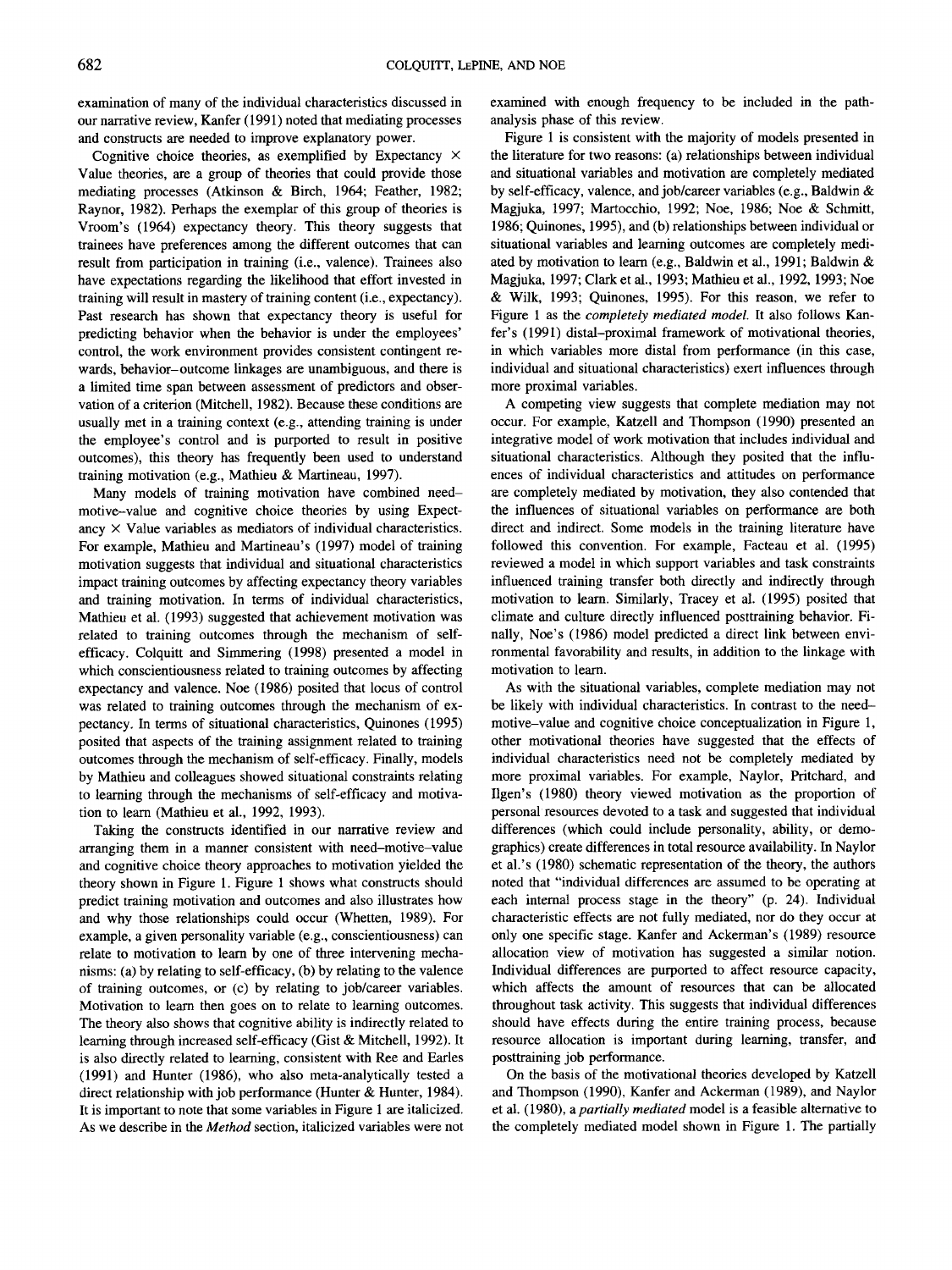examination of many of the individual characteristics discussed in our narrative review, Kanfer (1991) noted that mediating processes and constructs are needed to improve explanatory power.

Cognitive choice theories, as exemplified by Expectancy × Value theories, are a group of theories that could provide those mediating processes (Atkinson & Birch, 1964; Feather, 1982; Raynor, 1982). Perhaps the exemplar of this group of theories is Vroom's (1964) expectancy theory. This theory suggests that trainees have preferences among the different outcomes that can result from participation in training (i.e., valence). Trainees also have expectations regarding the likelihood that effort invested in training will result in mastery of training content (i.e., expectancy). Past research has shown that expectancy theory is useful for predicting behavior when the behavior is under the employees' control, the work environment provides consistent contingent rewards, behavior–outcome linkages are unambiguous, and there is a limited time span between assessment of predictors and observation of a criterion (Mitchell, 1982). Because these conditions are usually met in a training context (e.g., attending training is under the employee's control and is purported to result in positive outcomes), this theory has frequently been used to understand training motivation (e.g., Mathieu & Martineau, 1997).

Many models of training motivation have combined need–motive–value and cognitive choice theories by using Expectancy × Value variables as mediators of individual characteristics. For example, Mathieu and Martineau's (1997) model of training motivation suggests that individual and situational characteristics impact training outcomes by affecting expectancy theory variables and training motivation. In terms of individual characteristics, Mathieu et al. (1993) suggested that achievement motivation was related to training outcomes through the mechanism of self-efficacy. Colquitt and Simmering (1998) presented a model in which conscientiousness related to training outcomes by affecting expectancy and valence. Noe (1986) posited that locus of control was related to training outcomes through the mechanism of expectancy. In terms of situational characteristics, Quinones (1995) posited that aspects of the training assignment related to training outcomes through the mechanism of self-efficacy. Finally, models by Mathieu and colleagues showed situational constraints relating to learning through the mechanisms of self-efficacy and motivation to learn (Mathieu et al., 1992, 1993).

Taking the constructs identified in our narrative review and arranging them in a manner consistent with need–motive–value and cognitive choice theory approaches to motivation yielded the theory shown in Figure 1. Figure 1 shows what constructs should predict training motivation and outcomes and also illustrates how and why those relationships could occur (Whetten, 1989). For example, a given personality variable (e.g., conscientiousness) can relate to motivation to learn by one of three intervening mechanisms: (a) by relating to self-efficacy, (b) by relating to the valence of training outcomes, or (c) by relating to job/career variables. Motivation to learn then goes on to relate to learning outcomes. The theory also shows that cognitive ability is indirectly related to learning through increased self-efficacy (Gist & Mitchell, 1992). It is also directly related to learning, consistent with Ree and Earles (1991) and Hunter (1986), who also meta-analytically tested a direct relationship with job performance (Hunter & Hunter, 1984). It is important to note that some variables in Figure 1 are italicized. As we describe in the *Method* section, italicized variables were not examined with enough frequency to be included in the path-analysis phase of this review.

Figure 1 is consistent with the majority of models presented in the literature for two reasons: (a) relationships between individual and situational variables and motivation are completely mediated by self-efficacy, valence, and job/career variables (e.g., Baldwin & Magjuka, 1997; Martocchio, 1992; Noe, 1986; Noe & Schmitt, 1986; Quinones, 1995), and (b) relationships between individual or situational variables and learning outcomes are completely mediated by motivation to learn (e.g., Baldwin et al., 1991; Baldwin & Magjuka, 1997; Clark et al., 1993; Mathieu et al., 1992, 1993; Noe & Wilk, 1993; Quinones, 1995). For this reason, we refer to Figure 1 as the *completely mediated model*. It also follows Kanfer's (1991) distal–proximal framework of motivational theories, in which variables more distal from performance (in this case, individual and situational characteristics) exert influences through more proximal variables.

A competing view suggests that complete mediation may not occur. For example, Katzell and Thompson (1990) presented an integrative model of work motivation that includes individual and situational characteristics. Although they posited that the influences of individual characteristics and attitudes on performance are completely mediated by motivation, they also contended that the influences of situational variables on performance are both direct and indirect. Some models in the training literature have followed this convention. For example, Facteau et al. (1995) reviewed a model in which support variables and task constraints influenced training transfer both directly and indirectly through motivation to learn. Similarly, Tracey et al. (1995) posited that climate and culture directly influenced posttraining behavior. Finally, Noe's (1986) model predicted a direct link between environmental favorability and results, in addition to the linkage with motivation to learn.

As with the situational variables, complete mediation may not be likely with individual characteristics. In contrast to the need–motive–value and cognitive choice conceptualization in Figure 1, other motivational theories have suggested that the effects of individual characteristics need not be completely mediated by more proximal variables. For example, Naylor, Pritchard, and Ilgen's (1980) theory viewed motivation as the proportion of personal resources devoted to a task and suggested that individual differences (which could include personality, ability, or demographics) create differences in total resource availability. In Naylor et al.'s (1980) schematic representation of the theory, the authors noted that "individual differences are assumed to be operating at each internal process stage in the theory" (p. 24). Individual characteristic effects are not fully mediated, nor do they occur at only one specific stage. Kanfer and Ackerman's (1989) resource allocation view of motivation has suggested a similar notion. Individual differences are purported to affect resource capacity, which affects the amount of resources that can be allocated throughout task activity. This suggests that individual differences should have effects during the entire training process, because resource allocation is important during learning, transfer, and posttraining job performance.

On the basis of the motivational theories developed by Katzell and Thompson (1990), Kanfer and Ackerman (1989), and Naylor et al. (1980), a *partially mediated* model is a feasible alternative to the completely mediated model shown in Figure 1. The partially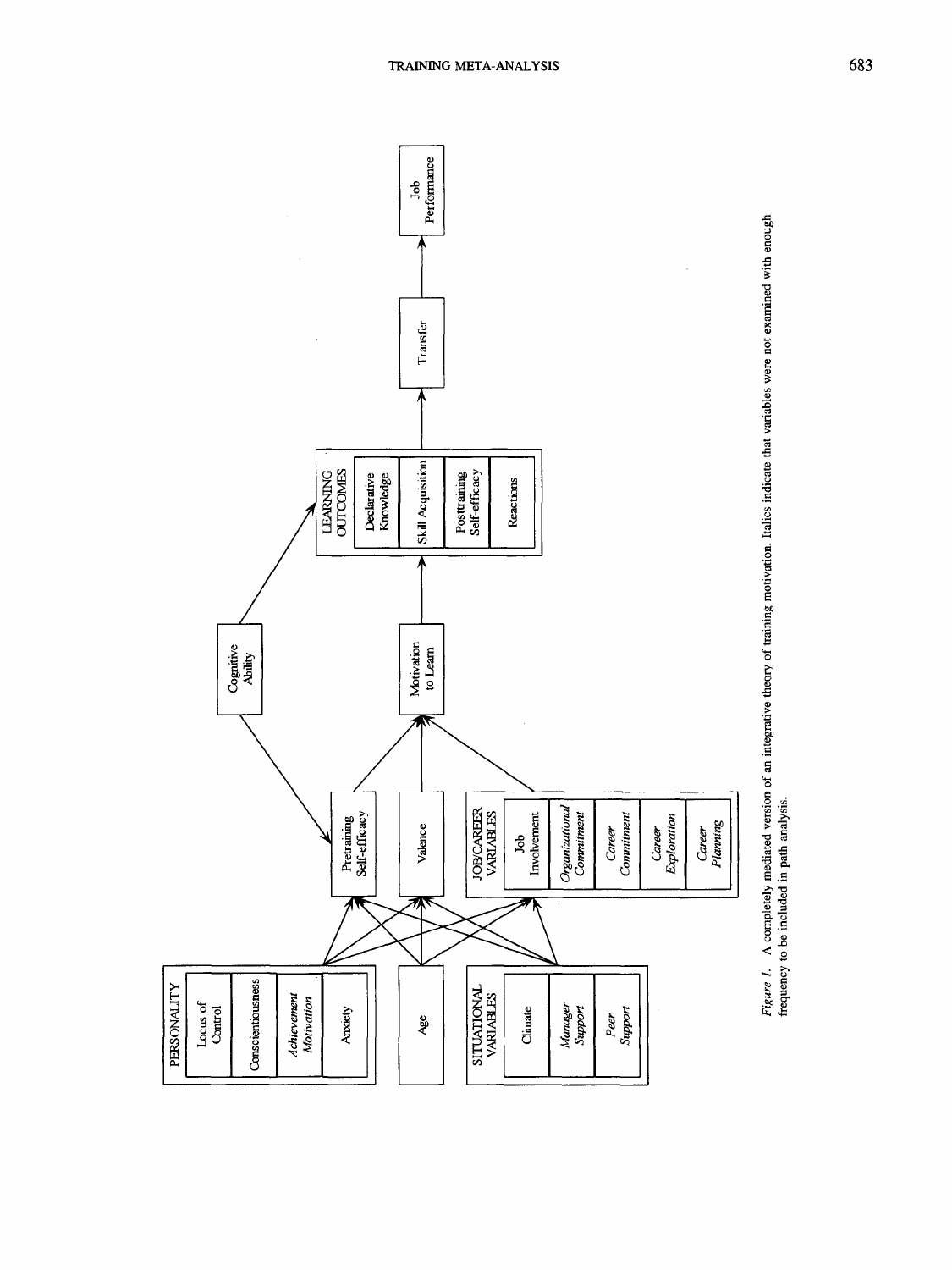*Figure 1.* A completely mediated version of an integrative theory of training motivation. Italics indicate that variables were not examined with enough frequency to be included in path analysis.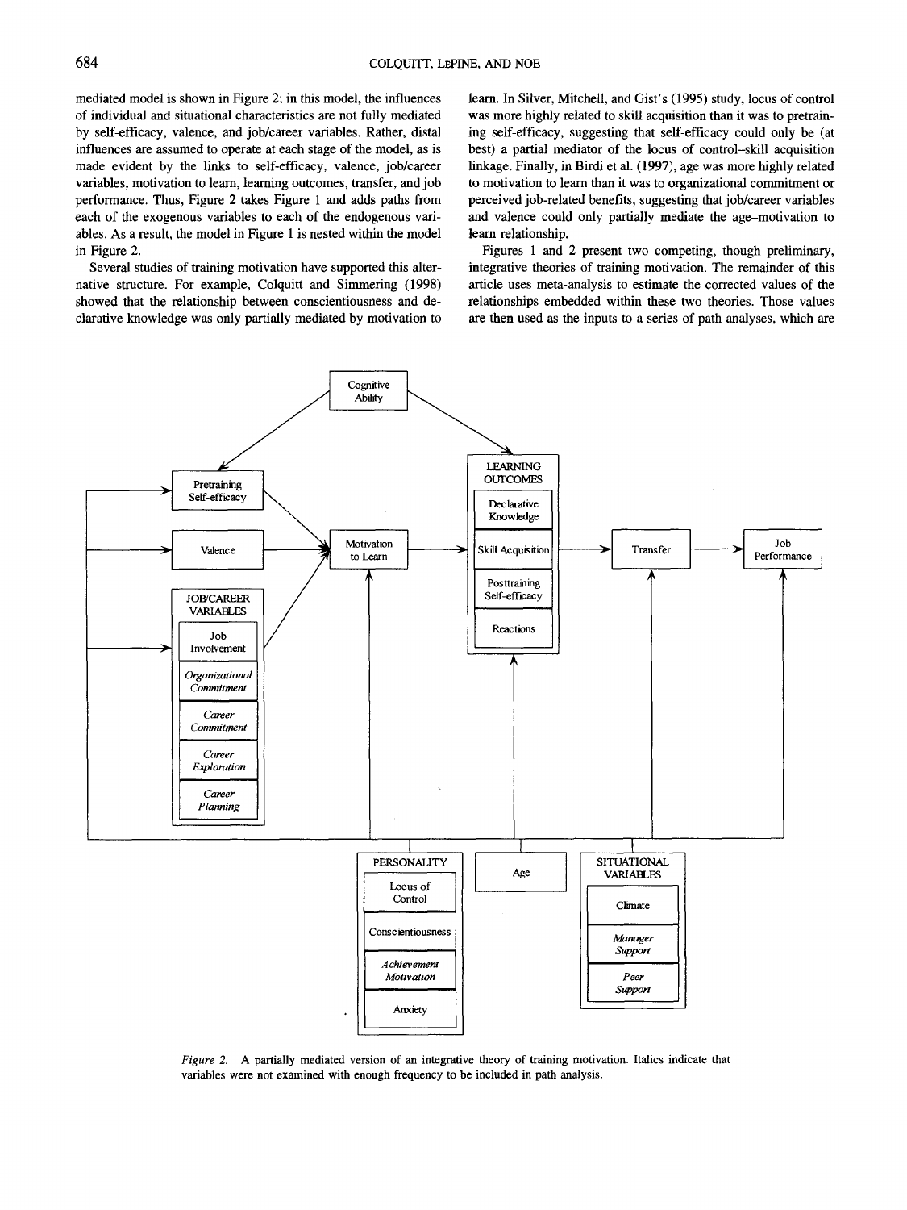mediated model is shown in Figure 2; in this model, the influences of individual and situational characteristics are not fully mediated by self-efficacy, valence, and job/career variables. Rather, distal influences are assumed to operate at each stage of the model, as is made evident by the links to self-efficacy, valence, job/career variables, motivation to learn, learning outcomes, transfer, and job performance. Thus, Figure 2 takes Figure 1 and adds paths from each of the exogenous variables to each of the endogenous variables. As a result, the model in Figure 1 is nested within the model in Figure 2.

Several studies of training motivation have supported this alternative structure. For example, Colquitt and Simmering (1998) showed that the relationship between conscientiousness and declarative knowledge was only partially mediated by motivation to learn. In Silver, Mitchell, and Gist's (1995) study, locus of control was more highly related to skill acquisition than it was to pretraining self-efficacy, suggesting that self-efficacy could only be (at best) a partial mediator of the locus of control–skill acquisition linkage. Finally, in Birdi et al. (1997), age was more highly related to motivation to learn than it was to organizational commitment or perceived job-related benefits, suggesting that job/career variables and valence could only partially mediate the age–motivation to learn relationship.

Figures 1 and 2 present two competing, though preliminary, integrative theories of training motivation. The remainder of this article uses meta-analysis to estimate the corrected values of the relationships embedded within these two theories. Those values are then used as the inputs to a series of path analyses, which are

*Figure 2.* A partially mediated version of an integrative theory of training motivation. Italics indicate that variables were not examined with enough frequency to be included in path analysis.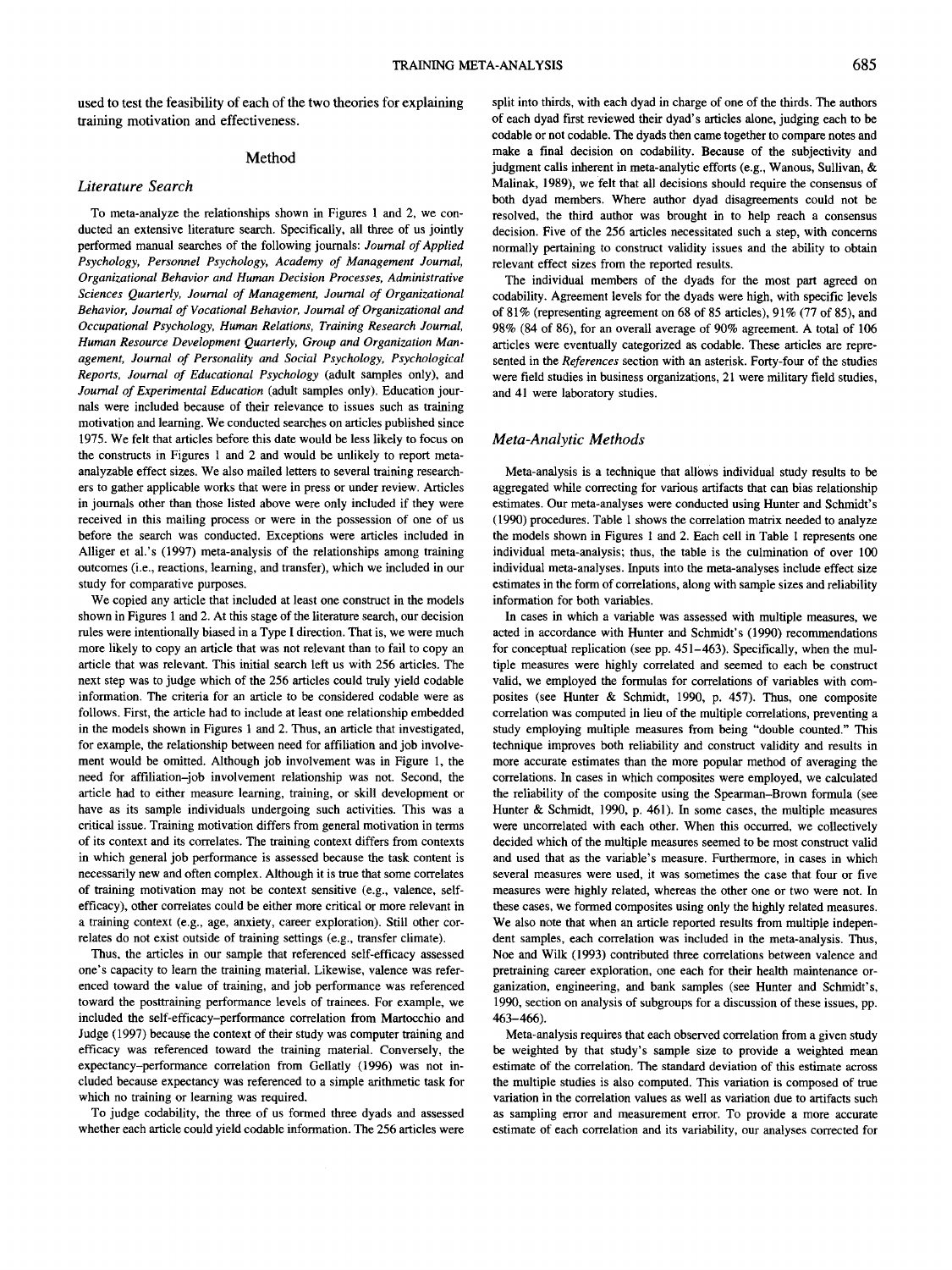used to test the feasibility of each of the two theories for explaining training motivation and effectiveness.

## Method

### Literature Search

To meta-analyze the relationships shown in Figures 1 and 2, we conducted an extensive literature search. Specifically, all three of us jointly performed manual searches of the following journals: *Journal of Applied Psychology, Personnel Psychology, Academy of Management Journal, Organizational Behavior and Human Decision Processes, Administrative Sciences Quarterly, Journal of Management, Journal of Organizational Behavior, Journal of Vocational Behavior, Journal of Organizational and Occupational Psychology, Human Relations, Training Research Journal, Human Resource Development Quarterly, Group and Organization Management, Journal of Personality and Social Psychology, Psychological Reports, Journal of Educational Psychology* (adult samples only), and *Journal of Experimental Education* (adult samples only). Education journals were included because of their relevance to issues such as training motivation and learning. We conducted searches on articles published since 1975. We felt that articles before this date would be less likely to focus on the constructs in Figures 1 and 2 and would be unlikely to report meta-analyzable effect sizes. We also mailed letters to several training researchers to gather applicable works that were in press or under review. Articles in journals other than those listed above were only included if they were received in this mailing process or were in the possession of one of us before the search was conducted. Exceptions were articles included in Alliger et al.'s (1997) meta-analysis of the relationships among training outcomes (i.e., reactions, learning, and transfer), which we included in our study for comparative purposes.

We copied any article that included at least one construct in the models shown in Figures 1 and 2. At this stage of the literature search, our decision rules were intentionally biased in a Type I direction. That is, we were much more likely to copy an article that was not relevant than to fail to copy an article that was relevant. This initial search left us with 256 articles. The next step was to judge which of the 256 articles could truly yield codable information. The criteria for an article to be considered codable were as follows. First, the article had to include at least one relationship embedded in the models shown in Figures 1 and 2. Thus, an article that investigated, for example, the relationship between need for affiliation and job involvement would be omitted. Although job involvement was in Figure 1, the need for affiliation–job involvement relationship was not. Second, the article had to either measure learning, training, or skill development or have as its sample individuals undergoing such activities. This was a critical issue. Training motivation differs from general motivation in terms of its context and its correlates. The training context differs from contexts in which general job performance is assessed because the task content is necessarily new and often complex. Although it is true that some correlates of training motivation may not be context sensitive (e.g., valence, self-efficacy), other correlates could be either more critical or more relevant in a training context (e.g., age, anxiety, career exploration). Still other correlates do not exist outside of training settings (e.g., transfer climate).

Thus, the articles in our sample that referenced self-efficacy assessed one's capacity to learn the training material. Likewise, valence was referenced toward the value of training, and job performance was referenced toward the posttraining performance levels of trainees. For example, we included the self-efficacy–performance correlation from Martocchio and Judge (1997) because the context of their study was computer training and efficacy was referenced toward the training material. Conversely, the expectancy–performance correlation from Gellatly (1996) was not included because expectancy was referenced to a simple arithmetic task for which no training or learning was required.

To judge codability, the three of us formed three dyads and assessed whether each article could yield codable information. The 256 articles were split into thirds, with each dyad in charge of one of the thirds. The authors of each dyad first reviewed their dyad's articles alone, judging each to be codable or not codable. The dyads then came together to compare notes and make a final decision on codability. Because of the subjectivity and judgment calls inherent in meta-analytic efforts (e.g., Wanous, Sullivan, & Malinak, 1989), we felt that all decisions should require the consensus of both dyad members. Where author dyad disagreements could not be resolved, the third author was brought in to help reach a consensus decision. Five of the 256 articles necessitated such a step, with concerns normally pertaining to construct validity issues and the ability to obtain relevant effect sizes from the reported results.

The individual members of the dyads for the most part agreed on codability. Agreement levels for the dyads were high, with specific levels of 81% (representing agreement on 68 of 85 articles), 91% (77 of 85), and 98% (84 of 86), for an overall average of 90% agreement. A total of 106 articles were eventually categorized as codable. These articles are represented in the *References* section with an asterisk. Forty-four of the studies were field studies in business organizations, 21 were military field studies, and 41 were laboratory studies.

### Meta-Analytic Methods

Meta-analysis is a technique that allows individual study results to be aggregated while correcting for various artifacts that can bias relationship estimates. Our meta-analyses were conducted using Hunter and Schmidt's (1990) procedures. Table 1 shows the correlation matrix needed to analyze the models shown in Figures 1 and 2. Each cell in Table 1 represents one individual meta-analysis; thus, the table is the culmination of over 100 individual meta-analyses. Inputs into the meta-analyses include effect size estimates in the form of correlations, along with sample sizes and reliability information for both variables.

In cases in which a variable was assessed with multiple measures, we acted in accordance with Hunter and Schmidt's (1990) recommendations for conceptual replication (see pp. 451–463). Specifically, when the multiple measures were highly correlated and seemed to each be construct valid, we employed the formulas for correlations of variables with composites (see Hunter & Schmidt, 1990, p. 457). Thus, one composite correlation was computed in lieu of the multiple correlations, preventing a study employing multiple measures from being "double counted." This technique improves both reliability and construct validity and results in more accurate estimates than the more popular method of averaging the correlations. In cases in which composites were employed, we calculated the reliability of the composite using the Spearman–Brown formula (see Hunter & Schmidt, 1990, p. 461). In some cases, the multiple measures were uncorrelated with each other. When this occurred, we collectively decided which of the multiple measures seemed to be most construct valid and used that as the variable's measure. Furthermore, in cases in which several measures were used, it was sometimes the case that four or five measures were highly related, whereas the other one or two were not. In these cases, we formed composites using only the highly related measures. We also note that when an article reported results from multiple independent samples, each correlation was included in the meta-analysis. Thus, Noe and Wilk (1993) contributed three correlations between valence and pretraining career exploration, one each for their health maintenance organization, engineering, and bank samples (see Hunter and Schmidt's, 1990, section on analysis of subgroups for a discussion of these issues, pp. 463–466).

Meta-analysis requires that each observed correlation from a given study be weighted by that study's sample size to provide a weighted mean estimate of the correlation. The standard deviation of this estimate across the multiple studies is also computed. This variation is composed of true variation in the correlation values as well as variation due to artifacts such as sampling error and measurement error. To provide a more accurate estimate of each correlation and its variability, our analyses corrected for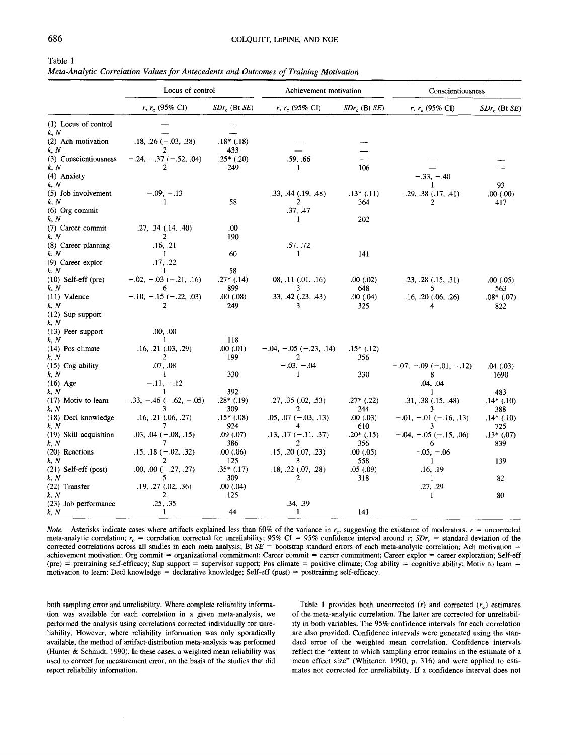Table 1
*Meta-Analytic Correlation Values for Antecedents and Outcomes of Training Motivation*

| | Locus of control | | Achievement motivation | | Conscientiousness | |
|---|---|---|---|---|---|---|
| | $r$, $r_c$ (95% CI) | $SDr_c$ (Bt *SE*) | $r$, $r_c$ (95% CI) | $SDr_c$ (Bt *SE*) | $r$, $r_c$ (95% CI) | $SDr_c$ (Bt *SE*) |
| (1) Locus of control | — | — | | | | |
| *k, N* | — | — | | | | |
| (2) Ach motivation | .18, .26 (−.03, .38) | .18* (.18) | — | — | | |
| *k, N* | 2 | 433 | — | — | | |
| (3) Conscientiousness | −.24, −.37 (−.52, .04) | .25* (.20) | .59, .66 | — | — | — |
| *k, N* | 2 | 249 | 1 | 106 | — | — |
| (4) Anxiety | | | | | −.33, −.40 | |
| *k, N* | | | | | 1 | 93 |
| (5) Job involvement | −.09, −.13 | | .33, .44 (.19, .48) | .13* (.11) | .29, .38 (.17, .41) | .00 (.00) |
| *k, N* | 1 | 58 | 2 | 364 | 2 | 417 |
| (6) Org commit | | | .37, .47 | | | |
| *k, N* | | | 1 | 202 | | |
| (7) Career commit | .27, .34 (.14, .40) | .00 | | | | |
| *k, N* | 2 | 190 | | | | |
| (8) Career planning | .16, .21 | | .57, .72 | | | |
| *k, N* | 1 | 60 | 1 | 141 | | |
| (9) Career explor | .17, .22 | | | | | |
| *k, N* | 1 | 58 | | | | |
| (10) Self-eff (pre) | −.02, −.03 (−.21, .16) | .27* (.14) | .08, .11 (.01, .16) | .00 (.02) | .23, .28 (.15, .31) | .00 (.05) |
| *k, N* | 6 | 899 | 3 | 648 | 5 | 563 |
| (11) Valence | −.10, −.15 (−.22, .03) | .00 (.08) | .33, .42 (.23, .43) | .00 (.04) | .16, .20 (.06, .26) | .08* (.07) |
| *k, N* | 2 | 249 | 3 | 325 | 4 | 822 |
| (12) Sup support | | | | | | |
| *k, N* | | | | | | |
| (13) Peer support | .00, .00 | | | | | |
| *k, N* | 1 | 118 | | | | |
| (14) Pos climate | .16, .21 (.03, .29) | .00 (.01) | −.04, −.05 (−.23, .14) | .15* (.12) | | |
| *k, N* | 2 | 199 | 2 | 356 | | |
| (15) Cog ability | .07, .08 | | −.03, −.04 | | −.07, −.09 (−.01, −.12) | .04 (.03) |
| *k, N* | 1 | 330 | 1 | 330 | 8 | 1690 |
| (16) Age | −.11, −.12 | | | | .04, .04 | |
| *k, N* | 1 | 392 | | | 1 | 483 |
| (17) Motiv to learn | −.33, −.46 (−.62, −.05) | .28* (.19) | .27, .35 (.02, .53) | .27* (.22) | .31, .38 (.15, .48) | .14* (.10) |
| *k, N* | 3 | 309 | 2 | 244 | 3 | 388 |
| (18) Decl knowledge | .16, .21 (.06, .27) | .15* (.08) | .05, .07 (−.03, .13) | .00 (.03) | −.01, −.01 (−.16, .13) | .14* (.10) |
| *k, N* | 7 | 924 | 4 | 610 | 3 | 725 |
| (19) Skill acquisition | .03, .04 (−.08, .15) | .09 (.07) | .13, .17 (−.11, .37) | .20* (.15) | −.04, −.05 (−.15, .06) | .13* (.07) |
| *k, N* | 7 | 386 | 2 | 356 | 6 | 839 |
| (20) Reactions | .15, .18 (−.02, .32) | .00 (.06) | .15, .20 (.07, .23) | .00 (.05) | −.05, −.06 | |
| *k, N* | 2 | 125 | 3 | 558 | 1 | 139 |
| (21) Self-eff (post) | .00, .00 (−.27, .27) | .35* (.17) | .18, .22 (.07, .28) | .05 (.09) | .16, .19 | |
| *k, N* | 5 | 309 | 2 | 318 | 1 | 82 |
| (22) Transfer | .19, .27 (.02, .36) | .00 (.04) | | | .27, .29 | |
| *k, N* | 2 | 125 | | | 1 | 80 |
| (23) Job performance | .25, .35 | | .34, .39 | | | |
| *k, N* | 1 | 44 | 1 | 141 | | |

*Note.* Asterisks indicate cases where artifacts explained less than 60% of the variance in $r_c$, suggesting the existence of moderators. $r$ = uncorrected meta-analytic correlation; $r_c$ = correlation corrected for unreliability; 95% CI = 95% confidence interval around $r$; $SDr_c$ = standard deviation of the corrected correlations across all studies in each meta-analysis; Bt *SE* = bootstrap standard errors of each meta-analytic correlation; Ach motivation = achievement motivation; Org commit = organizational commitment; Career commit = career commitment; Career explor = career exploration; Self-eff (pre) = pretraining self-efficacy; Sup support = supervisor support; Pos climate = positive climate; Cog ability = cognitive ability; Motiv to learn = motivation to learn; Decl knowledge = declarative knowledge; Self-eff (post) = posttraining self-efficacy.

both sampling error and unreliability. Where complete reliability information was available for each correlation in a given meta-analysis, we performed the analysis using correlations corrected individually for unreliability. However, where reliability information was only sporadically available, the method of artifact-distribution meta-analysis was performed (Hunter & Schmidt, 1990). In these cases, a weighted mean reliability was used to correct for measurement error, on the basis of the studies that did report reliability information.

Table 1 provides both uncorrected ($r$) and corrected ($r_c$) estimates of the meta-analytic correlation. The latter are corrected for unreliability in both variables. The 95% confidence intervals for each correlation are also provided. Confidence intervals were generated using the standard error of the weighted mean correlation. Confidence intervals reflect the "extent to which sampling error remains in the estimate of a mean effect size" (Whitener, 1990, p. 316) and were applied to estimates not corrected for unreliability. If a confidence interval does not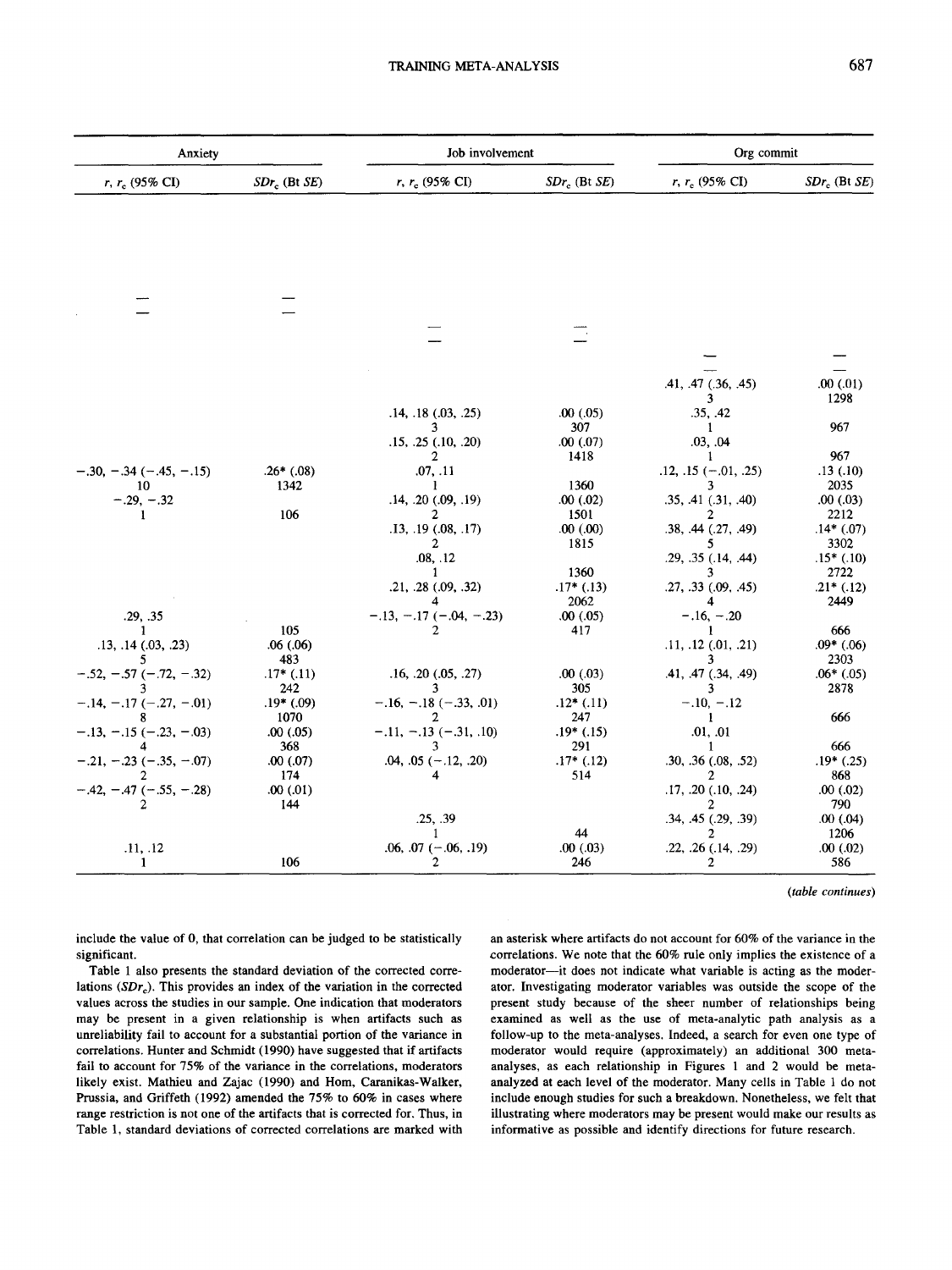| Anxiety | | Job involvement | | Org commit | |
|---|---|---|---|---|---|
| $r$, $r_c$ (95% CI) | $SDr_c$ (Bt $SE$) | $r$, $r_c$ (95% CI) | $SDr_c$ (Bt $SE$) | $r$, $r_c$ (95% CI) | $SDr_c$ (Bt $SE$) |
| — | — | | | | |
| — | — | | | | |
| | | — | — | | |
| | | — | — | | |
| | | | | — | — |
| | | | | — | — |
| | | | | .41, .47 (.36, .45) | .00 (.01) |
| | | | | 3 | 1298 |
| | | .14, .18 (.03, .25) | .00 (.05) | .35, .42 | |
| | | 3 | 307 | 1 | 967 |
| | | .15, .25 (.10, .20) | .00 (.07) | .03, .04 | |
| | | 2 | 1418 | 1 | 967 |
| −.30, −.34 (−.45, −.15) | .26* (.08) | .07, .11 | | .12, .15 (−.01, .25) | .13 (.10) |
| 10 | 1342 | 1 | 1360 | 3 | 2035 |
| −.29, −.32 | | .14, .20 (.09, .19) | .00 (.02) | .35, .41 (.31, .40) | .00 (.03) |
| 1 | 106 | 2 | 1501 | 2 | 2212 |
| | | .13, .19 (.08, .17) | .00 (.00) | .38, .44 (.27, .49) | .14* (.07) |
| | | 2 | 1815 | 5 | 3302 |
| | | .08, .12 | | .29, .35 (.14, .44) | .15* (.10) |
| | | 1 | 1360 | 3 | 2722 |
| | | .21, .28 (.09, .32) | .17* (.13) | .27, .33 (.09, .45) | .21* (.12) |
| | | 4 | 2062 | 4 | 2449 |
| .29, .35 | | −.13, −.17 (−.04, −.23) | .00 (.05) | −.16, −.20 | |
| 1 | 105 | 2 | 417 | 1 | 666 |
| .13, .14 (.03, .23) | .06 (.06) | | | .11, .12 (.01, .21) | .09* (.06) |
| 5 | 483 | | | 3 | 2303 |
| −.52, −.57 (−.72, −.32) | .17* (.11) | .16, .20 (.05, .27) | .00 (.03) | .41, .47 (.34, .49) | .06* (.05) |
| 3 | 242 | 3 | 305 | 3 | 2878 |
| −.14, −.17 (−.27, −.01) | .19* (.09) | −.16, −.18 (−.33, .01) | .12* (.11) | −.10, −.12 | |
| 8 | 1070 | 2 | 247 | 1 | 666 |
| −.13, −.15 (−.23, −.03) | .00 (.05) | −.11, −.13 (−.31, .10) | .19* (.15) | .01, .01 | |
| 4 | 368 | 3 | 291 | 1 | 666 |
| −.21, −.23 (−.35, −.07) | .00 (.07) | .04, .05 (−.12, .20) | .17* (.12) | .30, .36 (.08, .52) | .19* (.25) |
| 2 | 174 | 4 | 514 | 2 | 868 |
| −.42, −.47 (−.55, −.28) | .00 (.01) | | | .17, .20 (.10, .24) | .00 (.02) |
| 2 | 144 | | | 2 | 790 |
| | | .25, .39 | | .34, .45 (.29, .39) | .00 (.04) |
| | | 1 | 44 | 2 | 1206 |
| .11, .12 | | .06, .07 (−.06, .19) | .00 (.03) | .22, .26 (.14, .29) | .00 (.02) |
| 1 | 106 | 2 | 246 | 2 | 586 |

(*table continues*)

include the value of 0, that correlation can be judged to be statistically significant.

Table 1 also presents the standard deviation of the corrected correlations ($SDr_c$). This provides an index of the variation in the corrected values across the studies in our sample. One indication that moderators may be present in a given relationship is when artifacts such as unreliability fail to account for a substantial portion of the variance in correlations. Hunter and Schmidt (1990) have suggested that if artifacts fail to account for 75% of the variance in the correlations, moderators likely exist. Mathieu and Zajac (1990) and Hom, Caranikas-Walker, Prussia, and Griffeth (1992) amended the 75% to 60% in cases where range restriction is not one of the artifacts that is corrected for. Thus, in Table 1, standard deviations of corrected correlations are marked with an asterisk where artifacts do not account for 60% of the variance in the correlations. We note that the 60% rule only implies the existence of a moderator—it does not indicate what variable is acting as the moderator. Investigating moderator variables was outside the scope of the present study because of the sheer number of relationships being examined as well as the use of meta-analytic path analysis as a follow-up to the meta-analyses. Indeed, a search for even one type of moderator would require (approximately) an additional 300 meta-analyses, as each relationship in Figures 1 and 2 would be meta-analyzed at each level of the moderator. Many cells in Table 1 do not include enough studies for such a breakdown. Nonetheless, we felt that illustrating where moderators may be present would make our results as informative as possible and identify directions for future research.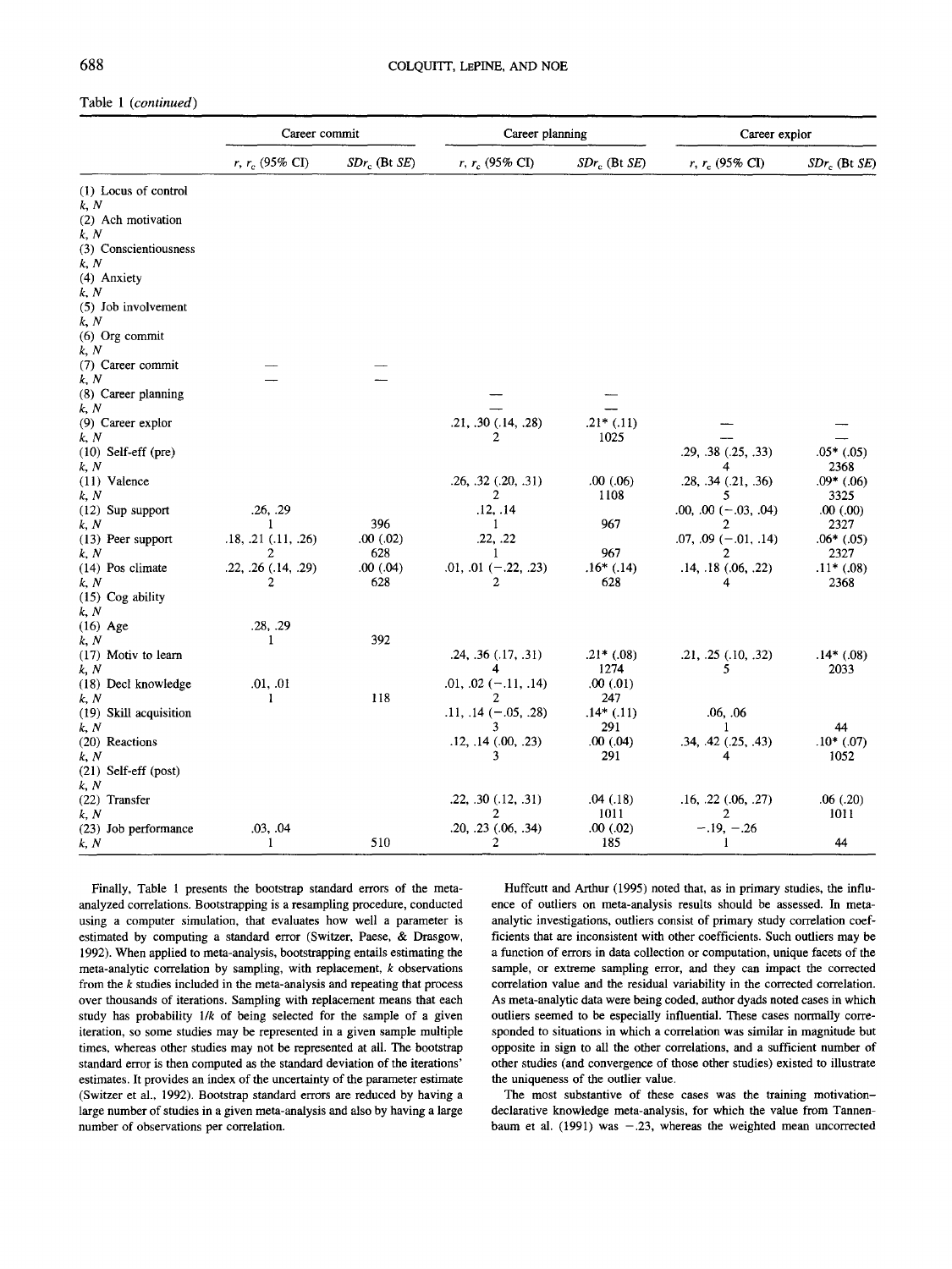Table 1 (*continued*)

| | Career commit | | Career planning | | Career explor | |
|---|---|---|---|---|---|---|
| | $r$, $r_c$ (95% CI) | $SDr_c$ (Bt $SE$) | $r$, $r_c$ (95% CI) | $SDr_c$ (Bt $SE$) | $r$, $r_c$ (95% CI) | $SDr_c$ (Bt $SE$) |
| (1) Locus of control | | | | | | |
| $k$, $N$ | | | | | | |
| (2) Ach motivation | | | | | | |
| $k$, $N$ | | | | | | |
| (3) Conscientiousness | | | | | | |
| $k$, $N$ | | | | | | |
| (4) Anxiety | | | | | | |
| $k$, $N$ | | | | | | |
| (5) Job involvement | | | | | | |
| $k$, $N$ | | | | | | |
| (6) Org commit | | | | | | |
| $k$, $N$ | | | | | | |
| (7) Career commit | — | — | | | | |
| $k$, $N$ | — | — | | | | |
| (8) Career planning | | | — | — | | |
| $k$, $N$ | | | — | — | | |
| (9) Career explor | | | .21, .30 (.14, .28) | .21* (.11) | — | — |
| $k$, $N$ | | | 2 | 1025 | — | — |
| (10) Self-eff (pre) | | | | | .29, .38 (.25, .33) | .05* (.05) |
| $k$, $N$ | | | | | 4 | 2368 |
| (11) Valence | | | .26, .32 (.20, .31) | .00 (.06) | .28, .34 (.21, .36) | .09* (.06) |
| $k$, $N$ | | | 2 | 1108 | 5 | 3325 |
| (12) Sup support | .26, .29 | | .12, .14 | | .00, .00 (−.03, .04) | .00 (.00) |
| $k$, $N$ | 1 | 396 | 1 | 967 | 2 | 2327 |
| (13) Peer support | .18, .21 (.11, .26) | .00 (.02) | .22, .22 | | .07, .09 (−.01, .14) | .06* (.05) |
| $k$, $N$ | 2 | 628 | 1 | 967 | 2 | 2327 |
| (14) Pos climate | .22, .26 (.14, .29) | .00 (.04) | .01, .01 (−.22, .23) | .16* (.14) | .14, .18 (.06, .22) | .11* (.08) |
| $k$, $N$ | 2 | 628 | 2 | 628 | 4 | 2368 |
| (15) Cog ability | | | | | | |
| $k$, $N$ | | | | | | |
| (16) Age | .28, .29 | | | | | |
| $k$, $N$ | 1 | 392 | | | | |
| (17) Motiv to learn | | | .24, .36 (.17, .31) | .21* (.08) | .21, .25 (.10, .32) | .14* (.08) |
| $k$, $N$ | | | 4 | 1274 | 5 | 2033 |
| (18) Decl knowledge | .01, .01 | | .01, .02 (−.11, .14) | .00 (.01) | | |
| $k$, $N$ | 1 | 118 | 2 | 247 | | |
| (19) Skill acquisition | | | .11, .14 (−.05, .28) | .14* (.11) | .06, .06 | |
| $k$, $N$ | | | 3 | 291 | 1 | 44 |
| (20) Reactions | | | .12, .14 (.00, .23) | .00 (.04) | .34, .42 (.25, .43) | .10* (.07) |
| $k$, $N$ | | | 3 | 291 | 4 | 1052 |
| (21) Self-eff (post) | | | | | | |
| $k$, $N$ | | | | | | |
| (22) Transfer | | | .22, .30 (.12, .31) | .04 (.18) | .16, .22 (.06, .27) | .06 (.20) |
| $k$, $N$ | | | 2 | 1011 | 2 | 1011 |
| (23) Job performance | .03, .04 | | .20, .23 (.06, .34) | .00 (.02) | −.19, −.26 | |
| $k$, $N$ | 1 | 510 | 2 | 185 | 1 | 44 |

Finally, Table 1 presents the bootstrap standard errors of the meta-analyzed correlations. Bootstrapping is a resampling procedure, conducted using a computer simulation, that evaluates how well a parameter is estimated by computing a standard error (Switzer, Paese, & Drasgow, 1992). When applied to meta-analysis, bootstrapping entails estimating the meta-analytic correlation by sampling, with replacement, $k$ observations from the $k$ studies included in the meta-analysis and repeating that process over thousands of iterations. Sampling with replacement means that each study has probability $1/k$ of being selected for the sample of a given iteration, so some studies may be represented in a given sample multiple times, whereas other studies may not be represented at all. The bootstrap standard error is then computed as the standard deviation of the iterations' estimates. It provides an index of the uncertainty of the parameter estimate (Switzer et al., 1992). Bootstrap standard errors are reduced by having a large number of studies in a given meta-analysis and also by having a large number of observations per correlation.

Huffcutt and Arthur (1995) noted that, as in primary studies, the influence of outliers on meta-analysis results should be assessed. In meta-analytic investigations, outliers consist of primary study correlation coefficients that are inconsistent with other coefficients. Such outliers may be a function of errors in data collection or computation, unique facets of the sample, or extreme sampling error, and they can impact the corrected correlation value and the residual variability in the corrected correlation. As meta-analytic data were being coded, author dyads noted cases in which outliers seemed to be especially influential. These cases normally corresponded to situations in which a correlation was similar in magnitude but opposite in sign to all the other correlations, and a sufficient number of other studies (and convergence of those other studies) existed to illustrate the uniqueness of the outlier value.

The most substantive of these cases was the training motivation–declarative knowledge meta-analysis, for which the value from Tannenbaum et al. (1991) was −.23, whereas the weighted mean uncorrected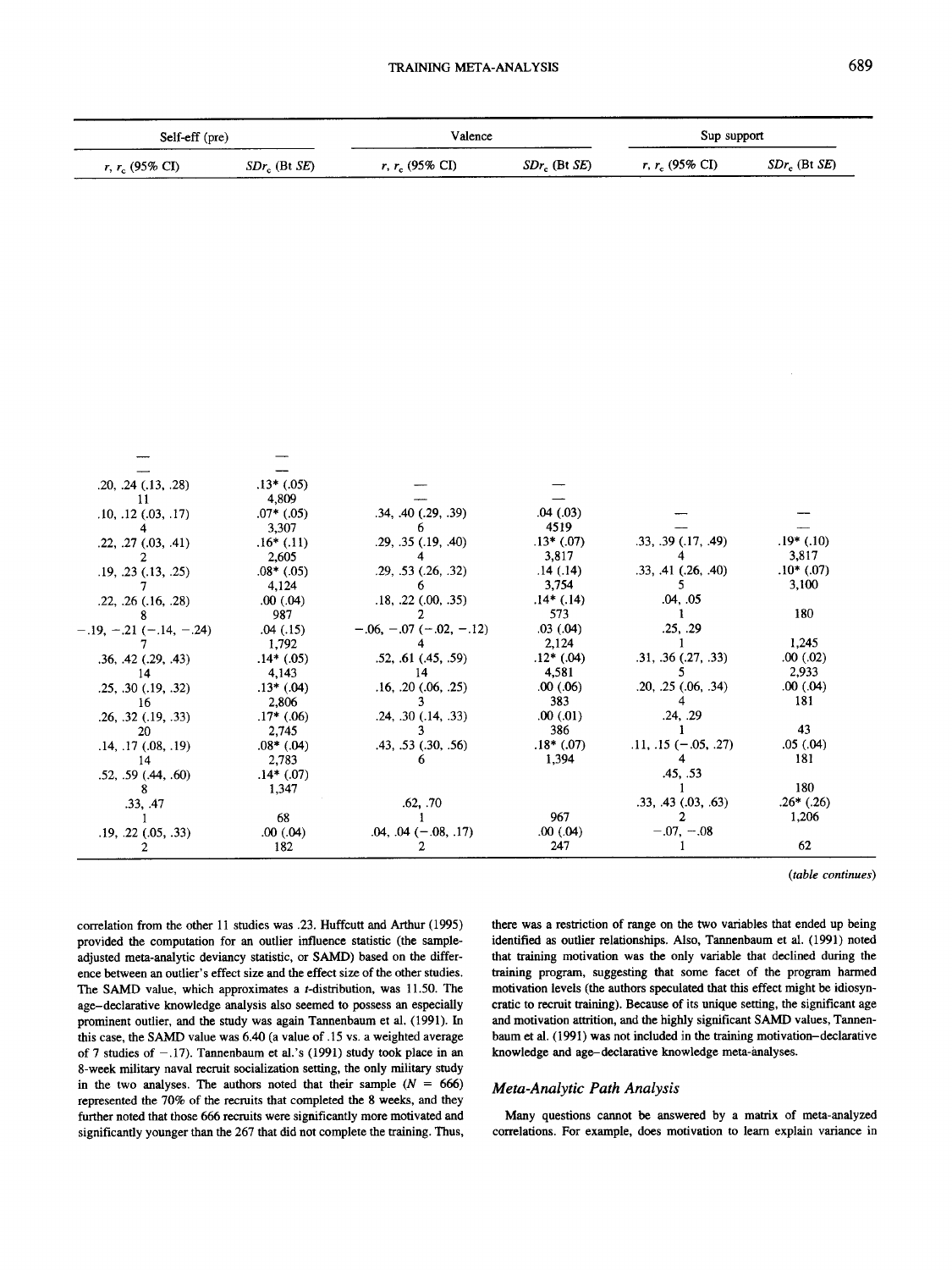| Self-eff (pre) | | Valence | | Sup support | |
|---|---|---|---|---|---|
| $r$, $r_c$ (95% CI) | $SDr_c$ (Bt $SE$) | $r$, $r_c$ (95% CI) | $SDr_c$ (Bt $SE$) | $r$, $r_c$ (95% CI) | $SDr_c$ (Bt $SE$) |
| — | — | | | | |
| — | — | | | | |
| .20, .24 (.13, .28) | .13* (.05) | — | — | | |
| 11 | 4,809 | — | — | | |
| .10, .12 (.03, .17) | .07* (.05) | .34, .40 (.29, .39) | .04 (.03) | — | — |
| 4 | 3,307 | 6 | 4519 | — | — |
| .22, .27 (.03, .41) | .16* (.11) | .29, .35 (.19, .40) | .13* (.07) | .33, .39 (.17, .49) | .19* (.10) |
| 2 | 2,605 | 4 | 3,817 | 4 | 3,817 |
| .19, .23 (.13, .25) | .08* (.05) | .29, .53 (.26, .32) | .14 (.14) | .33, .41 (.26, .40) | .10* (.07) |
| 7 | 4,124 | 6 | 3,754 | 5 | 3,100 |
| .22, .26 (.16, .28) | .00 (.04) | .18, .22 (.00, .35) | .14* (.14) | .04, .05 | |
| 8 | 987 | 2 | 573 | 1 | 180 |
| −.19, −.21 (−.14, −.24) | .04 (.15) | −.06, −.07 (−.02, −.12) | .03 (.04) | .25, .29 | |
| 7 | 1,792 | 4 | 2,124 | 1 | 1,245 |
| .36, .42 (.29, .43) | .14* (.05) | .52, .61 (.45, .59) | .12* (.04) | .31, .36 (.27, .33) | .00 (.02) |
| 14 | 4,143 | 14 | 4,581 | 5 | 2,933 |
| .25, .30 (.19, .32) | .13* (.04) | .16, .20 (.06, .25) | .00 (.06) | .20, .25 (.06, .34) | .00 (.04) |
| 16 | 2,806 | 3 | 383 | 4 | 181 |
| .26, .32 (.19, .33) | .17* (.06) | .24, .30 (.14, .33) | .00 (.01) | .24, .29 | |
| 20 | 2,745 | 3 | 386 | 1 | 43 |
| .14, .17 (.08, .19) | .08* (.04) | .43, .53 (.30, .56) | .18* (.07) | .11, .15 (−.05, .27) | .05 (.04) |
| 14 | 2,783 | 6 | 1,394 | 4 | 181 |
| .52, .59 (.44, .60) | .14* (.07) | | | .45, .53 | |
| 8 | 1,347 | | | 1 | 180 |
| .33, .47 | | .62, .70 | | .33, .43 (.03, .63) | .26* (.26) |
| 1 | 68 | 1 | 967 | 2 | 1,206 |
| .19, .22 (.05, .33) | .00 (.04) | .04, .04 (−.08, .17) | .00 (.04) | −.07, −.08 | |
| 2 | 182 | 2 | 247 | 1 | 62 |

*(table continues)*

correlation from the other 11 studies was .23. Huffcutt and Arthur (1995) provided the computation for an outlier influence statistic (the sample-adjusted meta-analytic deviancy statistic, or SAMD) based on the difference between an outlier's effect size and the effect size of the other studies. The SAMD value, which approximates a $t$-distribution, was 11.50. The age–declarative knowledge analysis also seemed to possess an especially prominent outlier, and the study was again Tannenbaum et al. (1991). In this case, the SAMD value was 6.40 (a value of .15 vs. a weighted average of 7 studies of −.17). Tannenbaum et al.'s (1991) study took place in an 8-week military naval recruit socialization setting, the only military study in the two analyses. The authors noted that their sample ($N$ = 666) represented the 70% of the recruits that completed the 8 weeks, and they further noted that those 666 recruits were significantly more motivated and significantly younger than the 267 that did not complete the training. Thus, there was a restriction of range on the two variables that ended up being identified as outlier relationships. Also, Tannenbaum et al. (1991) noted that training motivation was the only variable that declined during the training program, suggesting that some facet of the program harmed motivation levels (the authors speculated that this effect might be idiosyncratic to recruit training). Because of its unique setting, the significant age and motivation attrition, and the highly significant SAMD values, Tannenbaum et al. (1991) was not included in the training motivation–declarative knowledge and age–declarative knowledge meta-analyses.

### Meta-Analytic Path Analysis

Many questions cannot be answered by a matrix of meta-analyzed correlations. For example, does motivation to learn explain variance in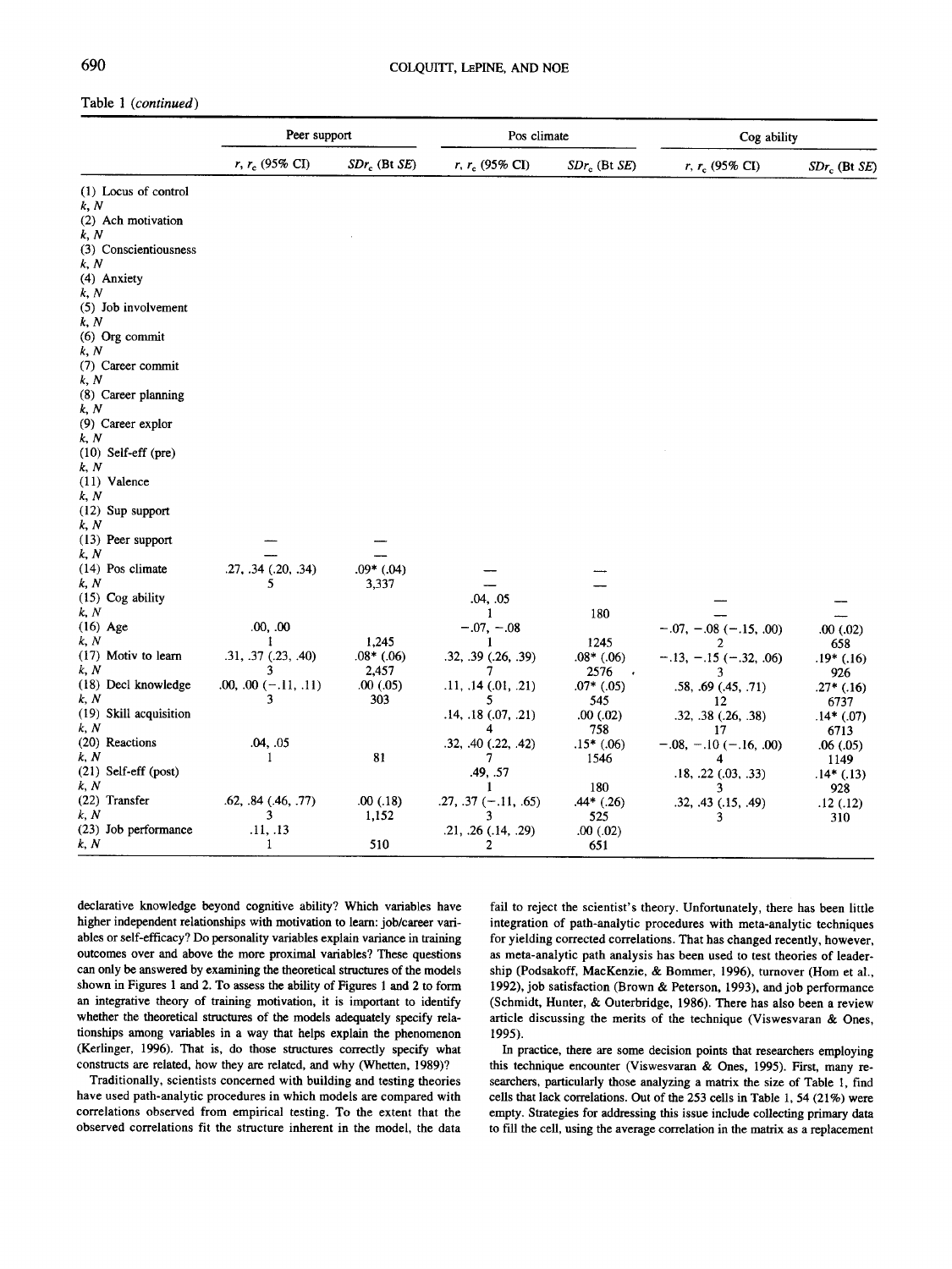Table 1 (*continued*)

| | Peer support | | Pos climate | | Cog ability | |
|---|---|---|---|---|---|---|
| | $r$, $r_c$ (95% CI) | $SDr_c$ (Bt *SE*) | $r$, $r_c$ (95% CI) | $SDr_c$ (Bt *SE*) | $r$, $r_c$ (95% CI) | $SDr_c$ (Bt *SE*) |
| (1) Locus of control | | | | | | |
| *k*, *N* | | | | | | |
| (2) Ach motivation | | | | | | |
| *k*, *N* | | | | | | |
| (3) Conscientiousness | | | | | | |
| *k*, *N* | | | | | | |
| (4) Anxiety | | | | | | |
| *k*, *N* | | | | | | |
| (5) Job involvement | | | | | | |
| *k*, *N* | | | | | | |
| (6) Org commit | | | | | | |
| *k*, *N* | | | | | | |
| (7) Career commit | | | | | | |
| *k*, *N* | | | | | | |
| (8) Career planning | | | | | | |
| *k*, *N* | | | | | | |
| (9) Career explor | | | | | | |
| *k*, *N* | | | | | | |
| (10) Self-eff (pre) | | | | | | |
| *k*, *N* | | | | | | |
| (11) Valence | | | | | | |
| *k*, *N* | | | | | | |
| (12) Sup support | | | | | | |
| *k*, *N* | | | | | | |
| (13) Peer support | — | — | | | | |
| *k*, *N* | — | — | | | | |
| (14) Pos climate | .27, .34 (.20, .34) | .09* (.04) | — | — | | |
| *k*, *N* | 5 | 3,337 | — | — | | |
| (15) Cog ability | | | .04, .05 | | — | — |
| *k*, *N* | | | 1 | 180 | — | — |
| (16) Age | .00, .00 | | −.07, −.08 | | −.07, −.08 (−.15, .00) | .00 (.02) |
| *k*, *N* | 1 | 1,245 | 1 | 1245 | 2 | 658 |
| (17) Motiv to learn | .31, .37 (.23, .40) | .08* (.06) | .32, .39 (.26, .39) | .08* (.06) | −.13, −.15 (−.32, .06) | .19* (.16) |
| *k*, *N* | 3 | 2,457 | 7 | 2576 | 3 | 926 |
| (18) Decl knowledge | .00, .00 (−.11, .11) | .00 (.05) | .11, .14 (.01, .21) | .07* (.05) | .58, .69 (.45, .71) | .27* (.16) |
| *k*, *N* | 3 | 303 | 5 | 545 | 12 | 6737 |
| (19) Skill acquisition | | | .14, .18 (.07, .21) | .00 (.02) | .32, .38 (.26, .38) | .14* (.07) |
| *k*, *N* | | | 4 | 758 | 17 | 6713 |
| (20) Reactions | .04, .05 | | .32, .40 (.22, .42) | .15* (.06) | −.08, −.10 (−.16, .00) | .06 (.05) |
| *k*, *N* | 1 | 81 | 7 | 1546 | 4 | 1149 |
| (21) Self-eff (post) | | | .49, .57 | | .18, .22 (.03, .33) | .14* (.13) |
| *k*, *N* | | | 1 | 180 | 3 | 928 |
| (22) Transfer | .62, .84 (.46, .77) | .00 (.18) | .27, .37 (−.11, .65) | .44* (.26) | .32, .43 (.15, .49) | .12 (.12) |
| *k*, *N* | 3 | 1,152 | 3 | 525 | 3 | 310 |
| (23) Job performance | .11, .13 | | .21, .26 (.14, .29) | .00 (.02) | | |
| *k*, *N* | 1 | 510 | 2 | 651 | | |

declarative knowledge beyond cognitive ability? Which variables have higher independent relationships with motivation to learn: job/career variables or self-efficacy? Do personality variables explain variance in training outcomes over and above the more proximal variables? These questions can only be answered by examining the theoretical structures of the models shown in Figures 1 and 2. To assess the ability of Figures 1 and 2 to form an integrative theory of training motivation, it is important to identify whether the theoretical structures of the models adequately specify relationships among variables in a way that helps explain the phenomenon (Kerlinger, 1996). That is, do those structures correctly specify what constructs are related, how they are related, and why (Whetten, 1989)?

Traditionally, scientists concerned with building and testing theories have used path-analytic procedures in which models are compared with correlations observed from empirical testing. To the extent that the observed correlations fit the structure inherent in the model, the data fail to reject the scientist's theory. Unfortunately, there has been little integration of path-analytic procedures with meta-analytic techniques for yielding corrected correlations. That has changed recently, however, as meta-analytic path analysis has been used to test theories of leadership (Podsakoff, MacKenzie, & Bommer, 1996), turnover (Hom et al., 1992), job satisfaction (Brown & Peterson, 1993), and job performance (Schmidt, Hunter, & Outerbridge, 1986). There has also been a review article discussing the merits of the technique (Viswesvaran & Ones, 1995).

In practice, there are some decision points that researchers employing this technique encounter (Viswesvaran & Ones, 1995). First, many researchers, particularly those analyzing a matrix the size of Table 1, find cells that lack correlations. Out of the 253 cells in Table 1, 54 (21%) were empty. Strategies for addressing this issue include collecting primary data to fill the cell, using the average correlation in the matrix as a replacement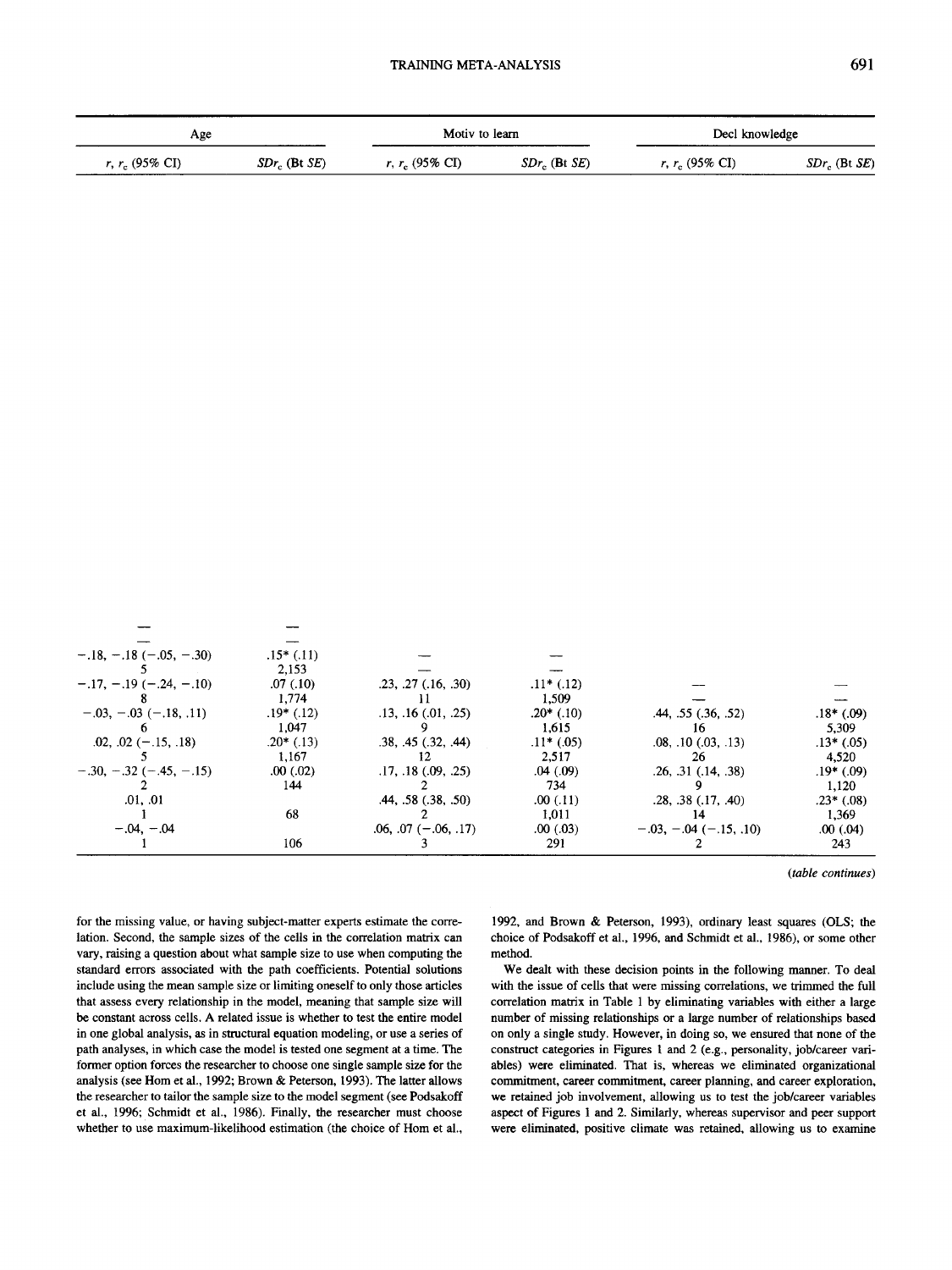| Age | | Motiv to learn | | Decl knowledge | |
|---|---|---|---|---|---|
| $r$, $r_c$ (95% CI) | $SDr_c$ (Bt $SE$) | $r$, $r_c$ (95% CI) | $SDr_c$ (Bt $SE$) | $r$, $r_c$ (95% CI) | $SDr_c$ (Bt $SE$) |
| — | — | | | | |
| — | — | | | | |
| −.18, −.18 (−.05, −.30) | .15* (.11) | — | — | | |
| 5 | 2,153 | — | — | | |
| −.17, −.19 (−.24, −.10) | .07 (.10) | .23, .27 (.16, .30) | .11* (.12) | — | — |
| 8 | 1,774 | 11 | 1,509 | — | — |
| −.03, −.03 (−.18, .11) | .19* (.12) | .13, .16 (.01, .25) | .20* (.10) | .44, .55 (.36, .52) | .18* (.09) |
| 6 | 1,047 | 9 | 1,615 | 16 | 5,309 |
| .02, .02 (−.15, .18) | .20* (.13) | .38, .45 (.32, .44) | .11* (.05) | .08, .10 (.03, .13) | .13* (.05) |
| 5 | 1,167 | 12 | 2,517 | 26 | 4,520 |
| −.30, −.32 (−.45, −.15) | .00 (.02) | .17, .18 (.09, .25) | .04 (.09) | .26, .31 (.14, .38) | .19* (.09) |
| 2 | 144 | 2 | 734 | 9 | 1,120 |
| .01, .01 | | .44, .58 (.38, .50) | .00 (.11) | .28, .38 (.17, .40) | .23* (.08) |
| 1 | 68 | 2 | 1,011 | 14 | 1,369 |
| −.04, −.04 | | .06, .07 (−.06, .17) | .00 (.03) | −.03, −.04 (−.15, .10) | .00 (.04) |
| 1 | 106 | 3 | 291 | 2 | 243 |

*(table continues)*

for the missing value, or having subject-matter experts estimate the correlation. Second, the sample sizes of the cells in the correlation matrix can vary, raising a question about what sample size to use when computing the standard errors associated with the path coefficients. Potential solutions include using the mean sample size or limiting oneself to only those articles that assess every relationship in the model, meaning that sample size will be constant across cells. A related issue is whether to test the entire model in one global analysis, as in structural equation modeling, or use a series of path analyses, in which case the model is tested one segment at a time. The former option forces the researcher to choose one single sample size for the analysis (see Hom et al., 1992; Brown & Peterson, 1993). The latter allows the researcher to tailor the sample size to the model segment (see Podsakoff et al., 1996; Schmidt et al., 1986). Finally, the researcher must choose whether to use maximum-likelihood estimation (the choice of Hom et al., 1992, and Brown & Peterson, 1993), ordinary least squares (OLS; the choice of Podsakoff et al., 1996, and Schmidt et al., 1986), or some other method.

We dealt with these decision points in the following manner. To deal with the issue of cells that were missing correlations, we trimmed the full correlation matrix in Table 1 by eliminating variables with either a large number of missing relationships or a large number of relationships based on only a single study. However, in doing so, we ensured that none of the construct categories in Figures 1 and 2 (e.g., personality, job/career variables) were eliminated. That is, whereas we eliminated organizational commitment, career commitment, career planning, and career exploration, we retained job involvement, allowing us to test the job/career variables aspect of Figures 1 and 2. Similarly, whereas supervisor and peer support were eliminated, positive climate was retained, allowing us to examine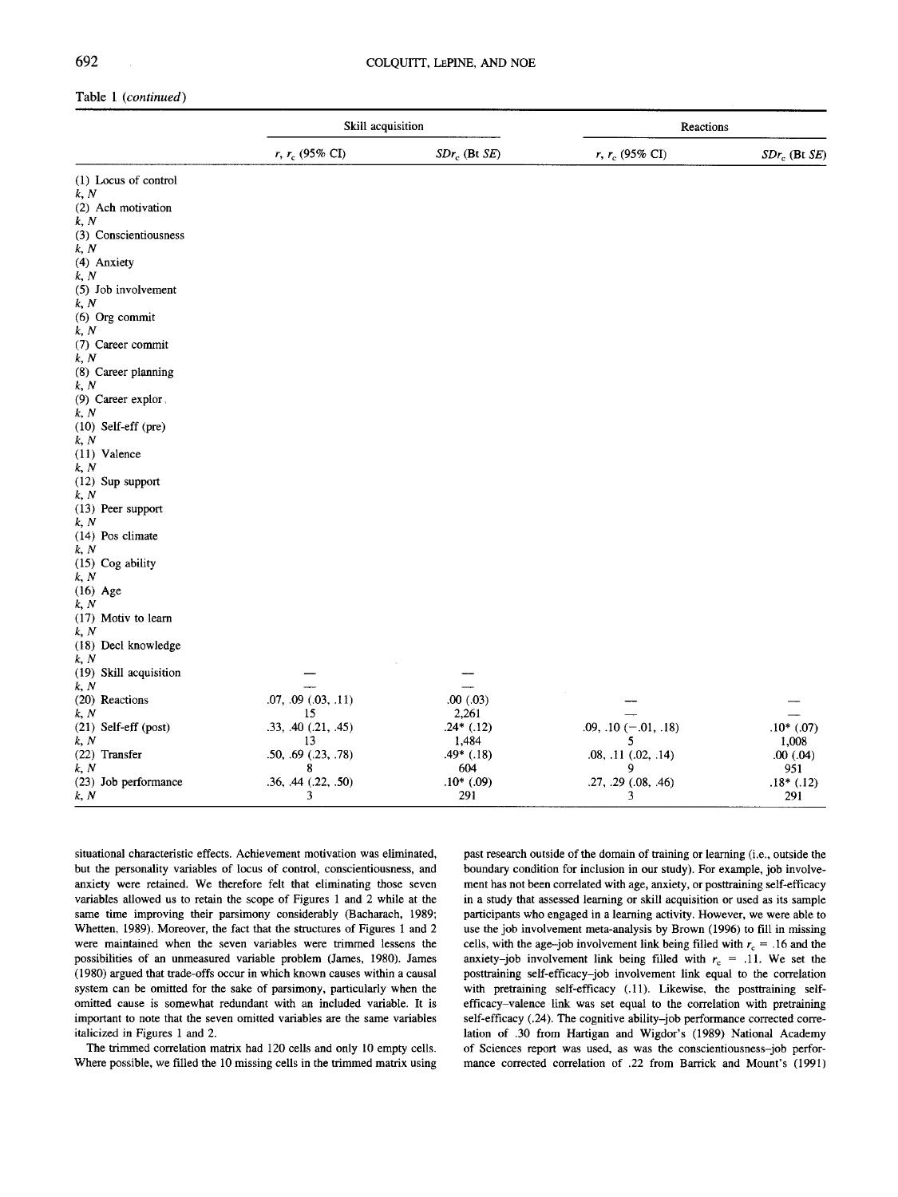Table 1 (*continued*)

| | Skill acquisition | | Reactions | |
|---|---|---|---|---|
| | $r$, $r_c$ (95% CI) | $SDr_c$ (Bt $SE$) | $r$, $r_c$ (95% CI) | $SDr_c$ (Bt $SE$) |
| (1) Locus of control | | | | |
| $k$, $N$ | | | | |
| (2) Ach motivation | | | | |
| $k$, $N$ | | | | |
| (3) Conscientiousness | | | | |
| $k$, $N$ | | | | |
| (4) Anxiety | | | | |
| $k$, $N$ | | | | |
| (5) Job involvement | | | | |
| $k$, $N$ | | | | |
| (6) Org commit | | | | |
| $k$, $N$ | | | | |
| (7) Career commit | | | | |
| $k$, $N$ | | | | |
| (8) Career planning | | | | |
| $k$, $N$ | | | | |
| (9) Career explor | | | | |
| $k$, $N$ | | | | |
| (10) Self-eff (pre) | | | | |
| $k$, $N$ | | | | |
| (11) Valence | | | | |
| $k$, $N$ | | | | |
| (12) Sup support | | | | |
| $k$, $N$ | | | | |
| (13) Peer support | | | | |
| $k$, $N$ | | | | |
| (14) Pos climate | | | | |
| $k$, $N$ | | | | |
| (15) Cog ability | | | | |
| $k$, $N$ | | | | |
| (16) Age | | | | |
| $k$, $N$ | | | | |
| (17) Motiv to learn | | | | |
| $k$, $N$ | | | | |
| (18) Decl knowledge | | | | |
| $k$, $N$ | | | | |
| (19) Skill acquisition | — | — | | |
| $k$, $N$ | — | — | | |
| (20) Reactions | .07, .09 (.03, .11) | .00 (.03) | — | — |
| $k$, $N$ | 15 | 2,261 | — | — |
| (21) Self-eff (post) | .33, .40 (.21, .45) | .24* (.12) | .09, .10 (−.01, .18) | .10* (.07) |
| $k$, $N$ | 13 | 1,484 | 5 | 1,008 |
| (22) Transfer | .50, .69 (.23, .78) | .49* (.18) | .08, .11 (.02, .14) | .00 (.04) |
| $k$, $N$ | 8 | 604 | 9 | 951 |
| (23) Job performance | .36, .44 (.22, .50) | .10* (.09) | .27, .29 (.08, .46) | .18* (.12) |
| $k$, $N$ | 3 | 291 | 3 | 291 |

situational characteristic effects. Achievement motivation was eliminated, but the personality variables of locus of control, conscientiousness, and anxiety were retained. We therefore felt that eliminating those seven variables allowed us to retain the scope of Figures 1 and 2 while at the same time improving their parsimony considerably (Bacharach, 1989; Whetten, 1989). Moreover, the fact that the structures of Figures 1 and 2 were maintained when the seven variables were trimmed lessens the possibilities of an unmeasured variable problem (James, 1980). James (1980) argued that trade-offs occur in which known causes within a causal system can be omitted for the sake of parsimony, particularly when the omitted cause is somewhat redundant with an included variable. It is important to note that the seven omitted variables are the same variables italicized in Figures 1 and 2.

The trimmed correlation matrix had 120 cells and only 10 empty cells. Where possible, we filled the 10 missing cells in the trimmed matrix using past research outside of the domain of training or learning (i.e., outside the boundary condition for inclusion in our study). For example, job involvement has not been correlated with age, anxiety, or posttraining self-efficacy in a study that assessed learning or skill acquisition or used as its sample participants who engaged in a learning activity. However, we were able to use the job involvement meta-analysis by Brown (1996) to fill in missing cells, with the age–job involvement link being filled with $r_c$ = .16 and the anxiety–job involvement link being filled with $r_c$ = .11. We set the posttraining self-efficacy–job involvement link equal to the correlation with pretraining self-efficacy (.11). Likewise, the posttraining self-efficacy–valence link was set equal to the correlation with pretraining self-efficacy (.24). The cognitive ability–job performance corrected correlation of .30 from Hartigan and Wigdor's (1989) National Academy of Sciences report was used, as was the conscientiousness–job performance corrected correlation of .22 from Barrick and Mount's (1991)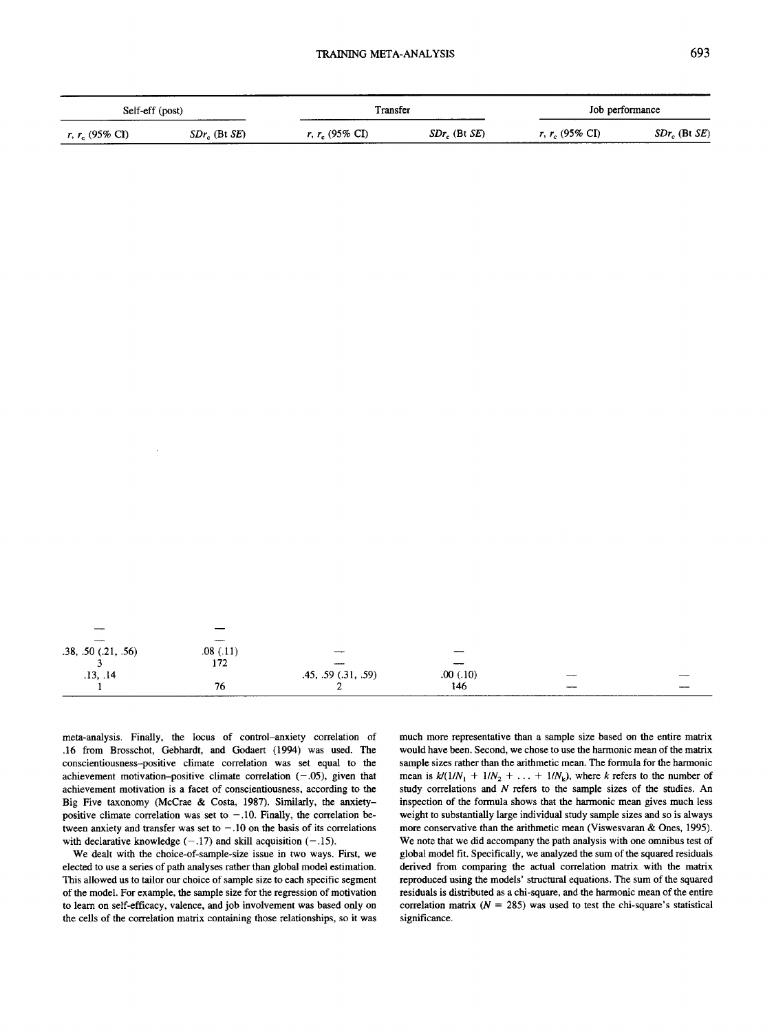| Self-eff (post) | | Transfer | | Job performance | |
|---|---|---|---|---|---|
| $r$, $r_c$ (95% CI) | $SDr_c$ (Bt $SE$) | $r$, $r_c$ (95% CI) | $SDr_c$ (Bt $SE$) | $r$, $r_c$ (95% CI) | $SDr_c$ (Bt $SE$) |
| — | — | | | | |
| — | — | | | | |
| .38, .50 (.21, .56) | .08 (.11) | — | — | | |
| 3 | 172 | — | — | | |
| .13, .14 | | .45, .59 (.31, .59) | .00 (.10) | — | — |
| 1 | 76 | 2 | 146 | — | — |

meta-analysis. Finally, the locus of control–anxiety correlation of .16 from Brosschot, Gebhardt, and Godaert (1994) was used. The conscientiousness–positive climate correlation was set equal to the achievement motivation–positive climate correlation (−.05), given that achievement motivation is a facet of conscientiousness, according to the Big Five taxonomy (McCrae & Costa, 1987). Similarly, the anxiety–positive climate correlation was set to −.10. Finally, the correlation between anxiety and transfer was set to −.10 on the basis of its correlations with declarative knowledge (−.17) and skill acquisition (−.15).

We dealt with the choice-of-sample-size issue in two ways. First, we elected to use a series of path analyses rather than global model estimation. This allowed us to tailor our choice of sample size to each specific segment of the model. For example, the sample size for the regression of motivation to learn on self-efficacy, valence, and job involvement was based only on the cells of the correlation matrix containing those relationships, so it was much more representative than a sample size based on the entire matrix would have been. Second, we chose to use the harmonic mean of the matrix sample sizes rather than the arithmetic mean. The formula for the harmonic mean is $k/(1/N_1 + 1/N_2 + \ldots + 1/N_k)$, where $k$ refers to the number of study correlations and $N$ refers to the sample sizes of the studies. An inspection of the formula shows that the harmonic mean gives much less weight to substantially large individual study sample sizes and so is always more conservative than the arithmetic mean (Viswesvaran & Ones, 1995). We note that we did accompany the path analysis with one omnibus test of global model fit. Specifically, we analyzed the sum of the squared residuals derived from comparing the actual correlation matrix with the matrix reproduced using the models' structural equations. The sum of the squared residuals is distributed as a chi-square, and the harmonic mean of the entire correlation matrix ($N$ = 285) was used to test the chi-square's statistical significance.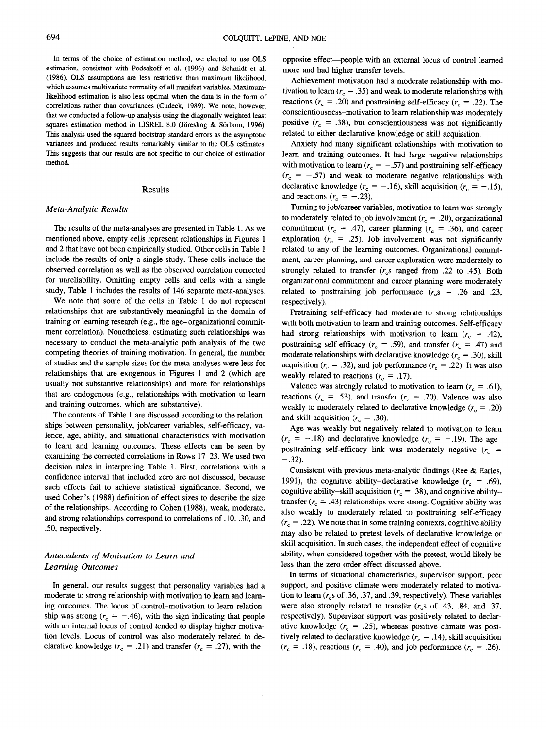In terms of the choice of estimation method, we elected to use OLS estimation, consistent with Podsakoff et al. (1996) and Schmidt et al. (1986). OLS assumptions are less restrictive than maximum likelihood, which assumes multivariate normality of all manifest variables. Maximum-likelihood estimation is also less optimal when the data is in the form of correlations rather than covariances (Cudeck, 1989). We note, however, that we conducted a follow-up analysis using the diagonally weighted least squares estimation method in LISREL 8.0 (Jöreskog & Sörbom, 1996). This analysis used the squared bootstrap standard errors as the asymptotic variances and produced results remarkably similar to the OLS estimates. This suggests that our results are not specific to our choice of estimation method.

## Results

### *Meta-Analytic Results*

The results of the meta-analyses are presented in Table 1. As we mentioned above, empty cells represent relationships in Figures 1 and 2 that have not been empirically studied. Other cells in Table 1 include the results of only a single study. These cells include the observed correlation as well as the observed correlation corrected for unreliability. Omitting empty cells and cells with a single study, Table 1 includes the results of 146 separate meta-analyses.

We note that some of the cells in Table 1 do not represent relationships that are substantively meaningful in the domain of training or learning research (e.g., the age–organizational commitment correlation). Nonetheless, estimating such relationships was necessary to conduct the meta-analytic path analysis of the two competing theories of training motivation. In general, the number of studies and the sample sizes for the meta-analyses were less for relationships that are exogenous in Figures 1 and 2 (which are usually not substantive relationships) and more for relationships that are endogenous (e.g., relationships with motivation to learn and training outcomes, which are substantive).

The contents of Table 1 are discussed according to the relationships between personality, job/career variables, self-efficacy, valence, age, ability, and situational characteristics with motivation to learn and learning outcomes. These effects can be seen by examining the corrected correlations in Rows 17–23. We used two decision rules in interpreting Table 1. First, correlations with a confidence interval that included zero are not discussed, because such effects fail to achieve statistical significance. Second, we used Cohen's (1988) definition of effect sizes to describe the size of the relationships. According to Cohen (1988), weak, moderate, and strong relationships correspond to correlations of .10, .30, and .50, respectively.

### *Antecedents of Motivation to Learn and Learning Outcomes*

In general, our results suggest that personality variables had a moderate to strong relationship with motivation to learn and learning outcomes. The locus of control–motivation to learn relationship was strong ($r_c = -.46$), with the sign indicating that people with an internal locus of control tended to display higher motivation levels. Locus of control was also moderately related to declarative knowledge ($r_c = .21$) and transfer ($r_c = .27$), with the opposite effect—people with an external locus of control learned more and had higher transfer levels.

Achievement motivation had a moderate relationship with motivation to learn ($r_c = .35$) and weak to moderate relationships with reactions ($r_c = .20$) and posttraining self-efficacy ($r_c = .22$). The conscientiousness–motivation to learn relationship was moderately positive ($r_c = .38$), but conscientiousness was not significantly related to either declarative knowledge or skill acquisition.

Anxiety had many significant relationships with motivation to learn and training outcomes. It had large negative relationships with motivation to learn ($r_c = -.57$) and posttraining self-efficacy ($r_c = -.57$) and weak to moderate negative relationships with declarative knowledge ($r_c = -.16$), skill acquisition ($r_c = -.15$), and reactions ($r_c = -.23$).

Turning to job/career variables, motivation to learn was strongly to moderately related to job involvement ($r_c = .20$), organizational commitment ($r_c = .47$), career planning ($r_c = .36$), and career exploration ($r_c = .25$). Job involvement was not significantly related to any of the learning outcomes. Organizational commitment, career planning, and career exploration were moderately to strongly related to transfer ($r_c$s ranged from .22 to .45). Both organizational commitment and career planning were moderately related to posttraining job performance ($r_c$s = .26 and .23, respectively).

Pretraining self-efficacy had moderate to strong relationships with both motivation to learn and training outcomes. Self-efficacy had strong relationships with motivation to learn ($r_c = .42$), posttraining self-efficacy ($r_c = .59$), and transfer ($r_c = .47$) and moderate relationships with declarative knowledge ($r_c = .30$), skill acquisition ($r_c = .32$), and job performance ($r_c = .22$). It was also weakly related to reactions ($r_c = .17$).

Valence was strongly related to motivation to learn ($r_c = .61$), reactions ($r_c = .53$), and transfer ($r_c = .70$). Valence was also weakly to moderately related to declarative knowledge ($r_c = .20$) and skill acquisition ($r_c = .30$).

Age was weakly but negatively related to motivation to learn ($r_c = -.18$) and declarative knowledge ($r_c = -.19$). The age–posttraining self-efficacy link was moderately negative ($r_c = -.32$).

Consistent with previous meta-analytic findings (Ree & Earles, 1991), the cognitive ability–declarative knowledge ($r_c = .69$), cognitive ability–skill acquisition ($r_c = .38$), and cognitive ability–transfer ($r_c = .43$) relationships were strong. Cognitive ability was also weakly to moderately related to posttraining self-efficacy ($r_c = .22$). We note that in some training contexts, cognitive ability may also be related to pretest levels of declarative knowledge or skill acquisition. In such cases, the independent effect of cognitive ability, when considered together with the pretest, would likely be less than the zero-order effect discussed above.

In terms of situational characteristics, supervisor support, peer support, and positive climate were moderately related to motivation to learn ($r_c$s of .36, .37, and .39, respectively). These variables were also strongly related to transfer ($r_c$s of .43, .84, and .37, respectively). Supervisor support was positively related to declarative knowledge ($r_c = .25$), whereas positive climate was positively related to declarative knowledge ($r_c = .14$), skill acquisition ($r_c = .18$), reactions ($r_c = .40$), and job performance ($r_c = .26$).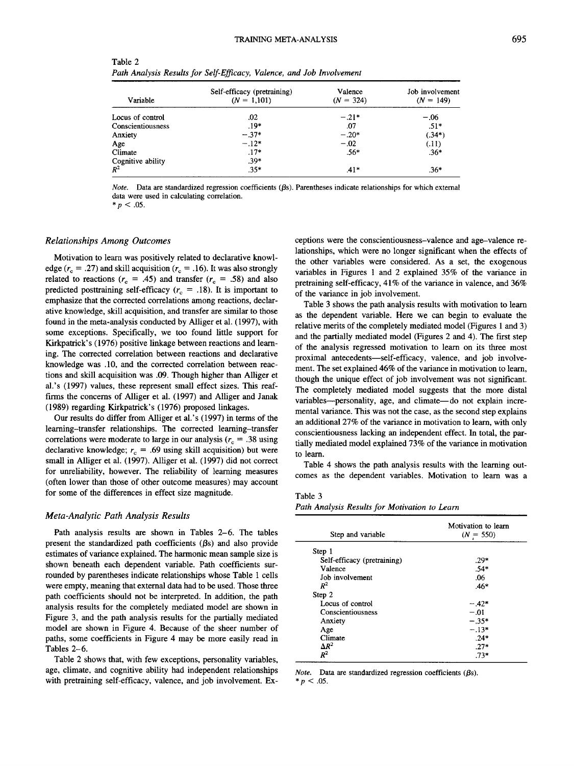Table 2
*Path Analysis Results for Self-Efficacy, Valence, and Job Involvement*

| Variable | Self-efficacy (pretraining) ($N$ = 1,101) | Valence ($N$ = 324) | Job involvement ($N$ = 149) |
|---|---|---|---|
| Locus of control | .02 | −.21* | −.06 |
| Conscientiousness | .19* | .07 | .51* |
| Anxiety | −.37* | −.20* | (.34*) |
| Age | −.12* | −.02 | (.11) |
| Climate | .17* | .56* | .36* |
| Cognitive ability | .39* | | |
| $R^2$ | .35* | .41* | .36* |

*Note.* Data are standardized regression coefficients (βs). Parentheses indicate relationships for which external data were used in calculating correlation.
* $p < .05$.

### Relationships Among Outcomes

Motivation to learn was positively related to declarative knowledge ($r_c$ = .27) and skill acquisition ($r_c$ = .16). It was also strongly related to reactions ($r_c$ = .45) and transfer ($r_c$ = .58) and also predicted posttraining self-efficacy ($r_c$ = .18). It is important to emphasize that the corrected correlations among reactions, declarative knowledge, skill acquisition, and transfer are similar to those found in the meta-analysis conducted by Alliger et al. (1997), with some exceptions. Specifically, we too found little support for Kirkpatrick's (1976) positive linkage between reactions and learning. The corrected correlation between reactions and declarative knowledge was .10, and the corrected correlation between reactions and skill acquisition was .09. Though higher than Alliger et al.'s (1997) values, these represent small effect sizes. This reaffirms the concerns of Alliger et al. (1997) and Alliger and Janak (1989) regarding Kirkpatrick's (1976) proposed linkages.

Our results do differ from Alliger et al.'s (1997) in terms of the learning–transfer relationships. The corrected learning–transfer correlations were moderate to large in our analysis ($r_c$ = .38 using declarative knowledge; $r_c$ = .69 using skill acquisition) but were small in Alliger et al. (1997). Alliger et al. (1997) did not correct for unreliability, however. The reliability of learning measures (often lower than those of other outcome measures) may account for some of the differences in effect size magnitude.

### Meta-Analytic Path Analysis Results

Path analysis results are shown in Tables 2–6. The tables present the standardized path coefficients (βs) and also provide estimates of variance explained. The harmonic mean sample size is shown beneath each dependent variable. Path coefficients surrounded by parentheses indicate relationships whose Table 1 cells were empty, meaning that external data had to be used. Those three path coefficients should not be interpreted. In addition, the path analysis results for the completely mediated model are shown in Figure 3, and the path analysis results for the partially mediated model are shown in Figure 4. Because of the sheer number of paths, some coefficients in Figure 4 may be more easily read in Tables 2–6.

Table 2 shows that, with few exceptions, personality variables, age, climate, and cognitive ability had independent relationships with pretraining self-efficacy, valence, and job involvement. Exceptions were the conscientiousness–valence and age–valence relationships, which were no longer significant when the effects of the other variables were considered. As a set, the exogenous variables in Figures 1 and 2 explained 35% of the variance in pretraining self-efficacy, 41% of the variance in valence, and 36% of the variance in job involvement.

Table 3 shows the path analysis results with motivation to learn as the dependent variable. Here we can begin to evaluate the relative merits of the completely mediated model (Figures 1 and 3) and the partially mediated model (Figures 2 and 4). The first step of the analysis regressed motivation to learn on its three most proximal antecedents—self-efficacy, valence, and job involvement. The set explained 46% of the variance in motivation to learn, though the unique effect of job involvement was not significant. The completely mediated model suggests that the more distal variables—personality, age, and climate—do not explain incremental variance. This was not the case, as the second step explains an additional 27% of the variance in motivation to learn, with only conscientiousness lacking an independent effect. In total, the partially mediated model explained 73% of the variance in motivation to learn.

Table 4 shows the path analysis results with the learning outcomes as the dependent variables. Motivation to learn was a

Table 3
*Path Analysis Results for Motivation to Learn*

| Step and variable | Motivation to learn ($N$ = 550) |
|---|---|
| Step 1 | |
| Self-efficacy (pretraining) | .29* |
| Valence | .54* |
| Job involvement | .06 |
| $R^2$ | .46* |
| Step 2 | |
| Locus of control | −.42* |
| Conscientiousness | −.01 |
| Anxiety | −.35* |
| Age | −.13* |
| Climate | .24* |
| $\Delta R^2$ | .27* |
| $R^2$ | .73* |

*Note.* Data are standardized regression coefficients (βs).
* $p < .05$.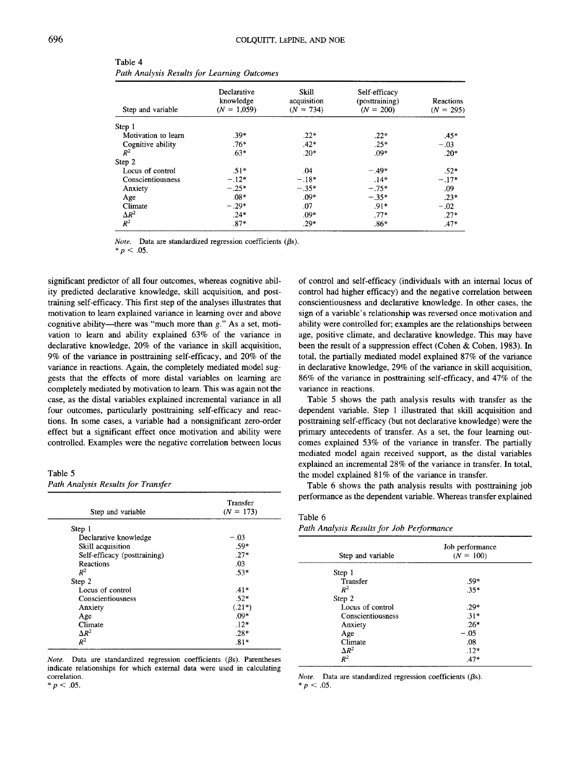Table 4
*Path Analysis Results for Learning Outcomes*

| Step and variable | Declarative knowledge ($N$ = 1,059) | Skill acquisition ($N$ = 734) | Self-efficacy (posttraining) ($N$ = 200) | Reactions ($N$ = 295) |
|---|---|---|---|---|
| Step 1 | | | | |
| Motivation to learn | .39* | .22* | .22* | .45* |
| Cognitive ability | .76* | .42* | .25* | −.03 |
| $R^2$ | .63* | .20* | .09* | .20* |
| Step 2 | | | | |
| Locus of control | .51* | .04 | −.49* | .52* |
| Conscientiousness | −.12* | −.18* | .14* | −.17* |
| Anxiety | −.25* | −.35* | −.75* | .09 |
| Age | .08* | .09* | −.35* | .23* |
| Climate | −.29* | .07 | .91* | −.02 |
| $\Delta R^2$ | .24* | .09* | .77* | .27* |
| $R^2$ | .87* | .29* | .86* | .47* |

*Note.* Data are standardized regression coefficients ($\beta$s).
* $p < .05$.

significant predictor of all four outcomes, whereas cognitive ability predicted declarative knowledge, skill acquisition, and posttraining self-efficacy. This first step of the analyses illustrates that motivation to learn explained variance in learning over and above cognitive ability—there was "much more than *g*." As a set, motivation to learn and ability explained 63% of the variance in declarative knowledge, 20% of the variance in skill acquisition, 9% of the variance in posttraining self-efficacy, and 20% of the variance in reactions. Again, the completely mediated model suggests that the effects of more distal variables on learning are completely mediated by motivation to learn. This was again not the case, as the distal variables explained incremental variance in all four outcomes, particularly posttraining self-efficacy and reactions. In some cases, a variable had a nonsignificant zero-order effect but a significant effect once motivation and ability were controlled. Examples were the negative correlation between locus of control and self-efficacy (individuals with an internal locus of control had higher efficacy) and the negative correlation between conscientiousness and declarative knowledge. In other cases, the sign of a variable's relationship was reversed once motivation and ability were controlled for; examples are the relationships between age, positive climate, and declarative knowledge. This may have been the result of a suppression effect (Cohen & Cohen, 1983). In total, the partially mediated model explained 87% of the variance in declarative knowledge, 29% of the variance in skill acquisition, 86% of the variance in posttraining self-efficacy, and 47% of the variance in reactions.

Table 5 shows the path analysis results with transfer as the dependent variable. Step 1 illustrated that skill acquisition and posttraining self-efficacy (but not declarative knowledge) were the primary antecedents of transfer. As a set, the four learning outcomes explained 53% of the variance in transfer. The partially mediated model again received support, as the distal variables explained an incremental 28% of the variance in transfer. In total, the model explained 81% of the variance in transfer.

Table 6 shows the path analysis results with posttraining job performance as the dependent variable. Whereas transfer explained

Table 5
*Path Analysis Results for Transfer*

| Step and variable | Transfer ($N$ = 173) |
|---|---|
| Step 1 | |
| Declarative knowledge | −.03 |
| Skill acquisition | .59* |
| Self-efficacy (posttraining) | .27* |
| Reactions | .03 |
| $R^2$ | .53* |
| Step 2 | |
| Locus of control | .41* |
| Conscientiousness | .52* |
| Anxiety | (.21*) |
| Age | .09* |
| Climate | .12* |
| $\Delta R^2$ | .28* |
| $R^2$ | .81* |

*Note.* Data are standardized regression coefficients ($\beta$s). Parentheses indicate relationships for which external data were used in calculating correlation.
* $p < .05$.

Table 6
*Path Analysis Results for Job Performance*

| Step and variable | Job performance ($N$ = 100) |
|---|---|
| Step 1 | |
| Transfer | .59* |
| $R^2$ | .35* |
| Step 2 | |
| Locus of control | .29* |
| Conscientiousness | .31* |
| Anxiety | .26* |
| Age | −.05 |
| Climate | .08 |
| $\Delta R^2$ | .12* |
| $R^2$ | .47* |

*Note.* Data are standardized regression coefficients ($\beta$s).
* $p < .05$.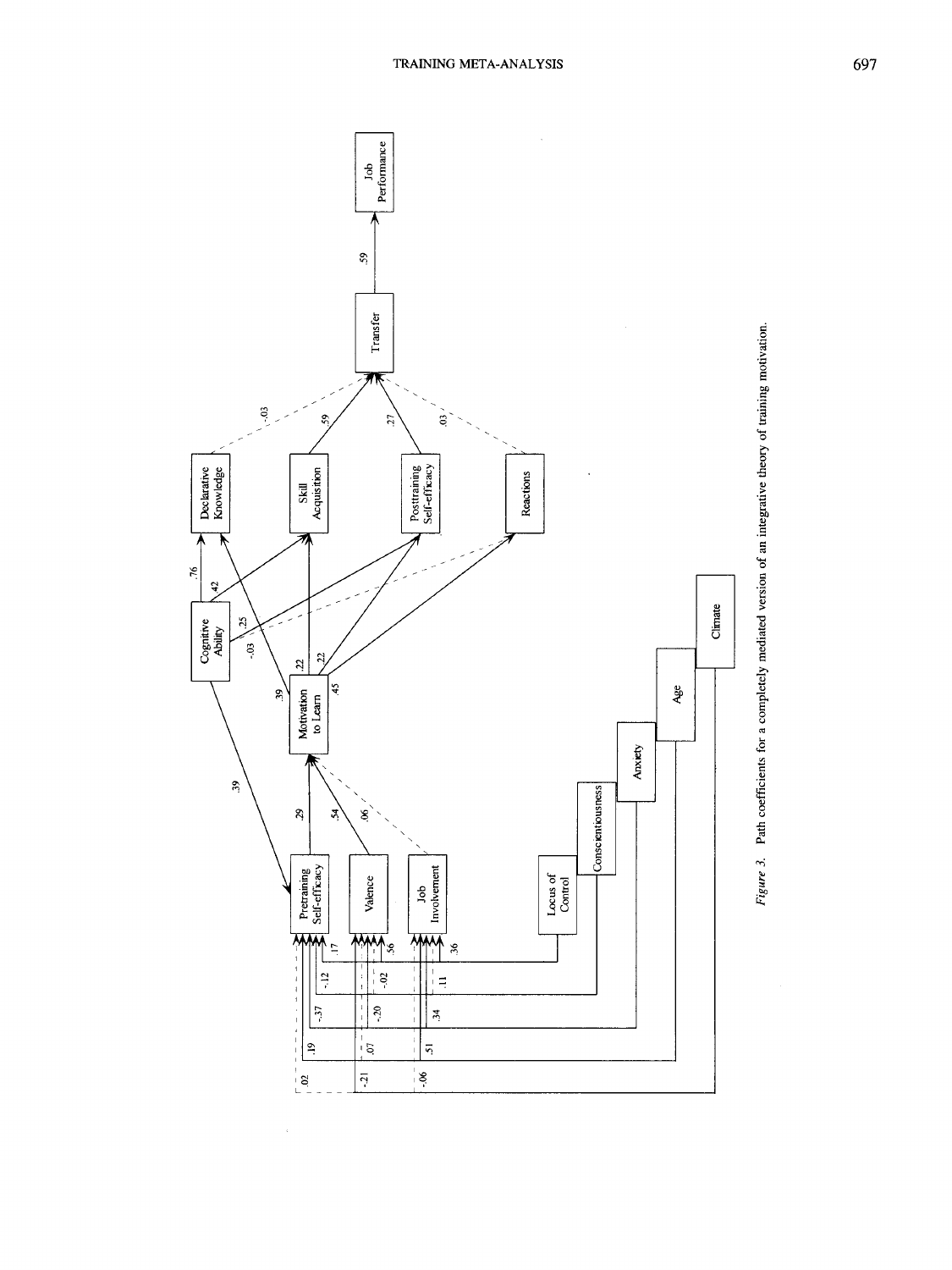*Figure 3.* Path coefficients for a completely mediated version of an integrative theory of training motivation.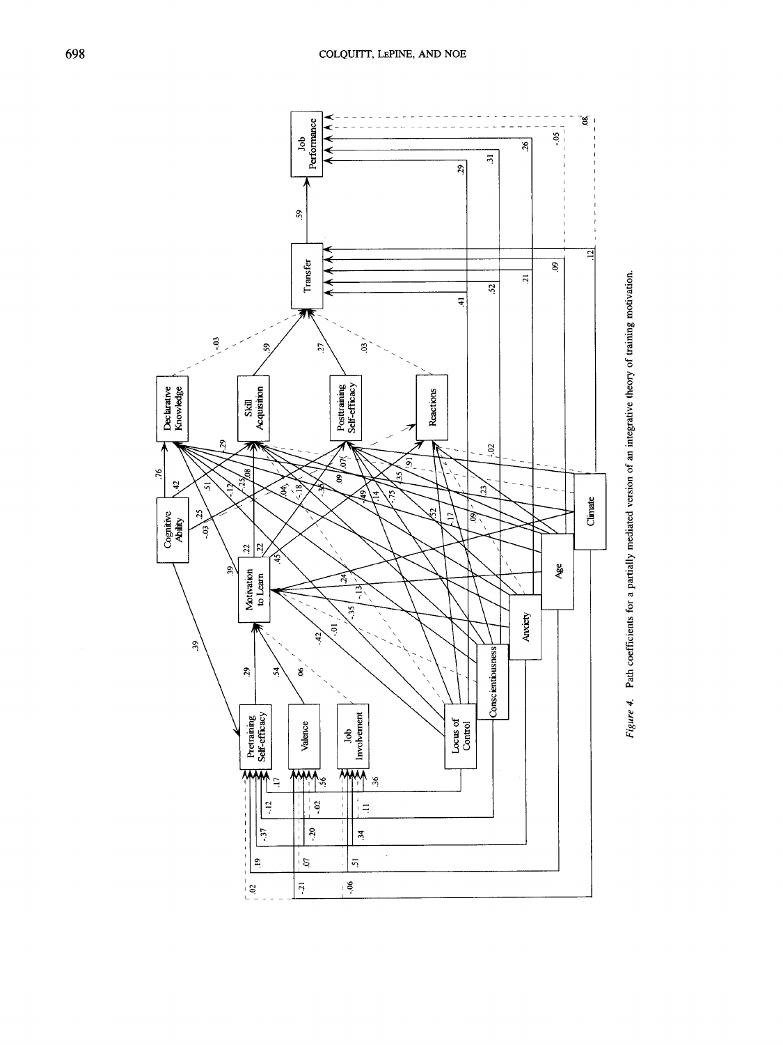*Figure 4.* Path coefficients for a partially mediated version of an integrative theory of training motivation.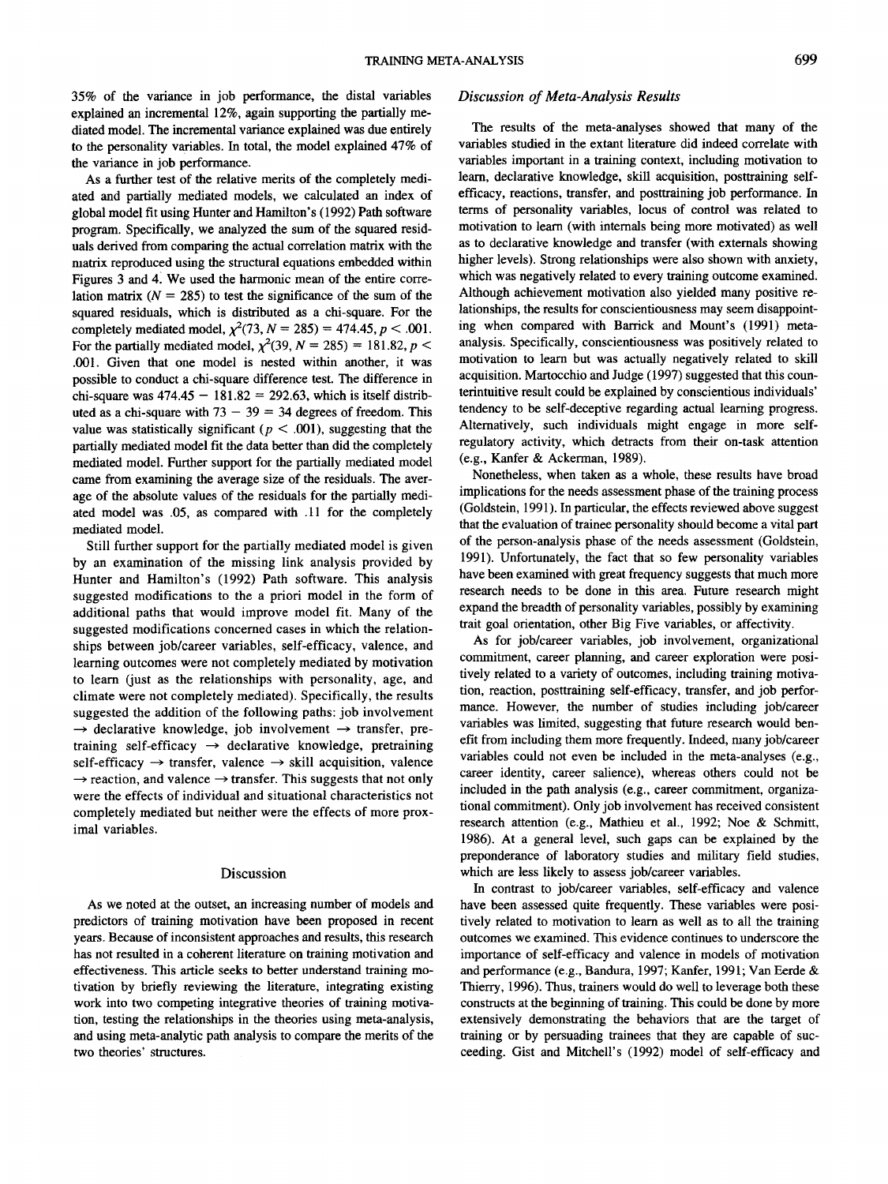35% of the variance in job performance, the distal variables explained an incremental 12%, again supporting the partially mediated model. The incremental variance explained was due entirely to the personality variables. In total, the model explained 47% of the variance in job performance.

As a further test of the relative merits of the completely mediated and partially mediated models, we calculated an index of global model fit using Hunter and Hamilton's (1992) Path software program. Specifically, we analyzed the sum of the squared residuals derived from comparing the actual correlation matrix with the matrix reproduced using the structural equations embedded within Figures 3 and 4. We used the harmonic mean of the entire correlation matrix ($N = 285$) to test the significance of the sum of the squared residuals, which is distributed as a chi-square. For the completely mediated model, $\chi^2(73, N = 285) = 474.45, p < .001$. For the partially mediated model, $\chi^2(39, N = 285) = 181.82, p < .001$. Given that one model is nested within another, it was possible to conduct a chi-square difference test. The difference in chi-square was $474.45 - 181.82 = 292.63$, which is itself distributed as a chi-square with $73 - 39 = 34$ degrees of freedom. This value was statistically significant ($p < .001$), suggesting that the partially mediated model fit the data better than did the completely mediated model. Further support for the partially mediated model came from examining the average size of the residuals. The average of the absolute values of the residuals for the partially mediated model was .05, as compared with .11 for the completely mediated model.

Still further support for the partially mediated model is given by an examination of the missing link analysis provided by Hunter and Hamilton's (1992) Path software. This analysis suggested modifications to the a priori model in the form of additional paths that would improve model fit. Many of the suggested modifications concerned cases in which the relationships between job/career variables, self-efficacy, valence, and learning outcomes were not completely mediated by motivation to learn (just as the relationships with personality, age, and climate were not completely mediated). Specifically, the results suggested the addition of the following paths: job involvement → declarative knowledge, job involvement → transfer, pretraining self-efficacy → declarative knowledge, pretraining self-efficacy → transfer, valence → skill acquisition, valence → reaction, and valence → transfer. This suggests that not only were the effects of individual and situational characteristics not completely mediated but neither were the effects of more proximal variables.

## Discussion

As we noted at the outset, an increasing number of models and predictors of training motivation have been proposed in recent years. Because of inconsistent approaches and results, this research has not resulted in a coherent literature on training motivation and effectiveness. This article seeks to better understand training motivation by briefly reviewing the literature, integrating existing work into two competing integrative theories of training motivation, testing the relationships in the theories using meta-analysis, and using meta-analytic path analysis to compare the merits of the two theories' structures.

### *Discussion of Meta-Analysis Results*

The results of the meta-analyses showed that many of the variables studied in the extant literature did indeed correlate with variables important in a training context, including motivation to learn, declarative knowledge, skill acquisition, posttraining self-efficacy, reactions, transfer, and posttraining job performance. In terms of personality variables, locus of control was related to motivation to learn (with internals being more motivated) as well as to declarative knowledge and transfer (with externals showing higher levels). Strong relationships were also shown with anxiety, which was negatively related to every training outcome examined. Although achievement motivation also yielded many positive relationships, the results for conscientiousness may seem disappointing when compared with Barrick and Mount's (1991) meta-analysis. Specifically, conscientiousness was positively related to motivation to learn but was actually negatively related to skill acquisition. Martocchio and Judge (1997) suggested that this counterintuitive result could be explained by conscientious individuals' tendency to be self-deceptive regarding actual learning progress. Alternatively, such individuals might engage in more self-regulatory activity, which detracts from their on-task attention (e.g., Kanfer & Ackerman, 1989).

Nonetheless, when taken as a whole, these results have broad implications for the needs assessment phase of the training process (Goldstein, 1991). In particular, the effects reviewed above suggest that the evaluation of trainee personality should become a vital part of the person-analysis phase of the needs assessment (Goldstein, 1991). Unfortunately, the fact that so few personality variables have been examined with great frequency suggests that much more research needs to be done in this area. Future research might expand the breadth of personality variables, possibly by examining trait goal orientation, other Big Five variables, or affectivity.

As for job/career variables, job involvement, organizational commitment, career planning, and career exploration were positively related to a variety of outcomes, including training motivation, reaction, posttraining self-efficacy, transfer, and job performance. However, the number of studies including job/career variables was limited, suggesting that future research would benefit from including them more frequently. Indeed, many job/career variables could not even be included in the meta-analyses (e.g., career identity, career salience), whereas others could not be included in the path analysis (e.g., career commitment, organizational commitment). Only job involvement has received consistent research attention (e.g., Mathieu et al., 1992; Noe & Schmitt, 1986). At a general level, such gaps can be explained by the preponderance of laboratory studies and military field studies, which are less likely to assess job/career variables.

In contrast to job/career variables, self-efficacy and valence have been assessed quite frequently. These variables were positively related to motivation to learn as well as to all the training outcomes we examined. This evidence continues to underscore the importance of self-efficacy and valence in models of motivation and performance (e.g., Bandura, 1997; Kanfer, 1991; Van Eerde & Thierry, 1996). Thus, trainers would do well to leverage both these constructs at the beginning of training. This could be done by more extensively demonstrating the behaviors that are the target of training or by persuading trainees that they are capable of succeeding. Gist and Mitchell's (1992) model of self-efficacy and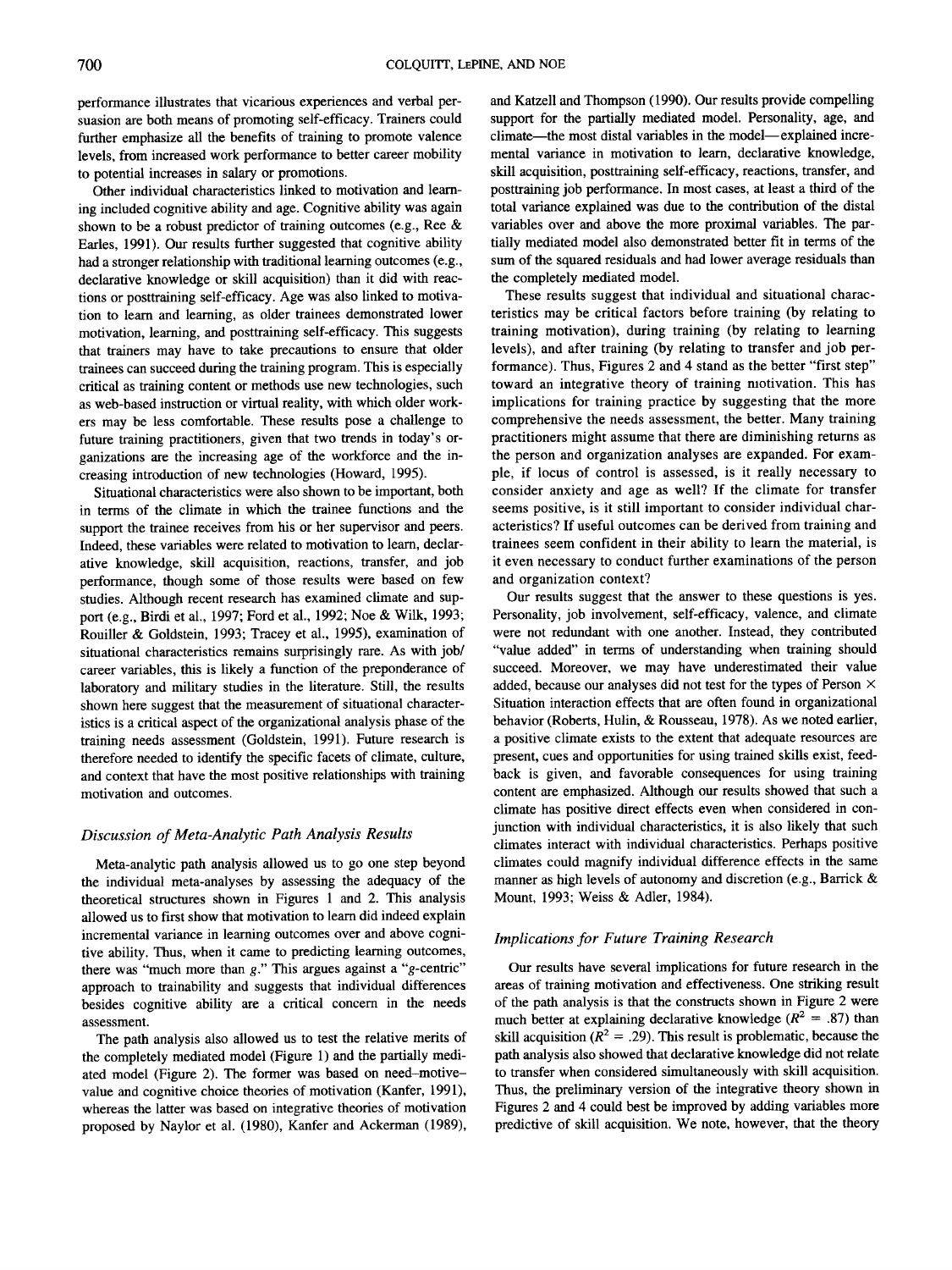performance illustrates that vicarious experiences and verbal persuasion are both means of promoting self-efficacy. Trainers could further emphasize all the benefits of training to promote valence levels, from increased work performance to better career mobility to potential increases in salary or promotions.

Other individual characteristics linked to motivation and learning included cognitive ability and age. Cognitive ability was again shown to be a robust predictor of training outcomes (e.g., Ree & Earles, 1991). Our results further suggested that cognitive ability had a stronger relationship with traditional learning outcomes (e.g., declarative knowledge or skill acquisition) than it did with reactions or posttraining self-efficacy. Age was also linked to motivation to learn and learning, as older trainees demonstrated lower motivation, learning, and posttraining self-efficacy. This suggests that trainers may have to take precautions to ensure that older trainees can succeed during the training program. This is especially critical as training content or methods use new technologies, such as web-based instruction or virtual reality, with which older workers may be less comfortable. These results pose a challenge to future training practitioners, given that two trends in today's organizations are the increasing age of the workforce and the increasing introduction of new technologies (Howard, 1995).

Situational characteristics were also shown to be important, both in terms of the climate in which the trainee functions and the support the trainee receives from his or her supervisor and peers. Indeed, these variables were related to motivation to learn, declarative knowledge, skill acquisition, reactions, transfer, and job performance, though some of those results were based on few studies. Although recent research has examined climate and support (e.g., Birdi et al., 1997; Ford et al., 1992; Noe & Wilk, 1993; Rouiller & Goldstein, 1993; Tracey et al., 1995), examination of situational characteristics remains surprisingly rare. As with job/career variables, this is likely a function of the preponderance of laboratory and military studies in the literature. Still, the results shown here suggest that the measurement of situational characteristics is a critical aspect of the organizational analysis phase of the training needs assessment (Goldstein, 1991). Future research is therefore needed to identify the specific facets of climate, culture, and context that have the most positive relationships with training motivation and outcomes.

### *Discussion of Meta-Analytic Path Analysis Results*

Meta-analytic path analysis allowed us to go one step beyond the individual meta-analyses by assessing the adequacy of the theoretical structures shown in Figures 1 and 2. This analysis allowed us to first show that motivation to learn did indeed explain incremental variance in learning outcomes over and above cognitive ability. Thus, when it came to predicting learning outcomes, there was "much more than *g*." This argues against a "*g*-centric" approach to trainability and suggests that individual differences besides cognitive ability are a critical concern in the needs assessment.

The path analysis also allowed us to test the relative merits of the completely mediated model (Figure 1) and the partially mediated model (Figure 2). The former was based on need–motive–value and cognitive choice theories of motivation (Kanfer, 1991), whereas the latter was based on integrative theories of motivation proposed by Naylor et al. (1980), Kanfer and Ackerman (1989), and Katzell and Thompson (1990). Our results provide compelling support for the partially mediated model. Personality, age, and climate—the most distal variables in the model—explained incremental variance in motivation to learn, declarative knowledge, skill acquisition, posttraining self-efficacy, reactions, transfer, and posttraining job performance. In most cases, at least a third of the total variance explained was due to the contribution of the distal variables over and above the more proximal variables. The partially mediated model also demonstrated better fit in terms of the sum of the squared residuals and had lower average residuals than the completely mediated model.

These results suggest that individual and situational characteristics may be critical factors before training (by relating to training motivation), during training (by relating to learning levels), and after training (by relating to transfer and job performance). Thus, Figures 2 and 4 stand as the better "first step" toward an integrative theory of training motivation. This has implications for training practice by suggesting that the more comprehensive the needs assessment, the better. Many training practitioners might assume that there are diminishing returns as the person and organization analyses are expanded. For example, if locus of control is assessed, is it really necessary to consider anxiety and age as well? If the climate for transfer seems positive, is it still important to consider individual characteristics? If useful outcomes can be derived from training and trainees seem confident in their ability to learn the material, is it even necessary to conduct further examinations of the person and organization context?

Our results suggest that the answer to these questions is yes. Personality, job involvement, self-efficacy, valence, and climate were not redundant with one another. Instead, they contributed "value added" in terms of understanding when training should succeed. Moreover, we may have underestimated their value added, because our analyses did not test for the types of Person × Situation interaction effects that are often found in organizational behavior (Roberts, Hulin, & Rousseau, 1978). As we noted earlier, a positive climate exists to the extent that adequate resources are present, cues and opportunities for using trained skills exist, feedback is given, and favorable consequences for using training content are emphasized. Although our results showed that such a climate has positive direct effects even when considered in conjunction with individual characteristics, it is also likely that such climates interact with individual characteristics. Perhaps positive climates could magnify individual difference effects in the same manner as high levels of autonomy and discretion (e.g., Barrick & Mount, 1993; Weiss & Adler, 1984).

### *Implications for Future Training Research*

Our results have several implications for future research in the areas of training motivation and effectiveness. One striking result of the path analysis is that the constructs shown in Figure 2 were much better at explaining declarative knowledge ($R^2$ = .87) than skill acquisition ($R^2$ = .29). This result is problematic, because the path analysis also showed that declarative knowledge did not relate to transfer when considered simultaneously with skill acquisition. Thus, the preliminary version of the integrative theory shown in Figures 2 and 4 could best be improved by adding variables more predictive of skill acquisition. We note, however, that the theory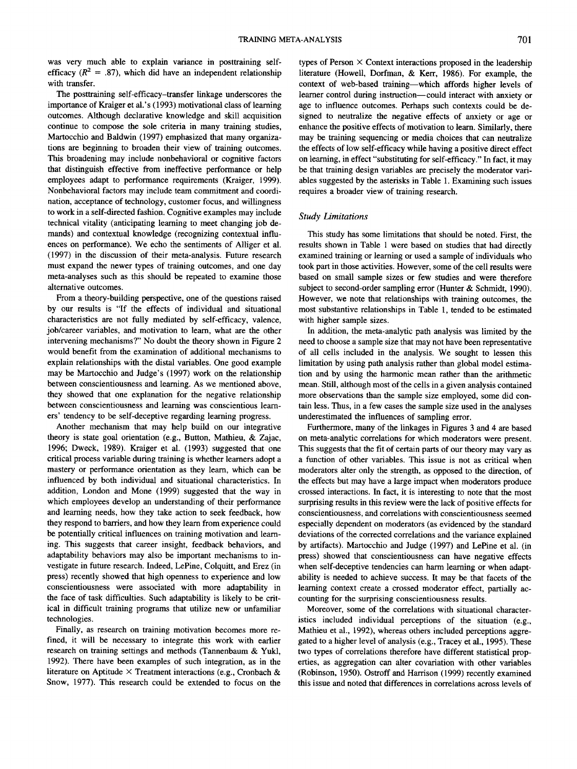was very much able to explain variance in posttraining self-efficacy ($R^2$ = .87), which did have an independent relationship with transfer.

The posttraining self-efficacy–transfer linkage underscores the importance of Kraiger et al.'s (1993) motivational class of learning outcomes. Although declarative knowledge and skill acquisition continue to compose the sole criteria in many training studies, Martocchio and Baldwin (1997) emphasized that many organizations are beginning to broaden their view of training outcomes. This broadening may include nonbehavioral or cognitive factors that distinguish effective from ineffective performance or help employees adapt to performance requirements (Kraiger, 1999). Nonbehavioral factors may include team commitment and coordination, acceptance of technology, customer focus, and willingness to work in a self-directed fashion. Cognitive examples may include technical vitality (anticipating learning to meet changing job demands) and contextual knowledge (recognizing contextual influences on performance). We echo the sentiments of Alliger et al. (1997) in the discussion of their meta-analysis. Future research must expand the newer types of training outcomes, and one day meta-analyses such as this should be repeated to examine those alternative outcomes.

From a theory-building perspective, one of the questions raised by our results is "If the effects of individual and situational characteristics are not fully mediated by self-efficacy, valence, job/career variables, and motivation to learn, what are the other intervening mechanisms?" No doubt the theory shown in Figure 2 would benefit from the examination of additional mechanisms to explain relationships with the distal variables. One good example may be Martocchio and Judge's (1997) work on the relationship between conscientiousness and learning. As we mentioned above, they showed that one explanation for the negative relationship between conscientiousness and learning was conscientious learners' tendency to be self-deceptive regarding learning progress.

Another mechanism that may help build on our integrative theory is state goal orientation (e.g., Button, Mathieu, & Zajac, 1996; Dweck, 1989). Kraiger et al. (1993) suggested that one critical process variable during training is whether learners adopt a mastery or performance orientation as they learn, which can be influenced by both individual and situational characteristics. In addition, London and Mone (1999) suggested that the way in which employees develop an understanding of their performance and learning needs, how they take action to seek feedback, how they respond to barriers, and how they learn from experience could be potentially critical influences on training motivation and learning. This suggests that career insight, feedback behaviors, and adaptability behaviors may also be important mechanisms to investigate in future research. Indeed, LePine, Colquitt, and Erez (in press) recently showed that high openness to experience and low conscientiousness were associated with more adaptability in the face of task difficulties. Such adaptability is likely to be critical in difficult training programs that utilize new or unfamiliar technologies.

Finally, as research on training motivation becomes more refined, it will be necessary to integrate this work with earlier research on training settings and methods (Tannenbaum & Yukl, 1992). There have been examples of such integration, as in the literature on Aptitude × Treatment interactions (e.g., Cronbach & Snow, 1977). This research could be extended to focus on the types of Person × Context interactions proposed in the leadership literature (Howell, Dorfman, & Kerr, 1986). For example, the context of web-based training—which affords higher levels of learner control during instruction—could interact with anxiety or age to influence outcomes. Perhaps such contexts could be designed to neutralize the negative effects of anxiety or age or enhance the positive effects of motivation to learn. Similarly, there may be training sequencing or media choices that can neutralize the effects of low self-efficacy while having a positive direct effect on learning, in effect "substituting for self-efficacy." In fact, it may be that training design variables are precisely the moderator variables suggested by the asterisks in Table 1. Examining such issues requires a broader view of training research.

### *Study Limitations*

This study has some limitations that should be noted. First, the results shown in Table 1 were based on studies that had directly examined training or learning or used a sample of individuals who took part in those activities. However, some of the cell results were based on small sample sizes or few studies and were therefore subject to second-order sampling error (Hunter & Schmidt, 1990). However, we note that relationships with training outcomes, the most substantive relationships in Table 1, tended to be estimated with higher sample sizes.

In addition, the meta-analytic path analysis was limited by the need to choose a sample size that may not have been representative of all cells included in the analysis. We sought to lessen this limitation by using path analysis rather than global model estimation and by using the harmonic mean rather than the arithmetic mean. Still, although most of the cells in a given analysis contained more observations than the sample size employed, some did contain less. Thus, in a few cases the sample size used in the analyses underestimated the influences of sampling error.

Furthermore, many of the linkages in Figures 3 and 4 are based on meta-analytic correlations for which moderators were present. This suggests that the fit of certain parts of our theory may vary as a function of other variables. This issue is not as critical when moderators alter only the strength, as opposed to the direction, of the effects but may have a large impact when moderators produce crossed interactions. In fact, it is interesting to note that the most surprising results in this review were the lack of positive effects for conscientiousness, and correlations with conscientiousness seemed especially dependent on moderators (as evidenced by the standard deviations of the corrected correlations and the variance explained by artifacts). Martocchio and Judge (1997) and LePine et al. (in press) showed that conscientiousness can have negative effects when self-deceptive tendencies can harm learning or when adaptability is needed to achieve success. It may be that facets of the learning context create a crossed moderator effect, partially accounting for the surprising conscientiousness results.

Moreover, some of the correlations with situational characteristics included individual perceptions of the situation (e.g., Mathieu et al., 1992), whereas others included perceptions aggregated to a higher level of analysis (e.g., Tracey et al., 1995). These two types of correlations therefore have different statistical properties, as aggregation can alter covariation with other variables (Robinson, 1950). Ostroff and Harrison (1999) recently examined this issue and noted that differences in correlations across levels of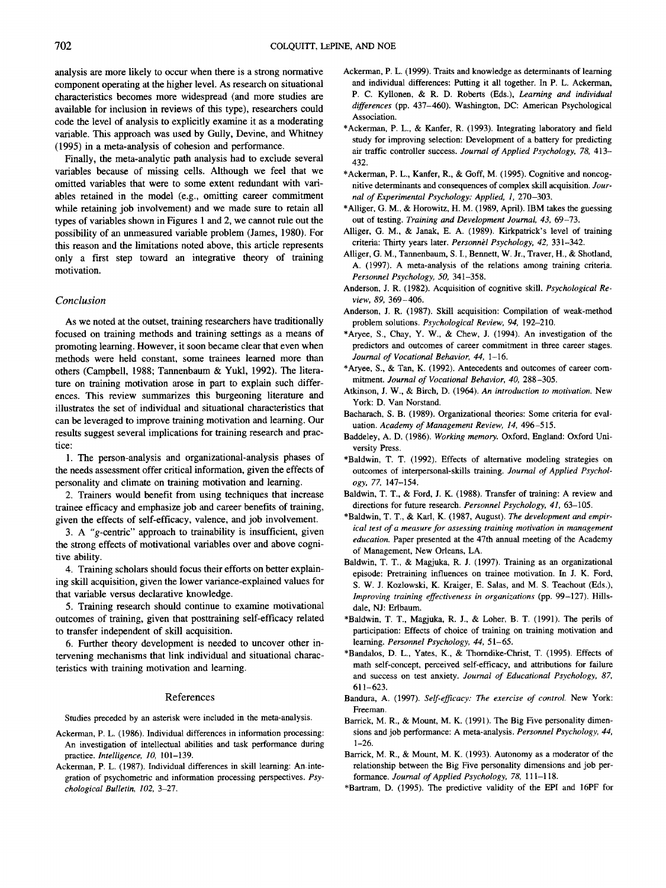analysis are more likely to occur when there is a strong normative component operating at the higher level. As research on situational characteristics becomes more widespread (and more studies are available for inclusion in reviews of this type), researchers could code the level of analysis to explicitly examine it as a moderating variable. This approach was used by Gully, Devine, and Whitney (1995) in a meta-analysis of cohesion and performance.

Finally, the meta-analytic path analysis had to exclude several variables because of missing cells. Although we feel that we omitted variables that were to some extent redundant with variables retained in the model (e.g., omitting career commitment while retaining job involvement) and we made sure to retain all types of variables shown in Figures 1 and 2, we cannot rule out the possibility of an unmeasured variable problem (James, 1980). For this reason and the limitations noted above, this article represents only a first step toward an integrative theory of training motivation.

### *Conclusion*

As we noted at the outset, training researchers have traditionally focused on training methods and training settings as a means of promoting learning. However, it soon became clear that even when methods were held constant, some trainees learned more than others (Campbell, 1988; Tannenbaum & Yukl, 1992). The literature on training motivation arose in part to explain such differences. This review summarizes this burgeoning literature and illustrates the set of individual and situational characteristics that can be leveraged to improve training motivation and learning. Our results suggest several implications for training research and practice:

1. The person-analysis and organizational-analysis phases of the needs assessment offer critical information, given the effects of personality and climate on training motivation and learning.

2. Trainers would benefit from using techniques that increase trainee efficacy and emphasize job and career benefits of training, given the effects of self-efficacy, valence, and job involvement.

3. A "*g*-centric" approach to trainability is insufficient, given the strong effects of motivational variables over and above cognitive ability.

4. Training scholars should focus their efforts on better explaining skill acquisition, given the lower variance-explained values for that variable versus declarative knowledge.

5. Training research should continue to examine motivational outcomes of training, given that posttraining self-efficacy related to transfer independent of skill acquisition.

6. Further theory development is needed to uncover other intervening mechanisms that link individual and situational characteristics with training motivation and learning.

## References

Studies preceded by an asterisk were included in the meta-analysis.

Ackerman, P. L. (1986). Individual differences in information processing: An investigation of intellectual abilities and task performance during practice. *Intelligence, 10,* 101–139.

Ackerman, P. L. (1987). Individual differences in skill learning: An integration of psychometric and information processing perspectives. *Psychological Bulletin, 102,* 3–27.

Ackerman, P. L. (1999). Traits and knowledge as determinants of learning and individual differences: Putting it all together. In P. L. Ackerman, P. C. Kyllonen, & R. D. Roberts (Eds.), *Learning and individual differences* (pp. 437–460). Washington, DC: American Psychological Association.

*Ackerman, P. L., & Kanfer, R. (1993). Integrating laboratory and field study for improving selection: Development of a battery for predicting air traffic controller success. *Journal of Applied Psychology, 78,* 413–432.

*Ackerman, P. L., Kanfer, R., & Goff, M. (1995). Cognitive and noncognitive determinants and consequences of complex skill acquisition. *Journal of Experimental Psychology: Applied, 1,* 270–303.

*Alliger, G. M., & Horowitz, H. M. (1989, April). IBM takes the guessing out of testing. *Training and Development Journal, 43,* 69–73.

Alliger, G. M., & Janak, E. A. (1989). Kirkpatrick's level of training criteria: Thirty years later. *Personnel Psychology, 42,* 331–342.

Alliger, G. M., Tannenbaum, S. I., Bennett, W. Jr., Traver, H., & Shotland, A. (1997). A meta-analysis of the relations among training criteria. *Personnel Psychology, 50,* 341–358.

Anderson, J. R. (1982). Acquisition of cognitive skill. *Psychological Review, 89,* 369–406.

Anderson, J. R. (1987). Skill acquisition: Compilation of weak-method problem solutions. *Psychological Review, 94,* 192–210.

*Aryee, S., Chay, Y. W., & Chew, J. (1994). An investigation of the predictors and outcomes of career commitment in three career stages. *Journal of Vocational Behavior, 44,* 1–16.

*Aryee, S., & Tan, K. (1992). Antecedents and outcomes of career commitment. *Journal of Vocational Behavior, 40,* 288–305.

Atkinson, J. W., & Birch, D. (1964). *An introduction to motivation.* New York: D. Van Norstand.

Bacharach, S. B. (1989). Organizational theories: Some criteria for evaluation. *Academy of Management Review, 14,* 496–515.

Baddeley, A. D. (1986). *Working memory.* Oxford, England: Oxford University Press.

*Baldwin, T. T. (1992). Effects of alternative modeling strategies on outcomes of interpersonal-skills training. *Journal of Applied Psychology, 77,* 147–154.

Baldwin, T. T., & Ford, J. K. (1988). Transfer of training: A review and directions for future research. *Personnel Psychology, 41,* 63–105.

*Baldwin, T. T., & Karl, K. (1987, August). *The development and empirical test of a measure for assessing training motivation in management education.* Paper presented at the 47th annual meeting of the Academy of Management, New Orleans, LA.

Baldwin, T. T., & Magjuka, R. J. (1997). Training as an organizational episode: Pretraining influences on trainee motivation. In J. K. Ford, S. W. J. Kozlowski, K. Kraiger, E. Salas, and M. S. Teachout (Eds.), *Improving training effectiveness in organizations* (pp. 99–127). Hillsdale, NJ: Erlbaum.

*Baldwin, T. T., Magjuka, R. J., & Loher, B. T. (1991). The perils of participation: Effects of choice of training on training motivation and learning. *Personnel Psychology, 44,* 51–65.

*Bandalos, D. L., Yates, K., & Thorndike-Christ, T. (1995). Effects of math self-concept, perceived self-efficacy, and attributions for failure and success on test anxiety. *Journal of Educational Psychology, 87,* 611–623.

Bandura, A. (1997). *Self-efficacy: The exercise of control.* New York: Freeman.

Barrick, M. R., & Mount, M. K. (1991). The Big Five personality dimensions and job performance: A meta-analysis. *Personnel Psychology, 44,* 1–26.

Barrick, M. R., & Mount, M. K. (1993). Autonomy as a moderator of the relationship between the Big Five personality dimensions and job performance. *Journal of Applied Psychology, 78,* 111–118.

*Bartram, D. (1995). The predictive validity of the EPI and 16PF for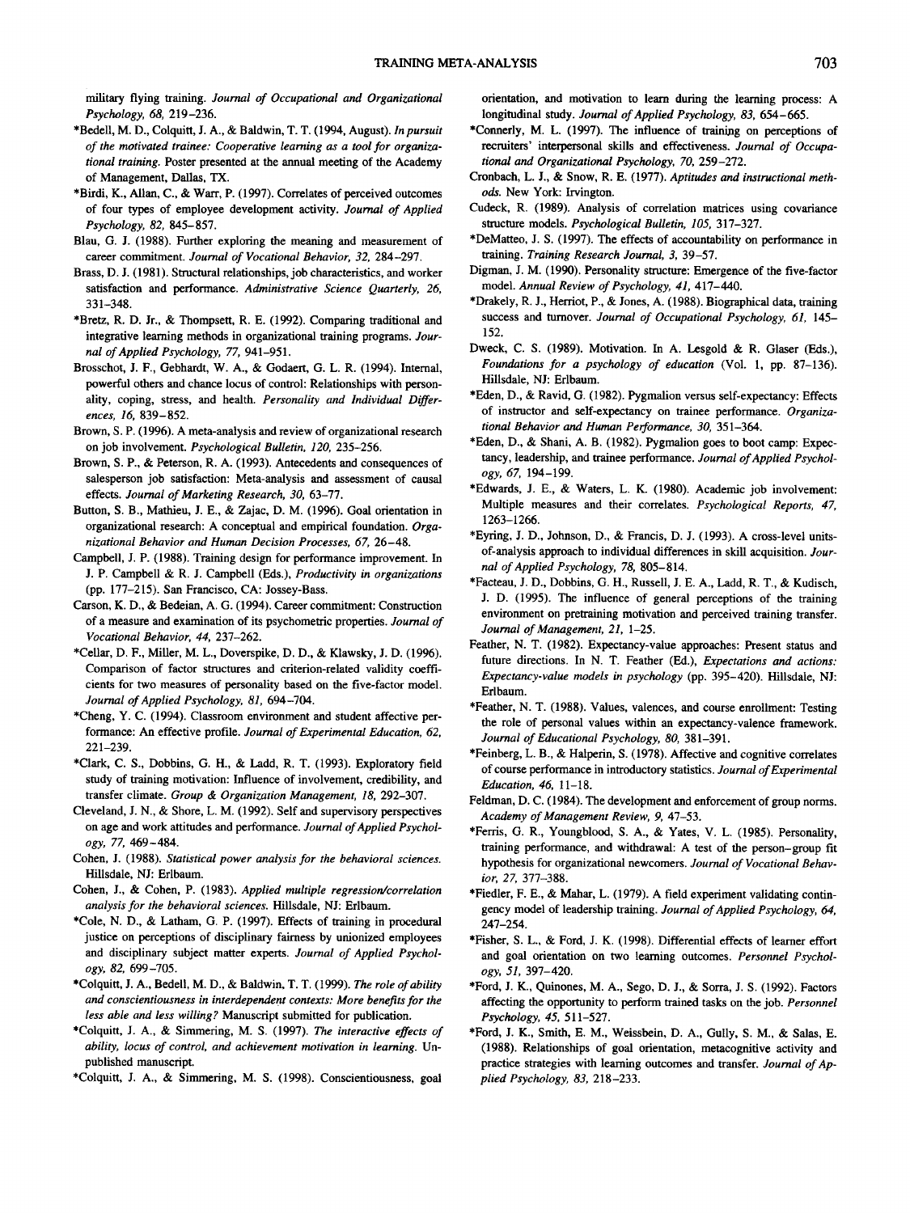military flying training. *Journal of Occupational and Organizational Psychology, 68,* 219–236.

*Bedell, M. D., Colquitt, J. A., & Baldwin, T. T. (1994, August). *In pursuit of the motivated trainee: Cooperative learning as a tool for organizational training.* Poster presented at the annual meeting of the Academy of Management, Dallas, TX.

*Birdi, K., Allan, C., & Warr, P. (1997). Correlates of perceived outcomes of four types of employee development activity. *Journal of Applied Psychology, 82,* 845–857.

Blau, G. J. (1988). Further exploring the meaning and measurement of career commitment. *Journal of Vocational Behavior, 32,* 284–297.

Brass, D. J. (1981). Structural relationships, job characteristics, and worker satisfaction and performance. *Administrative Science Quarterly, 26,* 331–348.

*Bretz, R. D. Jr., & Thompsett, R. E. (1992). Comparing traditional and integrative learning methods in organizational training programs. *Journal of Applied Psychology, 77,* 941–951.

Brosschot, J. F., Gebhardt, W. A., & Godaert, G. L. R. (1994). Internal, powerful others and chance locus of control: Relationships with personality, coping, stress, and health. *Personality and Individual Differences, 16,* 839–852.

Brown, S. P. (1996). A meta-analysis and review of organizational research on job involvement. *Psychological Bulletin, 120,* 235–256.

Brown, S. P., & Peterson, R. A. (1993). Antecedents and consequences of salesperson job satisfaction: Meta-analysis and assessment of causal effects. *Journal of Marketing Research, 30,* 63–77.

Button, S. B., Mathieu, J. E., & Zajac, D. M. (1996). Goal orientation in organizational research: A conceptual and empirical foundation. *Organizational Behavior and Human Decision Processes, 67,* 26–48.

Campbell, J. P. (1988). Training design for performance improvement. In J. P. Campbell & R. J. Campbell (Eds.), *Productivity in organizations* (pp. 177–215). San Francisco, CA: Jossey-Bass.

Carson, K. D., & Bedeian, A. G. (1994). Career commitment: Construction of a measure and examination of its psychometric properties. *Journal of Vocational Behavior, 44,* 237–262.

*Cellar, D. F., Miller, M. L., Doverspike, D. D., & Klawsky, J. D. (1996). Comparison of factor structures and criterion-related validity coefficients for two measures of personality based on the five-factor model. *Journal of Applied Psychology, 81,* 694–704.

*Cheng, Y. C. (1994). Classroom environment and student affective performance: An effective profile. *Journal of Experimental Education, 62,* 221–239.

*Clark, C. S., Dobbins, G. H., & Ladd, R. T. (1993). Exploratory field study of training motivation: Influence of involvement, credibility, and transfer climate. *Group & Organization Management, 18,* 292–307.

Cleveland, J. N., & Shore, L. M. (1992). Self and supervisory perspectives on age and work attitudes and performance. *Journal of Applied Psychology, 77,* 469–484.

Cohen, J. (1988). *Statistical power analysis for the behavioral sciences.* Hillsdale, NJ: Erlbaum.

Cohen, J., & Cohen, P. (1983). *Applied multiple regression/correlation analysis for the behavioral sciences.* Hillsdale, NJ: Erlbaum.

*Cole, N. D., & Latham, G. P. (1997). Effects of training in procedural justice on perceptions of disciplinary fairness by unionized employees and disciplinary subject matter experts. *Journal of Applied Psychology, 82,* 699–705.

*Colquitt, J. A., Bedell, M. D., & Baldwin, T. T. (1999). *The role of ability and conscientiousness in interdependent contexts: More benefits for the less able and less willing?* Manuscript submitted for publication.

*Colquitt, J. A., & Simmering, M. S. (1997). *The interactive effects of ability, locus of control, and achievement motivation in learning.* Unpublished manuscript.

*Colquitt, J. A., & Simmering, M. S. (1998). Conscientiousness, goal orientation, and motivation to learn during the learning process: A longitudinal study. *Journal of Applied Psychology, 83,* 654–665.

*Connerly, M. L. (1997). The influence of training on perceptions of recruiters' interpersonal skills and effectiveness. *Journal of Occupational and Organizational Psychology, 70,* 259–272.

Cronbach, L. J., & Snow, R. E. (1977). *Aptitudes and instructional methods.* New York: Irvington.

Cudeck, R. (1989). Analysis of correlation matrices using covariance structure models. *Psychological Bulletin, 105,* 317–327.

*DeMatteo, J. S. (1997). The effects of accountability on performance in training. *Training Research Journal, 3,* 39–57.

Digman, J. M. (1990). Personality structure: Emergence of the five-factor model. *Annual Review of Psychology, 41,* 417–440.

*Drakely, R. J., Herriot, P., & Jones, A. (1988). Biographical data, training success and turnover. *Journal of Occupational Psychology, 61,* 145–152.

Dweck, C. S. (1989). Motivation. In A. Lesgold & R. Glaser (Eds.), *Foundations for a psychology of education* (Vol. 1, pp. 87–136). Hillsdale, NJ: Erlbaum.

*Eden, D., & Ravid, G. (1982). Pygmalion versus self-expectancy: Effects of instructor and self-expectancy on trainee performance. *Organizational Behavior and Human Performance, 30,* 351–364.

*Eden, D., & Shani, A. B. (1982). Pygmalion goes to boot camp: Expectancy, leadership, and trainee performance. *Journal of Applied Psychology, 67,* 194–199.

*Edwards, J. E., & Waters, L. K. (1980). Academic job involvement: Multiple measures and their correlates. *Psychological Reports, 47,* 1263–1266.

*Eyring, J. D., Johnson, D., & Francis, D. J. (1993). A cross-level units-of-analysis approach to individual differences in skill acquisition. *Journal of Applied Psychology, 78,* 805–814.

*Facteau, J. D., Dobbins, G. H., Russell, J. E. A., Ladd, R. T., & Kudisch, J. D. (1995). The influence of general perceptions of the training environment on pretraining motivation and perceived training transfer. *Journal of Management, 21,* 1–25.

Feather, N. T. (1982). Expectancy-value approaches: Present status and future directions. In N. T. Feather (Ed.), *Expectations and actions: Expectancy-value models in psychology* (pp. 395–420). Hillsdale, NJ: Erlbaum.

*Feather, N. T. (1988). Values, valences, and course enrollment: Testing the role of personal values within an expectancy-valence framework. *Journal of Educational Psychology, 80,* 381–391.

*Feinberg, L. B., & Halperin, S. (1978). Affective and cognitive correlates of course performance in introductory statistics. *Journal of Experimental Education, 46,* 11–18.

Feldman, D. C. (1984). The development and enforcement of group norms. *Academy of Management Review, 9,* 47–53.

*Ferris, G. R., Youngblood, S. A., & Yates, V. L. (1985). Personality, training performance, and withdrawal: A test of the person–group fit hypothesis for organizational newcomers. *Journal of Vocational Behavior, 27,* 377–388.

*Fiedler, F. E., & Mahar, L. (1979). A field experiment validating contingency model of leadership training. *Journal of Applied Psychology, 64,* 247–254.

*Fisher, S. L., & Ford, J. K. (1998). Differential effects of learner effort and goal orientation on two learning outcomes. *Personnel Psychology, 51,* 397–420.

*Ford, J. K., Quinones, M. A., Sego, D. J., & Sorra, J. S. (1992). Factors affecting the opportunity to perform trained tasks on the job. *Personnel Psychology, 45,* 511–527.

*Ford, J. K., Smith, E. M., Weissbein, D. A., Gully, S. M., & Salas, E. (1988). Relationships of goal orientation, metacognitive activity and practice strategies with learning outcomes and transfer. *Journal of Applied Psychology, 83,* 218–233.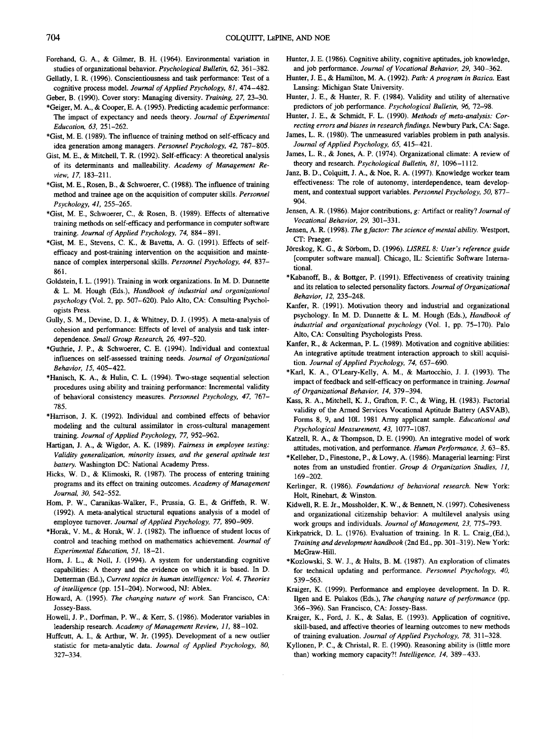Forehand, G. A., & Gilmer, B. H. (1964). Environmental variation in studies of organizational behavior. *Psychological Bulletin, 62,* 361–382.

Gellatly, I. R. (1996). Conscientiousness and task performance: Test of a cognitive process model. *Journal of Applied Psychology, 81,* 474–482.

Geber, B. (1990). Cover story: Managing diversity. *Training, 27,* 23–30.

*Geiger, M. A., & Cooper, E. A. (1995). Predicting academic performance: The impact of expectancy and needs theory. *Journal of Experimental Education, 63,* 251–262.

*Gist, M. E. (1989). The influence of training method on self-efficacy and idea generation among managers. *Personnel Psychology, 42,* 787–805.

Gist, M. E., & Mitchell, T. R. (1992). Self-efficacy: A theoretical analysis of its determinants and malleability. *Academy of Management Review, 17,* 183–211.

*Gist, M. E., Rosen, B., & Schwoerer, C. (1988). The influence of training method and trainee age on the acquisition of computer skills. *Personnel Psychology, 41,* 255–265.

*Gist, M. E., Schwoerer, C., & Rosen, B. (1989). Effects of alternative training methods on self-efficacy and performance in computer software training. *Journal of Applied Psychology, 74,* 884–891.

*Gist, M. E., Stevens, C. K., & Bavetta, A. G. (1991). Effects of self-efficacy and post-training intervention on the acquisition and maintenance of complex interpersonal skills. *Personnel Psychology, 44,* 837–861.

Goldstein, I. L. (1991). Training in work organizations. In M. D. Dunnette & L. M. Hough (Eds.), *Handbook of industrial and organizational psychology* (Vol. 2, pp. 507–620). Palo Alto, CA: Consulting Psychologists Press.

Gully, S. M., Devine, D. J., & Whitney, D. J. (1995). A meta-analysis of cohesion and performance: Effects of level of analysis and task interdependence. *Small Group Research, 26,* 497–520.

*Guthrie, J. P., & Schwoerer, C. E. (1994). Individual and contextual influences on self-assessed training needs. *Journal of Organizational Behavior, 15,* 405–422.

*Hanisch, K. A., & Hulin, C. L. (1994). Two-stage sequential selection procedures using ability and training performance: Incremental validity of behavioral consistency measures. *Personnel Psychology, 47,* 767–785.

*Harrison, J. K. (1992). Individual and combined effects of behavior modeling and the cultural assimilator in cross-cultural management training. *Journal of Applied Psychology, 77,* 952–962.

Hartigan, J. A., & Wigdor, A. K. (1989). *Fairness in employee testing: Validity generalization, minority issues, and the general aptitude test battery.* Washington DC: National Academy Press.

Hicks, W. D., & Klimoski, R. (1987). The process of entering training programs and its effect on training outcomes. *Academy of Management Journal, 30,* 542–552.

Hom, P. W., Caranikas-Walker, F., Prussia, G. E., & Griffeth, R. W. (1992). A meta-analytical structural equations analysis of a model of employee turnover. *Journal of Applied Psychology, 77,* 890–909.

*Horak, V. M., & Horak, W. J. (1982). The influence of student locus of control and teaching method on mathematics achievement. *Journal of Experimental Education, 51,* 18–21.

Horn, J. L., & Noll, J. (1994). A system for understanding cognitive capabilities: A theory and the evidence on which it is based. In D. Detterman (Ed.), *Current topics in human intelligence: Vol. 4. Theories of intelligence* (pp. 151–204). Norwood, NJ: Ablex.

Howard, A. (1995). *The changing nature of work.* San Francisco, CA: Jossey-Bass.

Howell, J. P., Dorfman, P. W., & Kerr, S. (1986). Moderator variables in leadership research. *Academy of Management Review, 11,* 88–102.

Huffcutt, A. I., & Arthur, W. Jr. (1995). Development of a new outlier statistic for meta-analytic data. *Journal of Applied Psychology, 80,* 327–334.

Hunter, J. E. (1986). Cognitive ability, cognitive aptitudes, job knowledge, and job performance. *Journal of Vocational Behavior, 29,* 340–362.

Hunter, J. E., & Hamilton, M. A. (1992). *Path: A program in Basica.* East Lansing: Michigan State University.

Hunter, J. E., & Hunter, R. F. (1984). Validity and utility of alternative predictors of job performance. *Psychological Bulletin, 96,* 72–98.

Hunter, J. E., & Schmidt, F. L. (1990). *Methods of meta-analysis: Correcting errors and biases in research findings.* Newbury Park, CA: Sage.

James, L. R. (1980). The unmeasured variables problem in path analysis. *Journal of Applied Psychology, 65,* 415–421.

James, L. R., & Jones, A. P. (1974). Organizational climate: A review of theory and research. *Psychological Bulletin, 81,* 1096–1112.

Janz, B. D., Colquitt, J. A., & Noe, R. A. (1997). Knowledge worker team effectiveness: The role of autonomy, interdependence, team development, and contextual support variables. *Personnel Psychology, 50,* 877–904.

Jensen, A. R. (1986). Major contributions, *g*: Artifact or reality? *Journal of Vocational Behavior, 29,* 301–331.

Jensen, A. R. (1998). *The g factor: The science of mental ability.* Westport, CT: Praeger.

Jöreskog, K. G., & Sörbom, D. (1996). *LISREL 8: User's reference guide* [computer software manual]. Chicago, IL: Scientific Software International.

*Kabanoff, B., & Bottger, P. (1991). Effectiveness of creativity training and its relation to selected personality factors. *Journal of Organizational Behavior, 12,* 235–248.

Kanfer, R. (1991). Motivation theory and industrial and organizational psychology. In M. D. Dunnette & L. M. Hough (Eds.), *Handbook of industrial and organizational psychology* (Vol. 1, pp. 75–170). Palo Alto, CA: Consulting Psychologists Press.

Kanfer, R., & Ackerman, P. L. (1989). Motivation and cognitive abilities: An integrative aptitude treatment interaction approach to skill acquisition. *Journal of Applied Psychology, 74,* 657–690.

*Karl, K. A., O'Leary-Kelly, A. M., & Martocchio, J. J. (1993). The impact of feedback and self-efficacy on performance in training. *Journal of Organizational Behavior, 14,* 379–394.

Kass, R. A., Mitchell, K. J., Grafton, F. C., & Wing, H. (1983). Factorial validity of the Armed Services Vocational Aptitude Battery (ASVAB), Forms 8, 9, and 10L 1981 Army applicant sample. *Educational and Psychological Measurement, 43,* 1077–1087.

Katzell, R. A., & Thompson, D. E. (1990). An integrative model of work attitudes, motivation, and performance. *Human Performance, 3,* 63–85.

*Kelleher, D., Finestone, P., & Lowy, A. (1986). Managerial learning: First notes from an unstudied frontier. *Group & Organization Studies, 11,* 169–202.

Kerlinger, R. (1986). *Foundations of behavioral research.* New York: Holt, Rinehart, & Winston.

Kidwell, R. E. Jr., Mossholder, K. W., & Bennett, N. (1997). Cohesiveness and organizational citizenship behavior: A multilevel analysis using work groups and individuals. *Journal of Management, 23,* 775–793.

Kirkpatrick, D. L. (1976). Evaluation of training. In R. L. Craig (Ed.), *Training and development handbook* (2nd Ed., pp. 301–319). New York: McGraw-Hill.

*Kozlowski, S. W. J., & Hults, B. M. (1987). An exploration of climates for technical updating and performance. *Personnel Psychology, 40,* 539–563.

Kraiger, K. (1999). Performance and employee development. In D. R. Ilgen and E. Pulakos (Eds.), *The changing nature of performance* (pp. 366–396). San Francisco, CA: Jossey-Bass.

Kraiger, K., Ford, J. K., & Salas, E. (1993). Application of cognitive, skill-based, and affective theories of learning outcomes to new methods of training evaluation. *Journal of Applied Psychology, 78,* 311–328.

Kyllonen, P. C., & Christal, R. E. (1990). Reasoning ability is (little more than) working memory capacity?! *Intelligence, 14,* 389–433.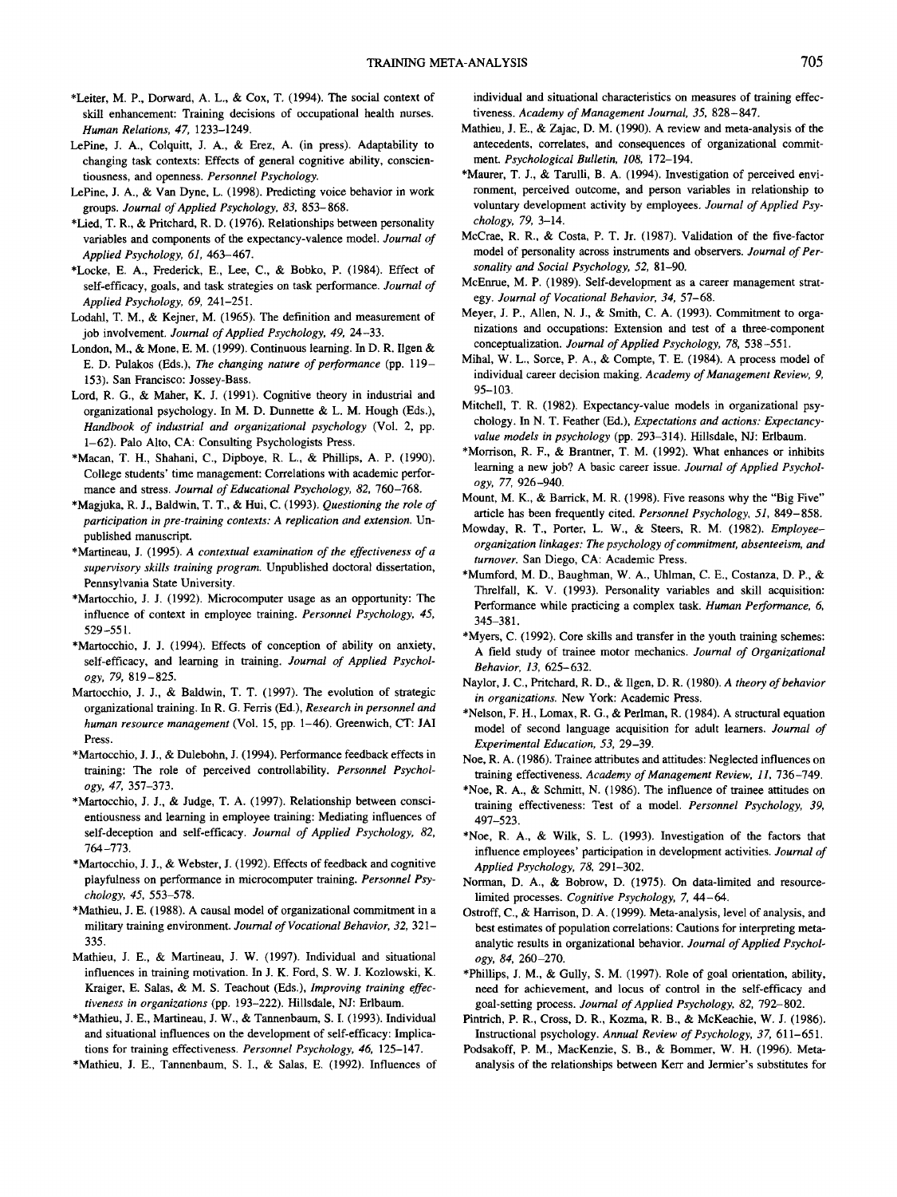*Leiter, M. P., Dorward, A. L., & Cox, T. (1994). The social context of skill enhancement: Training decisions of occupational health nurses. *Human Relations, 47,* 1233–1249.

LePine, J. A., Colquitt, J. A., & Erez, A. (in press). Adaptability to changing task contexts: Effects of general cognitive ability, conscientiousness, and openness. *Personnel Psychology.*

LePine, J. A., & Van Dyne, L. (1998). Predicting voice behavior in work groups. *Journal of Applied Psychology, 83,* 853–868.

*Lied, T. R., & Pritchard, R. D. (1976). Relationships between personality variables and components of the expectancy-valence model. *Journal of Applied Psychology, 61,* 463–467.

*Locke, E. A., Frederick, E., Lee, C., & Bobko, P. (1984). Effect of self-efficacy, goals, and task strategies on task performance. *Journal of Applied Psychology, 69,* 241–251.

Lodahl, T. M., & Kejner, M. (1965). The definition and measurement of job involvement. *Journal of Applied Psychology, 49,* 24–33.

London, M., & Mone, E. M. (1999). Continuous learning. In D. R. Ilgen & E. D. Pulakos (Eds.), *The changing nature of performance* (pp. 119–153). San Francisco: Jossey-Bass.

Lord, R. G., & Maher, K. J. (1991). Cognitive theory in industrial and organizational psychology. In M. D. Dunnette & L. M. Hough (Eds.), *Handbook of industrial and organizational psychology* (Vol. 2, pp. 1–62). Palo Alto, CA: Consulting Psychologists Press.

*Macan, T. H., Shahani, C., Dipboye, R. L., & Phillips, A. P. (1990). College students' time management: Correlations with academic performance and stress. *Journal of Educational Psychology, 82,* 760–768.

*Magjuka, R. J., Baldwin, T. T., & Hui, C. (1993). *Questioning the role of participation in pre-training contexts: A replication and extension.* Unpublished manuscript.

*Martineau, J. (1995). *A contextual examination of the effectiveness of a supervisory skills training program.* Unpublished doctoral dissertation, Pennsylvania State University.

*Martocchio, J. J. (1992). Microcomputer usage as an opportunity: The influence of context in employee training. *Personnel Psychology, 45,* 529–551.

*Martocchio, J. J. (1994). Effects of conception of ability on anxiety, self-efficacy, and learning in training. *Journal of Applied Psychology, 79,* 819–825.

Martocchio, J. J., & Baldwin, T. T. (1997). The evolution of strategic organizational training. In R. G. Ferris (Ed.), *Research in personnel and human resource management* (Vol. 15, pp. 1–46). Greenwich, CT: JAI Press.

*Martocchio, J. J., & Dulebohn, J. (1994). Performance feedback effects in training: The role of perceived controllability. *Personnel Psychology, 47,* 357–373.

*Martocchio, J. J., & Judge, T. A. (1997). Relationship between conscientiousness and learning in employee training: Mediating influences of self-deception and self-efficacy. *Journal of Applied Psychology, 82,* 764–773.

*Martocchio, J. J., & Webster, J. (1992). Effects of feedback and cognitive playfulness on performance in microcomputer training. *Personnel Psychology, 45,* 553–578.

*Mathieu, J. E. (1988). A causal model of organizational commitment in a military training environment. *Journal of Vocational Behavior, 32,* 321–335.

Mathieu, J. E., & Martineau, J. W. (1997). Individual and situational influences in training motivation. In J. K. Ford, S. W. J. Kozlowski, K. Kraiger, E. Salas, & M. S. Teachout (Eds.), *Improving training effectiveness in organizations* (pp. 193–222). Hillsdale, NJ: Erlbaum.

*Mathieu, J. E., Martineau, J. W., & Tannenbaum, S. I. (1993). Individual and situational influences on the development of self-efficacy: Implications for training effectiveness. *Personnel Psychology, 46,* 125–147.

*Mathieu, J. E., Tannenbaum, S. I., & Salas, E. (1992). Influences of individual and situational characteristics on measures of training effectiveness. *Academy of Management Journal, 35,* 828–847.

Mathieu, J. E., & Zajac, D. M. (1990). A review and meta-analysis of the antecedents, correlates, and consequences of organizational commitment. *Psychological Bulletin, 108,* 172–194.

*Maurer, T. J., & Tarulli, B. A. (1994). Investigation of perceived environment, perceived outcome, and person variables in relationship to voluntary development activity by employees. *Journal of Applied Psychology, 79,* 3–14.

McCrae, R. R., & Costa, P. T. Jr. (1987). Validation of the five-factor model of personality across instruments and observers. *Journal of Personality and Social Psychology, 52,* 81–90.

McEnrue, M. P. (1989). Self-development as a career management strategy. *Journal of Vocational Behavior, 34,* 57–68.

Meyer, J. P., Allen, N. J., & Smith, C. A. (1993). Commitment to organizations and occupations: Extension and test of a three-component conceptualization. *Journal of Applied Psychology, 78,* 538–551.

Mihal, W. L., Sorce, P. A., & Compte, T. E. (1984). A process model of individual career decision making. *Academy of Management Review, 9,* 95–103.

Mitchell, T. R. (1982). Expectancy-value models in organizational psychology. In N. T. Feather (Ed.), *Expectations and actions: Expectancy-value models in psychology* (pp. 293–314). Hillsdale, NJ: Erlbaum.

*Morrison, R. F., & Brantner, T. M. (1992). What enhances or inhibits learning a new job? A basic career issue. *Journal of Applied Psychology, 77,* 926–940.

Mount, M. K., & Barrick, M. R. (1998). Five reasons why the "Big Five" article has been frequently cited. *Personnel Psychology, 51,* 849–858.

Mowday, R. T., Porter, L. W., & Steers, R. M. (1982). *Employee–organization linkages: The psychology of commitment, absenteeism, and turnover.* San Diego, CA: Academic Press.

*Mumford, M. D., Baughman, W. A., Uhlman, C. E., Costanza, D. P., & Threlfall, K. V. (1993). Personality variables and skill acquisition: Performance while practicing a complex task. *Human Performance, 6,* 345–381.

*Myers, C. (1992). Core skills and transfer in the youth training schemes: A field study of trainee motor mechanics. *Journal of Organizational Behavior, 13,* 625–632.

Naylor, J. C., Pritchard, R. D., & Ilgen, D. R. (1980). *A theory of behavior in organizations.* New York: Academic Press.

*Nelson, F. H., Lomax, R. G., & Perlman, R. (1984). A structural equation model of second language acquisition for adult learners. *Journal of Experimental Education, 53,* 29–39.

Noe, R. A. (1986). Trainee attributes and attitudes: Neglected influences on training effectiveness. *Academy of Management Review, 11,* 736–749.

*Noe, R. A., & Schmitt, N. (1986). The influence of trainee attitudes on training effectiveness: Test of a model. *Personnel Psychology, 39,* 497–523.

*Noe, R. A., & Wilk, S. L. (1993). Investigation of the factors that influence employees' participation in development activities. *Journal of Applied Psychology, 78,* 291–302.

Norman, D. A., & Bobrow, D. (1975). On data-limited and resource-limited processes. *Cognitive Psychology, 7,* 44–64.

Ostroff, C., & Harrison, D. A. (1999). Meta-analysis, level of analysis, and best estimates of population correlations: Cautions for interpreting meta-analytic results in organizational behavior. *Journal of Applied Psychology, 84,* 260–270.

*Phillips, J. M., & Gully, S. M. (1997). Role of goal orientation, ability, need for achievement, and locus of control in the self-efficacy and goal-setting process. *Journal of Applied Psychology, 82,* 792–802.

Pintrich, P. R., Cross, D. R., Kozma, R. B., & McKeachie, W. J. (1986). Instructional psychology. *Annual Review of Psychology, 37,* 611–651.

Podsakoff, P. M., MacKenzie, S. B., & Bommer, W. H. (1996). Meta-analysis of the relationships between Kerr and Jermier's substitutes for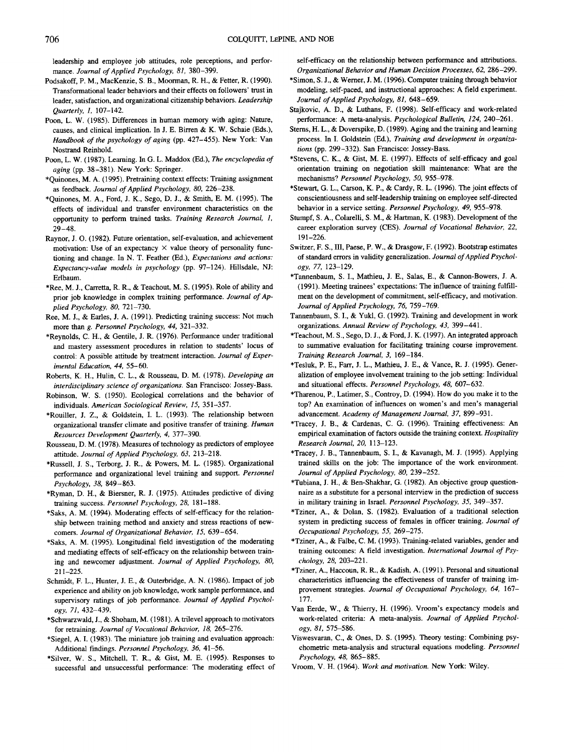leadership and employee job attitudes, role perceptions, and performance. *Journal of Applied Psychology, 81,* 380–399.

Podsakoff, P. M., MacKenzie, S. B., Moorman, R. H., & Fetter, R. (1990). Transformational leader behaviors and their effects on followers' trust in leader, satisfaction, and organizational citizenship behaviors. *Leadership Quarterly, 1,* 107–142.

Poon, L. W. (1985). Differences in human memory with aging: Nature, causes, and clinical implication. In J. E. Birren & K. W. Schaie (Eds.), *Handbook of the psychology of aging* (pp. 427–455). New York: Van Nostrand Reinhold.

Poon, L. W. (1987). Learning. In G. L. Maddox (Ed.), *The encyclopedia of aging* (pp. 38–381). New York: Springer.

*Quinones, M. A. (1995). Pretraining context effects: Training assignment as feedback. *Journal of Applied Psychology, 80,* 226–238.

*Quinones, M. A., Ford, J. K., Sego, D. J., & Smith, E. M. (1995). The effects of individual and transfer environment characteristics on the opportunity to perform trained tasks. *Training Research Journal, 1,* 29–48.

Raynor, J. O. (1982). Future orientation, self-evaluation, and achievement motivation: Use of an expectancy × value theory of personality functioning and change. In N. T. Feather (Ed.), *Expectations and actions: Expectancy-value models in psychology* (pp. 97–124). Hillsdale, NJ: Erlbaum.

*Ree, M. J., Carretta, R. R., & Teachout, M. S. (1995). Role of ability and prior job knowledge in complex training performance. *Journal of Applied Psychology, 80,* 721–730.

Ree, M. J., & Earles, J. A. (1991). Predicting training success: Not much more than *g*. *Personnel Psychology, 44,* 321–332.

*Reynolds, C. H., & Gentile, J. R. (1976). Performance under traditional and mastery assessment procedures in relation to students' locus of control: A possible attitude by treatment interaction. *Journal of Experimental Education, 44,* 55–60.

Roberts, K. H., Hulin, C. L., & Rousseau, D. M. (1978). *Developing an interdisciplinary science of organizations.* San Francisco: Jossey-Bass.

Robinson, W. S. (1950). Ecological correlations and the behavior of individuals. *American Sociological Review, 15,* 351–357.

*Rouiller, J. Z., & Goldstein, I. L. (1993). The relationship between organizational transfer climate and positive transfer of training. *Human Resources Development Quarterly, 4,* 377–390.

Rousseau, D. M. (1978). Measures of technology as predictors of employee attitude. *Journal of Applied Psychology, 63,* 213–218.

*Russell, J. S., Terborg, J. R., & Powers, M. L. (1985). Organizational performance and organizational level training and support. *Personnel Psychology, 38,* 849–863.

*Ryman, D. H., & Biersner, R. J. (1975). Attitudes predictive of diving training success. *Personnel Psychology, 28,* 181–188.

*Saks, A. M. (1994). Moderating effects of self-efficacy for the relationship between training method and anxiety and stress reactions of newcomers. *Journal of Organizational Behavior, 15,* 639–654.

*Saks, A. M. (1995). Longitudinal field investigation of the moderating and mediating effects of self-efficacy on the relationship between training and newcomer adjustment. *Journal of Applied Psychology, 80,* 211–225.

Schmidt, F. L., Hunter, J. E., & Outerbridge, A. N. (1986). Impact of job experience and ability on job knowledge, work sample performance, and supervisory ratings of job performance. *Journal of Applied Psychology, 71,* 432–439.

*Schwarzwald, J., & Shoham, M. (1981). A trilevel approach to motivators for retraining. *Journal of Vocational Behavior, 18,* 265–276.

*Siegel, A. I. (1983). The miniature job training and evaluation approach: Additional findings. *Personnel Psychology, 36,* 41–56.

*Silver, W. S., Mitchell, T. R., & Gist, M. E. (1995). Responses to successful and unsuccessful performance: The moderating effect of self-efficacy on the relationship between performance and attributions. *Organizational Behavior and Human Decision Processes, 62,* 286–299.

*Simon, S. J., & Werner, J. M. (1996). Computer training through behavior modeling, self-paced, and instructional approaches: A field experiment. *Journal of Applied Psychology, 81,* 648–659.

Stajkovic, A. D., & Luthans, F. (1998). Self-efficacy and work-related performance: A meta-analysis. *Psychological Bulletin, 124,* 240–261.

Sterns, H. L., & Doverspike, D. (1989). Aging and the training and learning process. In I. Goldstein (Ed.), *Training and development in organizations* (pp. 299–332). San Francisco: Jossey-Bass.

*Stevens, C. K., & Gist, M. E. (1997). Effects of self-efficacy and goal orientation training on negotiation skill maintenance: What are the mechanisms? *Personnel Psychology, 50,* 955–978.

*Stewart, G. L., Carson, K. P., & Cardy, R. L. (1996). The joint effects of conscientiousness and self-leadership training on employee self-directed behavior in a service setting. *Personnel Psychology, 49,* 955–978.

Stumpf, S. A., Colarelli, S. M., & Hartman, K. (1983). Development of the career exploration survey (CES). *Journal of Vocational Behavior, 22,* 191–226.

Switzer, F. S., III, Paese, P. W., & Drasgow, F. (1992). Bootstrap estimates of standard errors in validity generalization. *Journal of Applied Psychology, 77,* 123–129.

*Tannenbaum, S. I., Mathieu, J. E., Salas, E., & Cannon-Bowers, J. A. (1991). Meeting trainees' expectations: The influence of training fulfillment on the development of commitment, self-efficacy, and motivation. *Journal of Applied Psychology, 76,* 759–769.

Tannenbaum, S. I., & Yukl, G. (1992). Training and development in work organizations. *Annual Review of Psychology, 43,* 399–441.

*Teachout, M. S., Sego, D. J., & Ford, J. K. (1997). An integrated approach to summative evaluation for facilitating training course improvement. *Training Research Journal, 3,* 169–184.

*Tesluk, P. E., Farr, J. L., Mathieu, J. E., & Vance, R. J. (1995). Generalization of employee involvement training to the job setting: Individual and situational effects. *Personnel Psychology, 48,* 607–632.

*Tharenou, P., Latimer, S., Controy, D. (1994). How do you make it to the top? An examination of influences on women's and men's managerial advancement. *Academy of Management Journal, 37,* 899–931.

*Tracey, J. B., & Cardenas, C. G. (1996). Training effectiveness: An empirical examination of factors outside the training context. *Hospitality Research Journal, 20,* 113–123.

*Tracey, J. B., Tannenbaum, S. I., & Kavanagh, M. J. (1995). Applying trained skills on the job: The importance of the work environment. *Journal of Applied Psychology, 80,* 239–252.

*Tubiana, J. H., & Ben-Shakhar, G. (1982). An objective group questionnaire as a substitute for a personal interview in the prediction of success in military training in Israel. *Personnel Psychology, 35,* 349–357.

*Tziner, A., & Dolan, S. (1982). Evaluation of a traditional selection system in predicting success of females in officer training. *Journal of Occupational Psychology, 55,* 269–275.

*Tziner, A., & Falbe, C. M. (1993). Training-related variables, gender and training outcomes: A field investigation. *International Journal of Psychology, 28,* 203–221.

*Tziner, A., Haccoun, R. R., & Kadish, A. (1991). Personal and situational characteristics influencing the effectiveness of transfer of training improvement strategies. *Journal of Occupational Psychology, 64,* 167–177.

Van Eerde, W., & Thierry, H. (1996). Vroom's expectancy models and work-related criteria: A meta-analysis. *Journal of Applied Psychology, 81,* 575–586.

Viswesvaran, C., & Ones, D. S. (1995). Theory testing: Combining psychometric meta-analysis and structural equations modeling. *Personnel Psychology, 48,* 865–885.

Vroom, V. H. (1964). *Work and motivation.* New York: Wiley.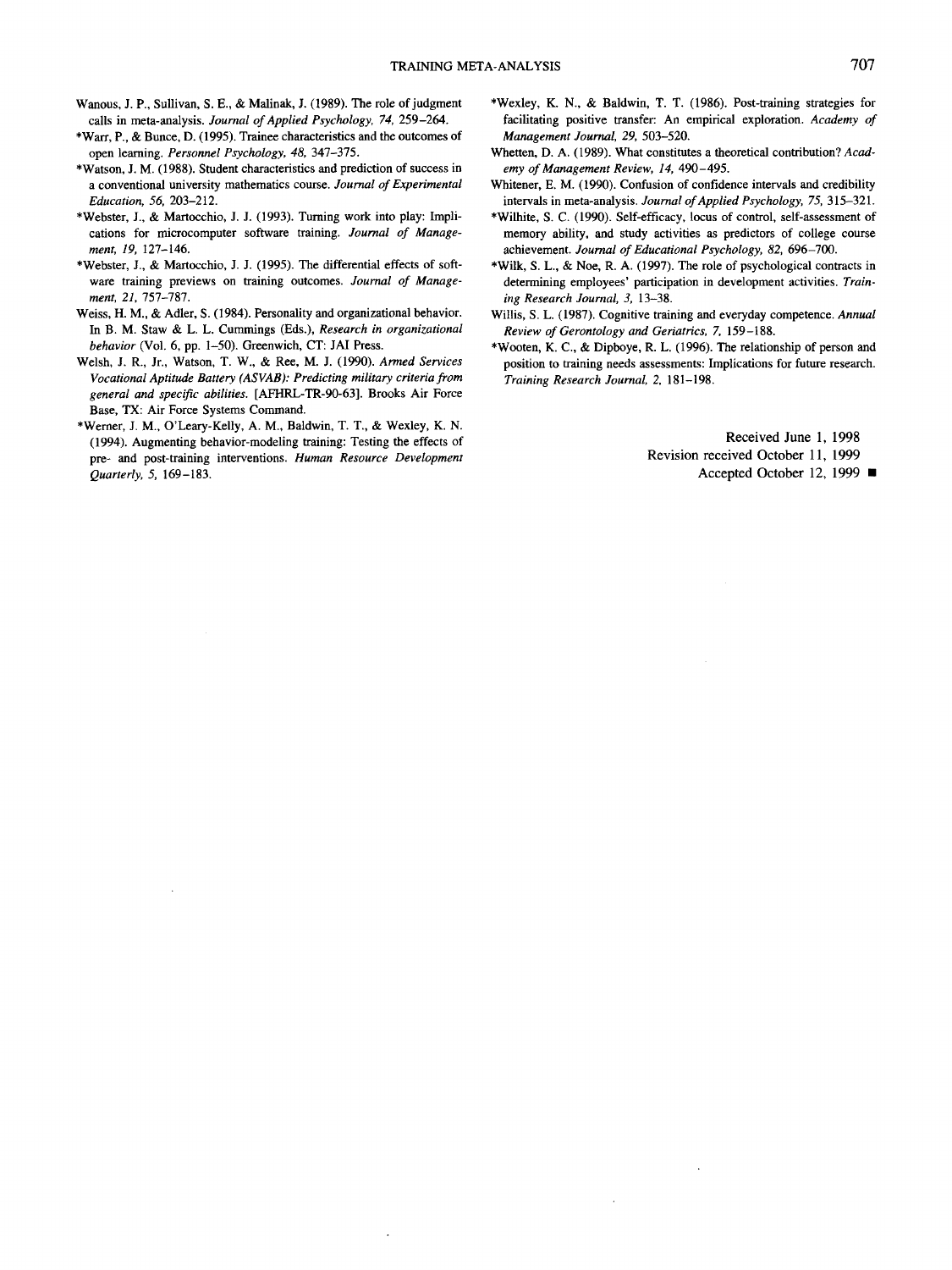Wanous, J. P., Sullivan, S. E., & Malinak, J. (1989). The role of judgment calls in meta-analysis. *Journal of Applied Psychology, 74,* 259–264.

*Warr, P., & Bunce, D. (1995). Trainee characteristics and the outcomes of open learning. *Personnel Psychology, 48,* 347–375.

*Watson, J. M. (1988). Student characteristics and prediction of success in a conventional university mathematics course. *Journal of Experimental Education, 56,* 203–212.

*Webster, J., & Martocchio, J. J. (1993). Turning work into play: Implications for microcomputer software training. *Journal of Management, 19,* 127–146.

*Webster, J., & Martocchio, J. J. (1995). The differential effects of software training previews on training outcomes. *Journal of Management, 21,* 757–787.

Weiss, H. M., & Adler, S. (1984). Personality and organizational behavior. In B. M. Staw & L. L. Cummings (Eds.), *Research in organizational behavior* (Vol. 6, pp. 1–50). Greenwich, CT: JAI Press.

Welsh, J. R., Jr., Watson, T. W., & Ree, M. J. (1990). *Armed Services Vocational Aptitude Battery (ASVAB): Predicting military criteria from general and specific abilities.* [AFHRL-TR-90-63]. Brooks Air Force Base, TX: Air Force Systems Command.

*Werner, J. M., O'Leary-Kelly, A. M., Baldwin, T. T., & Wexley, K. N. (1994). Augmenting behavior-modeling training: Testing the effects of pre- and post-training interventions. *Human Resource Development Quarterly, 5,* 169–183.

*Wexley, K. N., & Baldwin, T. T. (1986). Post-training strategies for facilitating positive transfer: An empirical exploration. *Academy of Management Journal, 29,* 503–520.

Whetten, D. A. (1989). What constitutes a theoretical contribution? *Academy of Management Review, 14,* 490–495.

Whitener, E. M. (1990). Confusion of confidence intervals and credibility intervals in meta-analysis. *Journal of Applied Psychology, 75,* 315–321.

*Wilhite, S. C. (1990). Self-efficacy, locus of control, self-assessment of memory ability, and study activities as predictors of college course achievement. *Journal of Educational Psychology, 82,* 696–700.

*Wilk, S. L., & Noe, R. A. (1997). The role of psychological contracts in determining employees' participation in development activities. *Training Research Journal, 3,* 13–38.

Willis, S. L. (1987). Cognitive training and everyday competence. *Annual Review of Gerontology and Geriatrics, 7,* 159–188.

*Wooten, K. C., & Dipboye, R. L. (1996). The relationship of person and position to training needs assessments: Implications for future research. *Training Research Journal, 2,* 181–198.

Received June 1, 1998
Revision received October 11, 1999
Accepted October 12, 1999 ■